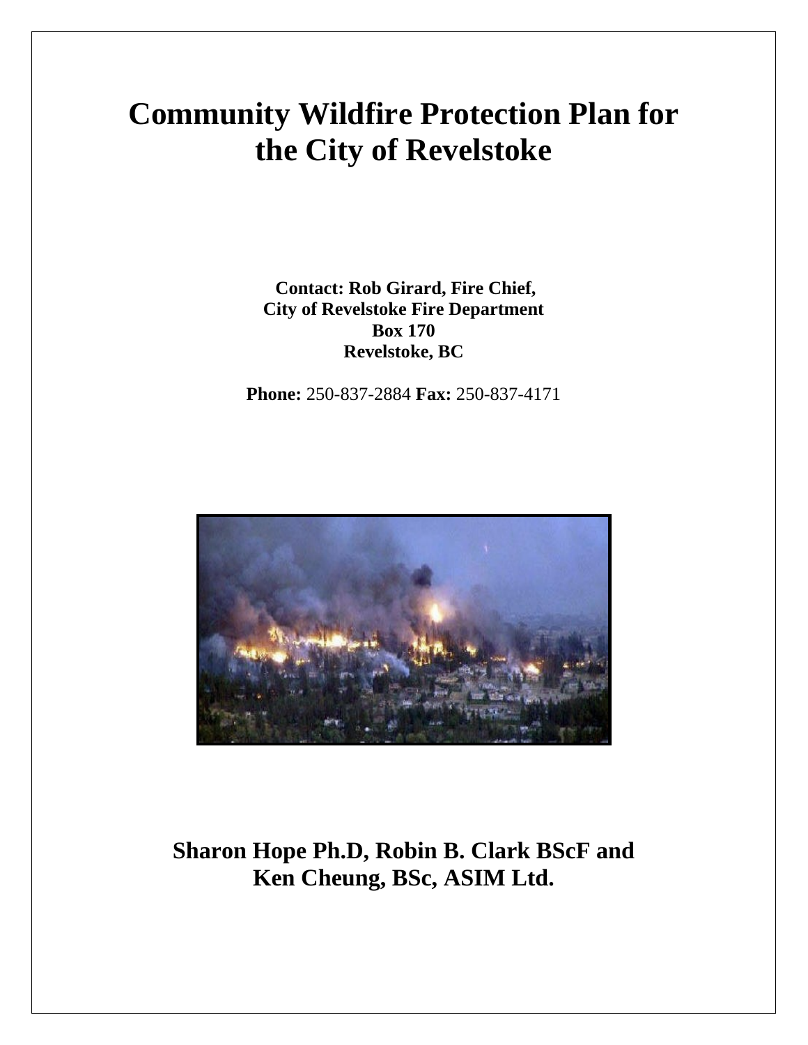# Community Wildfire Protection Plan for the City of Revelstoke

**Contact: Rob Girard, Fire Chief,**
**City of Revelstoke Fire Department**
**Box 170**
**Revelstoke, BC**

**Phone:** 250-837-2884 **Fax:** 250-837-4171

## Sharon Hope Ph.D, Robin B. Clark BScF and Ken Cheung, BSc, ASIM Ltd.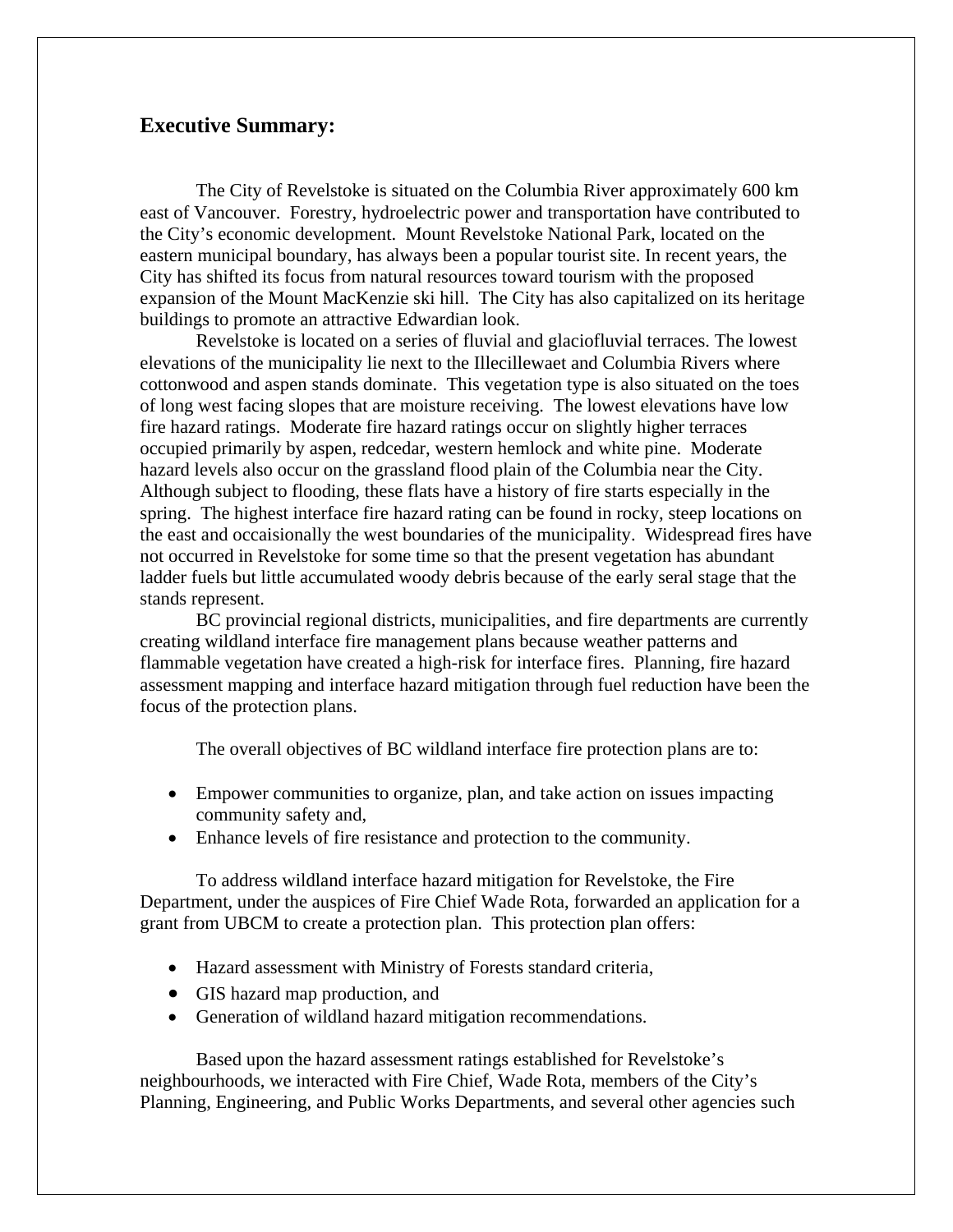## Executive Summary:

The City of Revelstoke is situated on the Columbia River approximately 600 km east of Vancouver. Forestry, hydroelectric power and transportation have contributed to the City's economic development. Mount Revelstoke National Park, located on the eastern municipal boundary, has always been a popular tourist site. In recent years, the City has shifted its focus from natural resources toward tourism with the proposed expansion of the Mount MacKenzie ski hill. The City has also capitalized on its heritage buildings to promote an attractive Edwardian look.

Revelstoke is located on a series of fluvial and glaciofluvial terraces. The lowest elevations of the municipality lie next to the Illecillewaet and Columbia Rivers where cottonwood and aspen stands dominate. This vegetation type is also situated on the toes of long west facing slopes that are moisture receiving. The lowest elevations have low fire hazard ratings. Moderate fire hazard ratings occur on slightly higher terraces occupied primarily by aspen, redcedar, western hemlock and white pine. Moderate hazard levels also occur on the grassland flood plain of the Columbia near the City. Although subject to flooding, these flats have a history of fire starts especially in the spring. The highest interface fire hazard rating can be found in rocky, steep locations on the east and occaisionally the west boundaries of the municipality. Widespread fires have not occurred in Revelstoke for some time so that the present vegetation has abundant ladder fuels but little accumulated woody debris because of the early seral stage that the stands represent.

BC provincial regional districts, municipalities, and fire departments are currently creating wildland interface fire management plans because weather patterns and flammable vegetation have created a high-risk for interface fires. Planning, fire hazard assessment mapping and interface hazard mitigation through fuel reduction have been the focus of the protection plans.

The overall objectives of BC wildland interface fire protection plans are to:

- Empower communities to organize, plan, and take action on issues impacting community safety and,
- Enhance levels of fire resistance and protection to the community.

To address wildland interface hazard mitigation for Revelstoke, the Fire Department, under the auspices of Fire Chief Wade Rota, forwarded an application for a grant from UBCM to create a protection plan. This protection plan offers:

- Hazard assessment with Ministry of Forests standard criteria,
- GIS hazard map production, and
- Generation of wildland hazard mitigation recommendations.

Based upon the hazard assessment ratings established for Revelstoke's neighbourhoods, we interacted with Fire Chief, Wade Rota, members of the City's Planning, Engineering, and Public Works Departments, and several other agencies such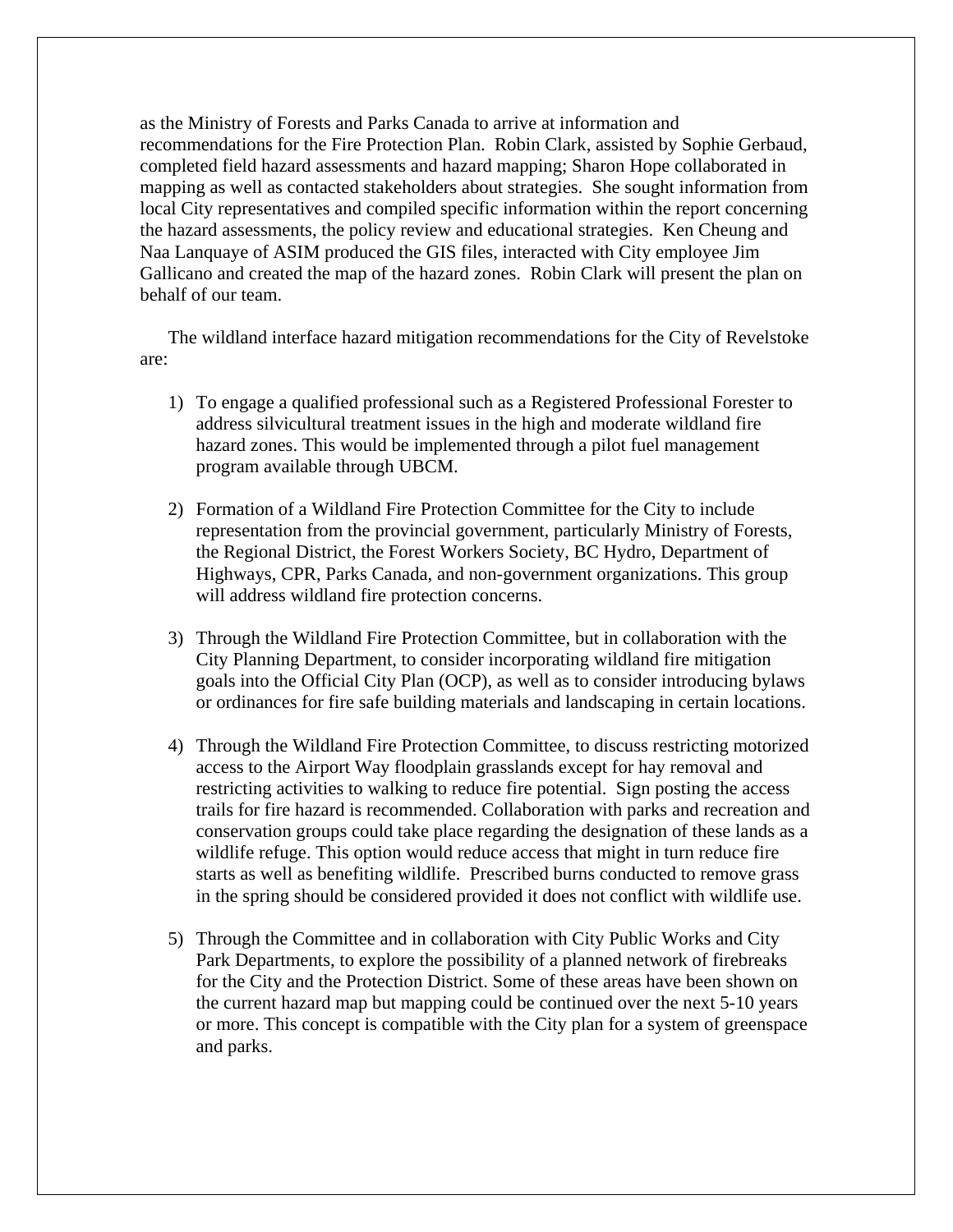as the Ministry of Forests and Parks Canada to arrive at information and recommendations for the Fire Protection Plan. Robin Clark, assisted by Sophie Gerbaud, completed field hazard assessments and hazard mapping; Sharon Hope collaborated in mapping as well as contacted stakeholders about strategies. She sought information from local City representatives and compiled specific information within the report concerning the hazard assessments, the policy review and educational strategies. Ken Cheung and Naa Lanquaye of ASIM produced the GIS files, interacted with City employee Jim Gallicano and created the map of the hazard zones. Robin Clark will present the plan on behalf of our team.

The wildland interface hazard mitigation recommendations for the City of Revelstoke are:

1) To engage a qualified professional such as a Registered Professional Forester to address silvicultural treatment issues in the high and moderate wildland fire hazard zones. This would be implemented through a pilot fuel management program available through UBCM.

2) Formation of a Wildland Fire Protection Committee for the City to include representation from the provincial government, particularly Ministry of Forests, the Regional District, the Forest Workers Society, BC Hydro, Department of Highways, CPR, Parks Canada, and non-government organizations. This group will address wildland fire protection concerns.

3) Through the Wildland Fire Protection Committee, but in collaboration with the City Planning Department, to consider incorporating wildland fire mitigation goals into the Official City Plan (OCP), as well as to consider introducing bylaws or ordinances for fire safe building materials and landscaping in certain locations.

4) Through the Wildland Fire Protection Committee, to discuss restricting motorized access to the Airport Way floodplain grasslands except for hay removal and restricting activities to walking to reduce fire potential. Sign posting the access trails for fire hazard is recommended. Collaboration with parks and recreation and conservation groups could take place regarding the designation of these lands as a wildlife refuge. This option would reduce access that might in turn reduce fire starts as well as benefiting wildlife. Prescribed burns conducted to remove grass in the spring should be considered provided it does not conflict with wildlife use.

5) Through the Committee and in collaboration with City Public Works and City Park Departments, to explore the possibility of a planned network of firebreaks for the City and the Protection District. Some of these areas have been shown on the current hazard map but mapping could be continued over the next 5-10 years or more. This concept is compatible with the City plan for a system of greenspace and parks.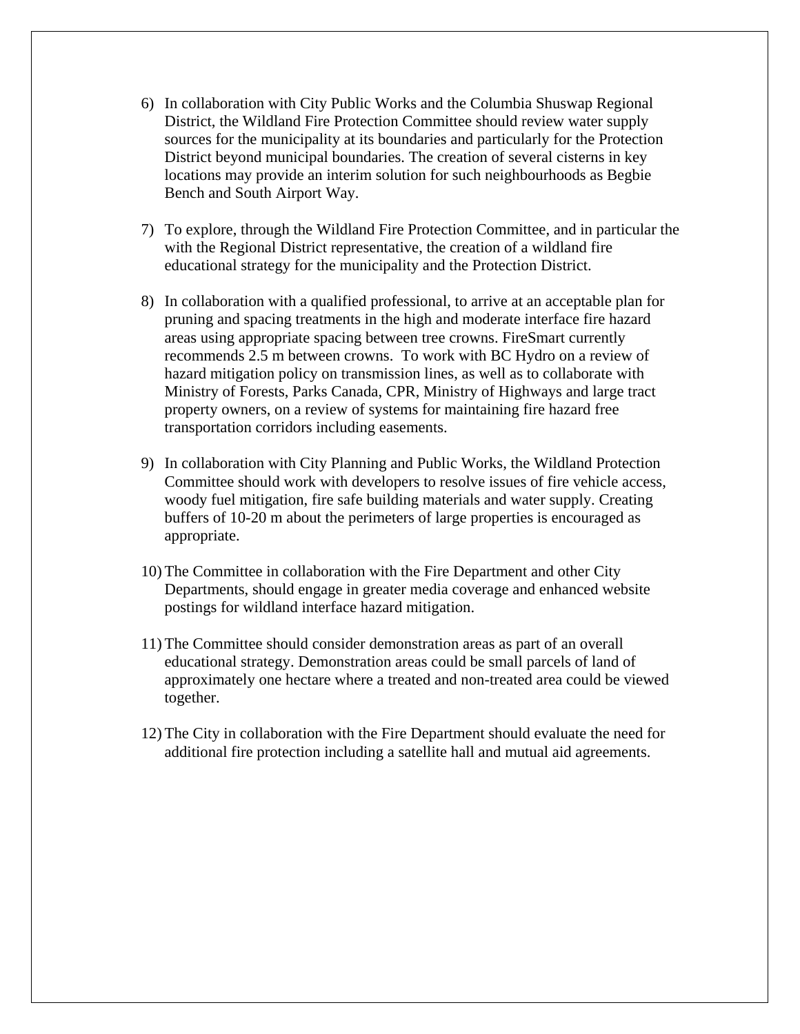6) In collaboration with City Public Works and the Columbia Shuswap Regional District, the Wildland Fire Protection Committee should review water supply sources for the municipality at its boundaries and particularly for the Protection District beyond municipal boundaries. The creation of several cisterns in key locations may provide an interim solution for such neighbourhoods as Begbie Bench and South Airport Way.

7) To explore, through the Wildland Fire Protection Committee, and in particular the with the Regional District representative, the creation of a wildland fire educational strategy for the municipality and the Protection District.

8) In collaboration with a qualified professional, to arrive at an acceptable plan for pruning and spacing treatments in the high and moderate interface fire hazard areas using appropriate spacing between tree crowns. FireSmart currently recommends 2.5 m between crowns. To work with BC Hydro on a review of hazard mitigation policy on transmission lines, as well as to collaborate with Ministry of Forests, Parks Canada, CPR, Ministry of Highways and large tract property owners, on a review of systems for maintaining fire hazard free transportation corridors including easements.

9) In collaboration with City Planning and Public Works, the Wildland Protection Committee should work with developers to resolve issues of fire vehicle access, woody fuel mitigation, fire safe building materials and water supply. Creating buffers of 10-20 m about the perimeters of large properties is encouraged as appropriate.

10) The Committee in collaboration with the Fire Department and other City Departments, should engage in greater media coverage and enhanced website postings for wildland interface hazard mitigation.

11) The Committee should consider demonstration areas as part of an overall educational strategy. Demonstration areas could be small parcels of land of approximately one hectare where a treated and non-treated area could be viewed together.

12) The City in collaboration with the Fire Department should evaluate the need for additional fire protection including a satellite hall and mutual aid agreements.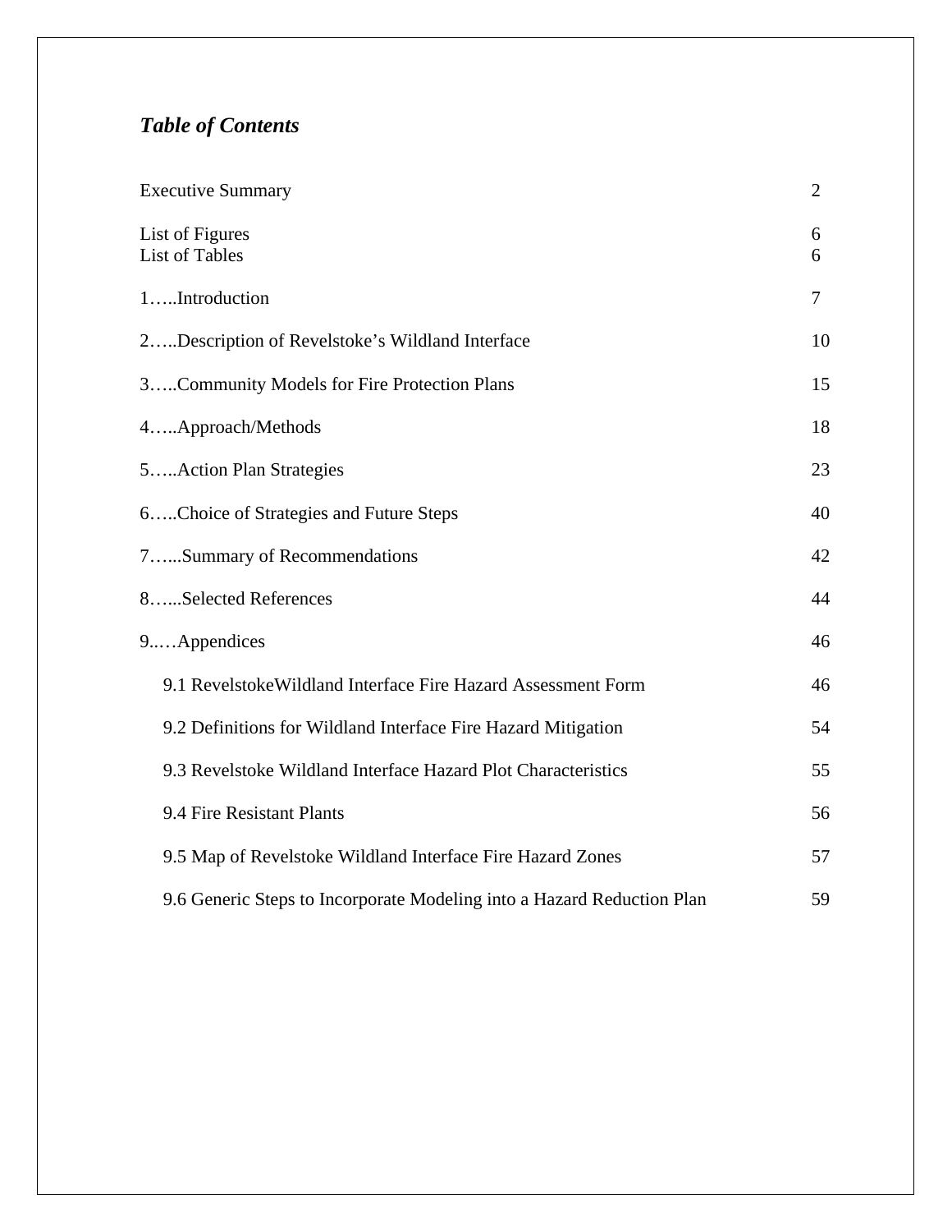## *Table of Contents*

| | |
|---|---|
| Executive Summary | 2 |
| List of Figures | 6 |
| List of Tables | 6 |
| 1…..Introduction | 7 |
| 2…..Description of Revelstoke's Wildland Interface | 10 |
| 3…..Community Models for Fire Protection Plans | 15 |
| 4…..Approach/Methods | 18 |
| 5…..Action Plan Strategies | 23 |
| 6…..Choice of Strategies and Future Steps | 40 |
| 7…...Summary of Recommendations | 42 |
| 8…...Selected References | 44 |
| 9..…Appendices | 46 |
| 9.1 RevelstokeWildland Interface Fire Hazard Assessment Form | 46 |
| 9.2 Definitions for Wildland Interface Fire Hazard Mitigation | 54 |
| 9.3 Revelstoke Wildland Interface Hazard Plot Characteristics | 55 |
| 9.4 Fire Resistant Plants | 56 |
| 9.5 Map of Revelstoke Wildland Interface Fire Hazard Zones | 57 |
| 9.6 Generic Steps to Incorporate Modeling into a Hazard Reduction Plan | 59 |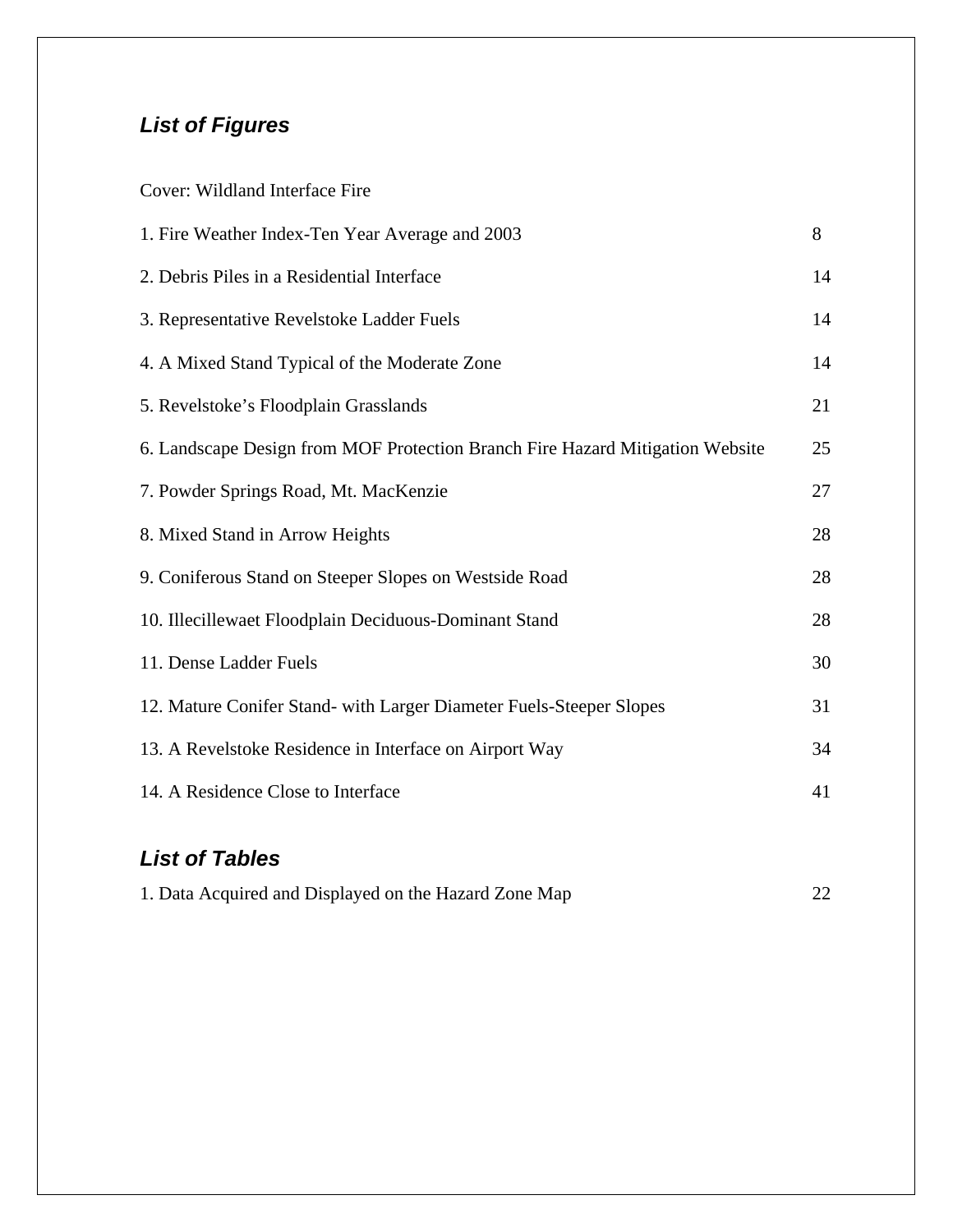## *List of Figures*

Cover: Wildland Interface Fire

| | |
|---|---|
| 1. Fire Weather Index-Ten Year Average and 2003 | 8 |
| 2. Debris Piles in a Residential Interface | 14 |
| 3. Representative Revelstoke Ladder Fuels | 14 |
| 4. A Mixed Stand Typical of the Moderate Zone | 14 |
| 5. Revelstoke's Floodplain Grasslands | 21 |
| 6. Landscape Design from MOF Protection Branch Fire Hazard Mitigation Website | 25 |
| 7. Powder Springs Road, Mt. MacKenzie | 27 |
| 8. Mixed Stand in Arrow Heights | 28 |
| 9. Coniferous Stand on Steeper Slopes on Westside Road | 28 |
| 10. Illecillewaet Floodplain Deciduous-Dominant Stand | 28 |
| 11. Dense Ladder Fuels | 30 |
| 12. Mature Conifer Stand- with Larger Diameter Fuels-Steeper Slopes | 31 |
| 13. A Revelstoke Residence in Interface on Airport Way | 34 |
| 14. A Residence Close to Interface | 41 |

## *List of Tables*

| | |
|---|---|
| 1. Data Acquired and Displayed on the Hazard Zone Map | 22 |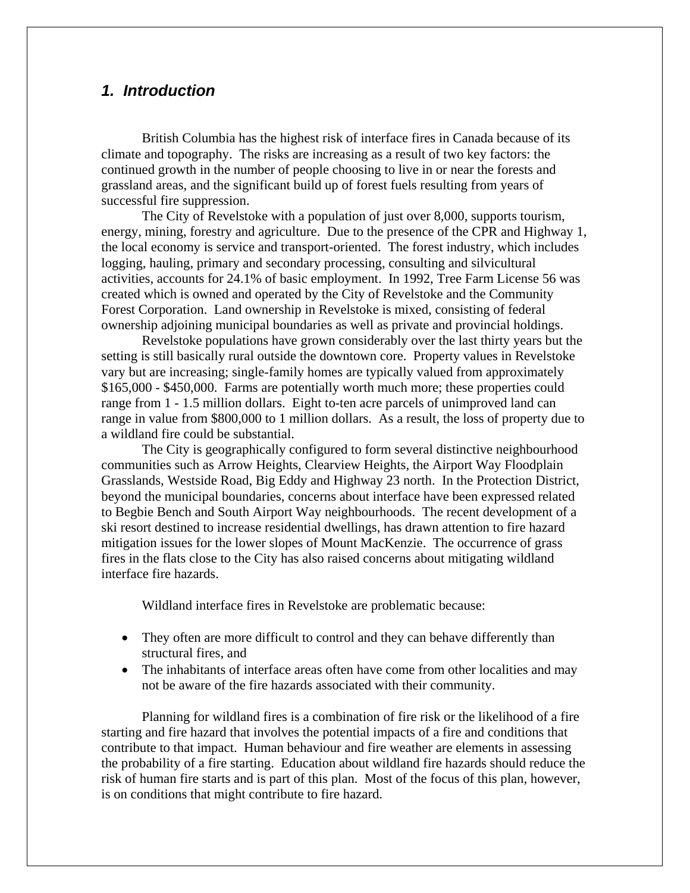## 1. Introduction

British Columbia has the highest risk of interface fires in Canada because of its climate and topography. The risks are increasing as a result of two key factors: the continued growth in the number of people choosing to live in or near the forests and grassland areas, and the significant build up of forest fuels resulting from years of successful fire suppression.

The City of Revelstoke with a population of just over 8,000, supports tourism, energy, mining, forestry and agriculture. Due to the presence of the CPR and Highway 1, the local economy is service and transport-oriented. The forest industry, which includes logging, hauling, primary and secondary processing, consulting and silvicultural activities, accounts for 24.1% of basic employment. In 1992, Tree Farm License 56 was created which is owned and operated by the City of Revelstoke and the Community Forest Corporation. Land ownership in Revelstoke is mixed, consisting of federal ownership adjoining municipal boundaries as well as private and provincial holdings.

Revelstoke populations have grown considerably over the last thirty years but the setting is still basically rural outside the downtown core. Property values in Revelstoke vary but are increasing; single-family homes are typically valued from approximately $165,000 - $450,000. Farms are potentially worth much more; these properties could range from 1 - 1.5 million dollars. Eight to-ten acre parcels of unimproved land can range in value from $800,000 to 1 million dollars. As a result, the loss of property due to a wildland fire could be substantial.

The City is geographically configured to form several distinctive neighbourhood communities such as Arrow Heights, Clearview Heights, the Airport Way Floodplain Grasslands, Westside Road, Big Eddy and Highway 23 north. In the Protection District, beyond the municipal boundaries, concerns about interface have been expressed related to Begbie Bench and South Airport Way neighbourhoods. The recent development of a ski resort destined to increase residential dwellings, has drawn attention to fire hazard mitigation issues for the lower slopes of Mount MacKenzie. The occurrence of grass fires in the flats close to the City has also raised concerns about mitigating wildland interface fire hazards.

Wildland interface fires in Revelstoke are problematic because:

- They often are more difficult to control and they can behave differently than structural fires, and
- The inhabitants of interface areas often have come from other localities and may not be aware of the fire hazards associated with their community.

Planning for wildland fires is a combination of fire risk or the likelihood of a fire starting and fire hazard that involves the potential impacts of a fire and conditions that contribute to that impact. Human behaviour and fire weather are elements in assessing the probability of a fire starting. Education about wildland fire hazards should reduce the risk of human fire starts and is part of this plan. Most of the focus of this plan, however, is on conditions that might contribute to fire hazard.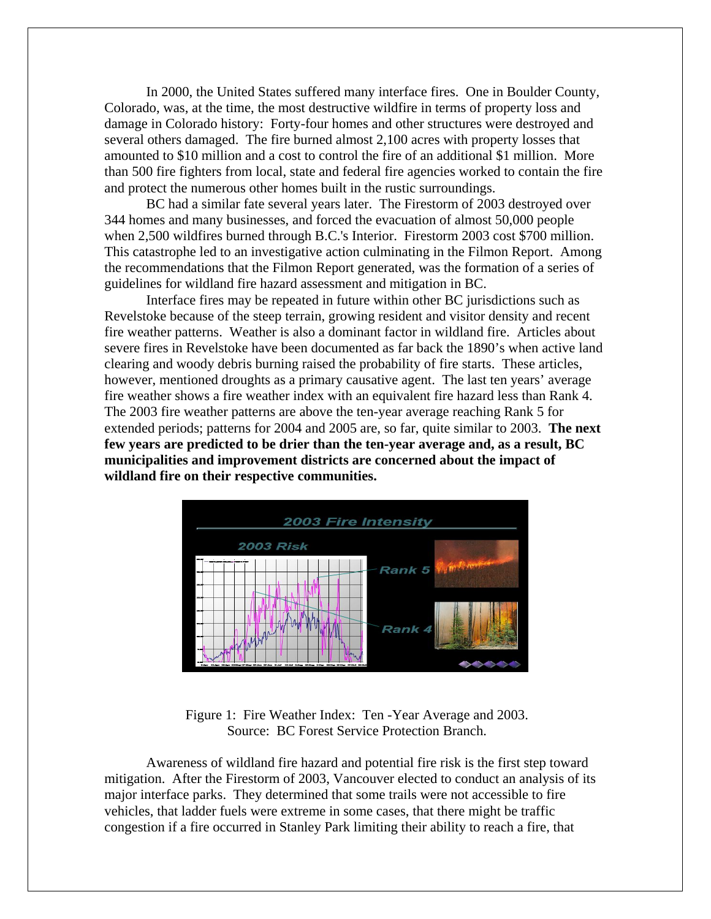In 2000, the United States suffered many interface fires. One in Boulder County, Colorado, was, at the time, the most destructive wildfire in terms of property loss and damage in Colorado history: Forty-four homes and other structures were destroyed and several others damaged. The fire burned almost 2,100 acres with property losses that amounted to $10 million and a cost to control the fire of an additional $1 million. More than 500 fire fighters from local, state and federal fire agencies worked to contain the fire and protect the numerous other homes built in the rustic surroundings.

BC had a similar fate several years later. The Firestorm of 2003 destroyed over 344 homes and many businesses, and forced the evacuation of almost 50,000 people when 2,500 wildfires burned through B.C.'s Interior. Firestorm 2003 cost $700 million. This catastrophe led to an investigative action culminating in the Filmon Report. Among the recommendations that the Filmon Report generated, was the formation of a series of guidelines for wildland fire hazard assessment and mitigation in BC.

Interface fires may be repeated in future within other BC jurisdictions such as Revelstoke because of the steep terrain, growing resident and visitor density and recent fire weather patterns. Weather is also a dominant factor in wildland fire. Articles about severe fires in Revelstoke have been documented as far back the 1890's when active land clearing and woody debris burning raised the probability of fire starts. These articles, however, mentioned droughts as a primary causative agent. The last ten years' average fire weather shows a fire weather index with an equivalent fire hazard less than Rank 4. The 2003 fire weather patterns are above the ten-year average reaching Rank 5 for extended periods; patterns for 2004 and 2005 are, so far, quite similar to 2003. **The next few years are predicted to be drier than the ten-year average and, as a result, BC municipalities and improvement districts are concerned about the impact of wildland fire on their respective communities.**

Figure 1: Fire Weather Index: Ten -Year Average and 2003.
Source: BC Forest Service Protection Branch.

Awareness of wildland fire hazard and potential fire risk is the first step toward mitigation. After the Firestorm of 2003, Vancouver elected to conduct an analysis of its major interface parks. They determined that some trails were not accessible to fire vehicles, that ladder fuels were extreme in some cases, that there might be traffic congestion if a fire occurred in Stanley Park limiting their ability to reach a fire, that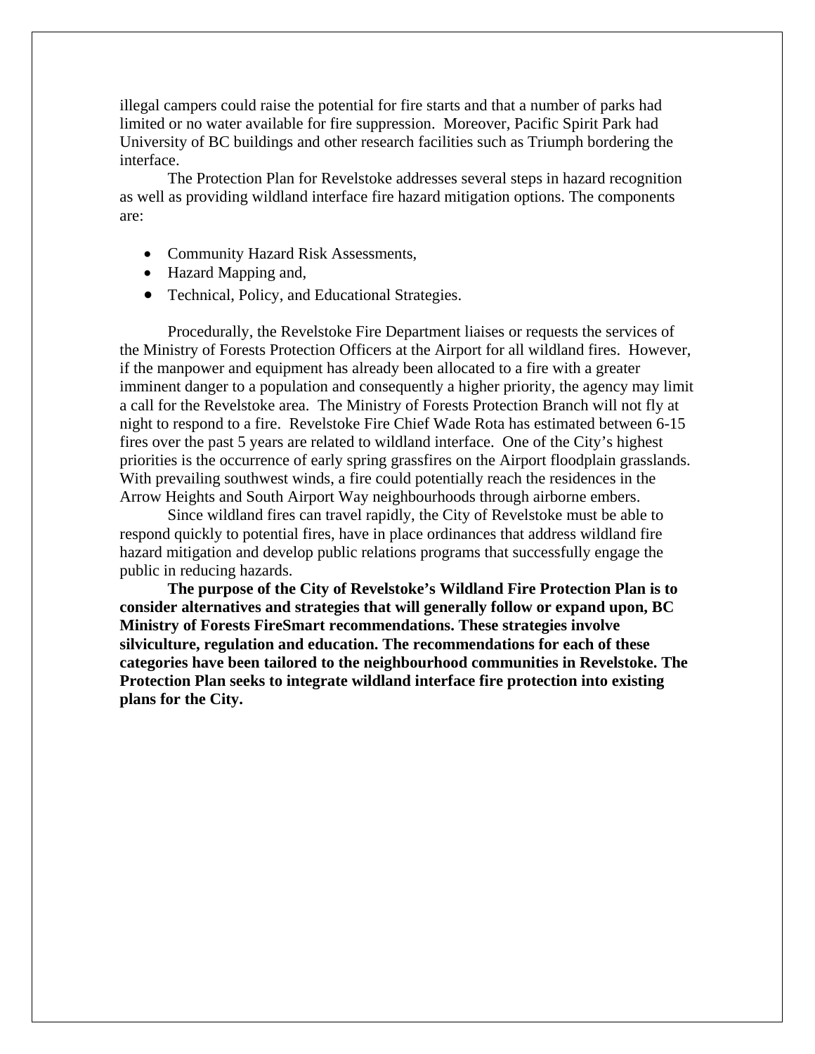illegal campers could raise the potential for fire starts and that a number of parks had limited or no water available for fire suppression. Moreover, Pacific Spirit Park had University of BC buildings and other research facilities such as Triumph bordering the interface.

The Protection Plan for Revelstoke addresses several steps in hazard recognition as well as providing wildland interface fire hazard mitigation options. The components are:

- Community Hazard Risk Assessments,
- Hazard Mapping and,
- Technical, Policy, and Educational Strategies.

Procedurally, the Revelstoke Fire Department liaises or requests the services of the Ministry of Forests Protection Officers at the Airport for all wildland fires. However, if the manpower and equipment has already been allocated to a fire with a greater imminent danger to a population and consequently a higher priority, the agency may limit a call for the Revelstoke area. The Ministry of Forests Protection Branch will not fly at night to respond to a fire. Revelstoke Fire Chief Wade Rota has estimated between 6-15 fires over the past 5 years are related to wildland interface. One of the City's highest priorities is the occurrence of early spring grassfires on the Airport floodplain grasslands. With prevailing southwest winds, a fire could potentially reach the residences in the Arrow Heights and South Airport Way neighbourhoods through airborne embers.

Since wildland fires can travel rapidly, the City of Revelstoke must be able to respond quickly to potential fires, have in place ordinances that address wildland fire hazard mitigation and develop public relations programs that successfully engage the public in reducing hazards.

**The purpose of the City of Revelstoke's Wildland Fire Protection Plan is to consider alternatives and strategies that will generally follow or expand upon, BC Ministry of Forests FireSmart recommendations. These strategies involve silviculture, regulation and education. The recommendations for each of these categories have been tailored to the neighbourhood communities in Revelstoke. The Protection Plan seeks to integrate wildland interface fire protection into existing plans for the City.**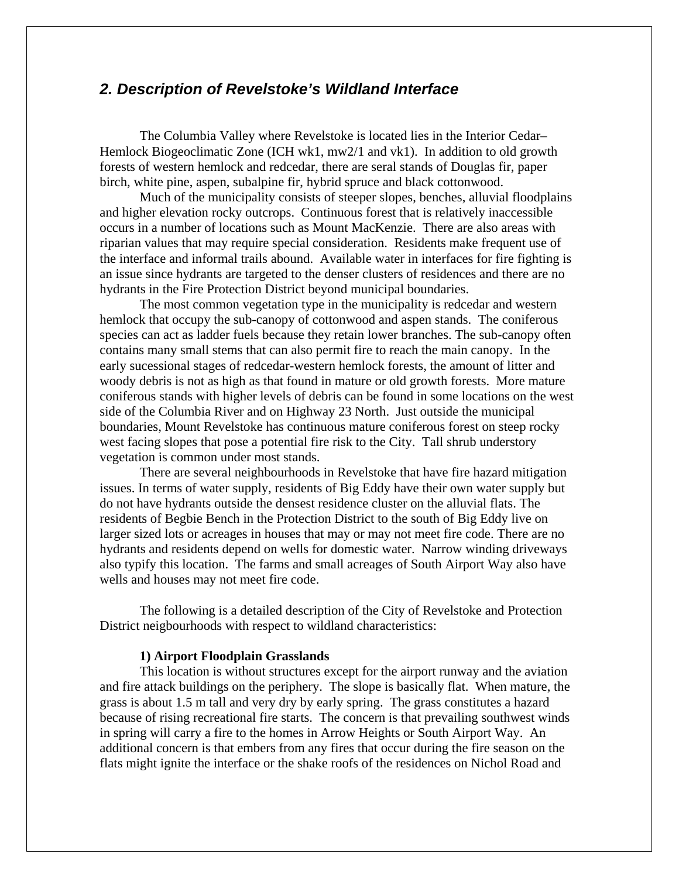## *2. Description of Revelstoke's Wildland Interface*

The Columbia Valley where Revelstoke is located lies in the Interior Cedar–Hemlock Biogeoclimatic Zone (ICH wk1, mw2/1 and vk1). In addition to old growth forests of western hemlock and redcedar, there are seral stands of Douglas fir, paper birch, white pine, aspen, subalpine fir, hybrid spruce and black cottonwood.

Much of the municipality consists of steeper slopes, benches, alluvial floodplains and higher elevation rocky outcrops. Continuous forest that is relatively inaccessible occurs in a number of locations such as Mount MacKenzie. There are also areas with riparian values that may require special consideration. Residents make frequent use of the interface and informal trails abound. Available water in interfaces for fire fighting is an issue since hydrants are targeted to the denser clusters of residences and there are no hydrants in the Fire Protection District beyond municipal boundaries.

The most common vegetation type in the municipality is redcedar and western hemlock that occupy the sub-canopy of cottonwood and aspen stands. The coniferous species can act as ladder fuels because they retain lower branches. The sub-canopy often contains many small stems that can also permit fire to reach the main canopy. In the early sucessional stages of redcedar-western hemlock forests, the amount of litter and woody debris is not as high as that found in mature or old growth forests. More mature coniferous stands with higher levels of debris can be found in some locations on the west side of the Columbia River and on Highway 23 North. Just outside the municipal boundaries, Mount Revelstoke has continuous mature coniferous forest on steep rocky west facing slopes that pose a potential fire risk to the City. Tall shrub understory vegetation is common under most stands.

There are several neighbourhoods in Revelstoke that have fire hazard mitigation issues. In terms of water supply, residents of Big Eddy have their own water supply but do not have hydrants outside the densest residence cluster on the alluvial flats. The residents of Begbie Bench in the Protection District to the south of Big Eddy live on larger sized lots or acreages in houses that may or may not meet fire code. There are no hydrants and residents depend on wells for domestic water. Narrow winding driveways also typify this location. The farms and small acreages of South Airport Way also have wells and houses may not meet fire code.

The following is a detailed description of the City of Revelstoke and Protection District neigbourhoods with respect to wildland characteristics:

**1) Airport Floodplain Grasslands**

This location is without structures except for the airport runway and the aviation and fire attack buildings on the periphery. The slope is basically flat. When mature, the grass is about 1.5 m tall and very dry by early spring. The grass constitutes a hazard because of rising recreational fire starts. The concern is that prevailing southwest winds in spring will carry a fire to the homes in Arrow Heights or South Airport Way. An additional concern is that embers from any fires that occur during the fire season on the flats might ignite the interface or the shake roofs of the residences on Nichol Road and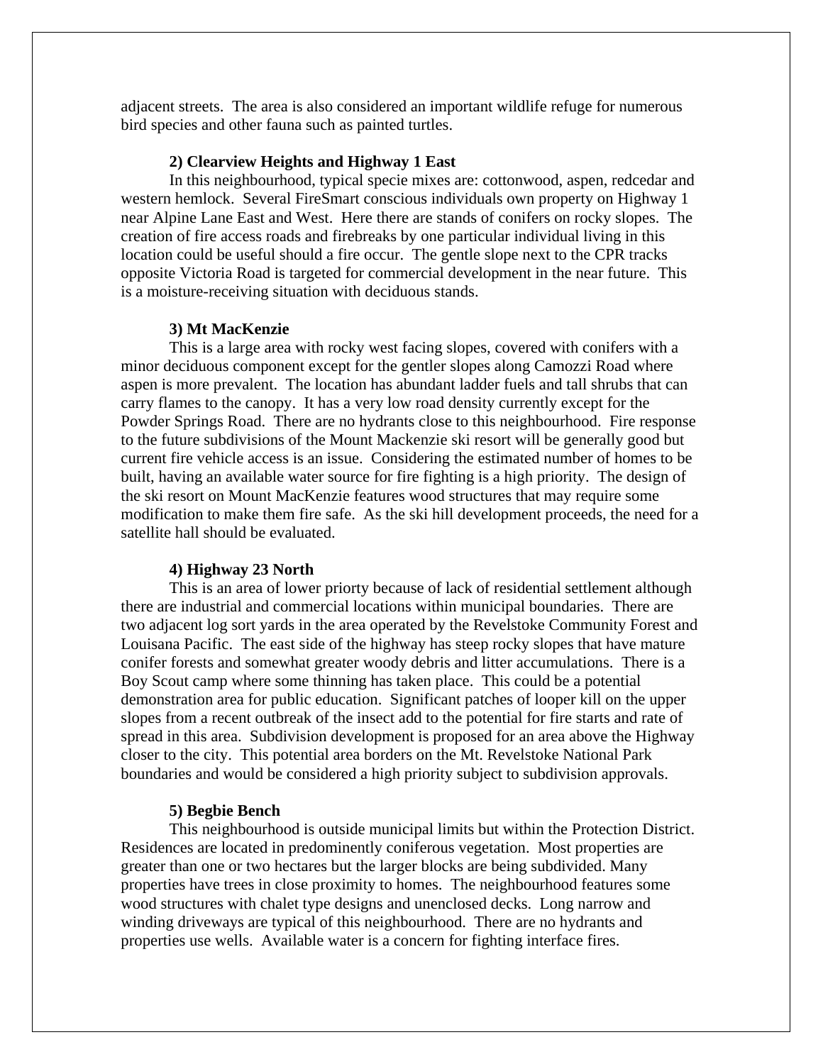adjacent streets. The area is also considered an important wildlife refuge for numerous bird species and other fauna such as painted turtles.

**2) Clearview Heights and Highway 1 East**

In this neighbourhood, typical specie mixes are: cottonwood, aspen, redcedar and western hemlock. Several FireSmart conscious individuals own property on Highway 1 near Alpine Lane East and West. Here there are stands of conifers on rocky slopes. The creation of fire access roads and firebreaks by one particular individual living in this location could be useful should a fire occur. The gentle slope next to the CPR tracks opposite Victoria Road is targeted for commercial development in the near future. This is a moisture-receiving situation with deciduous stands.

**3) Mt MacKenzie**

This is a large area with rocky west facing slopes, covered with conifers with a minor deciduous component except for the gentler slopes along Camozzi Road where aspen is more prevalent. The location has abundant ladder fuels and tall shrubs that can carry flames to the canopy. It has a very low road density currently except for the Powder Springs Road. There are no hydrants close to this neighbourhood. Fire response to the future subdivisions of the Mount Mackenzie ski resort will be generally good but current fire vehicle access is an issue. Considering the estimated number of homes to be built, having an available water source for fire fighting is a high priority. The design of the ski resort on Mount MacKenzie features wood structures that may require some modification to make them fire safe. As the ski hill development proceeds, the need for a satellite hall should be evaluated.

**4) Highway 23 North**

This is an area of lower priorty because of lack of residential settlement although there are industrial and commercial locations within municipal boundaries. There are two adjacent log sort yards in the area operated by the Revelstoke Community Forest and Louisana Pacific. The east side of the highway has steep rocky slopes that have mature conifer forests and somewhat greater woody debris and litter accumulations. There is a Boy Scout camp where some thinning has taken place. This could be a potential demonstration area for public education. Significant patches of looper kill on the upper slopes from a recent outbreak of the insect add to the potential for fire starts and rate of spread in this area. Subdivision development is proposed for an area above the Highway closer to the city. This potential area borders on the Mt. Revelstoke National Park boundaries and would be considered a high priority subject to subdivision approvals.

**5) Begbie Bench**

This neighbourhood is outside municipal limits but within the Protection District. Residences are located in predominently coniferous vegetation. Most properties are greater than one or two hectares but the larger blocks are being subdivided. Many properties have trees in close proximity to homes. The neighbourhood features some wood structures with chalet type designs and unenclosed decks. Long narrow and winding driveways are typical of this neighbourhood. There are no hydrants and properties use wells. Available water is a concern for fighting interface fires.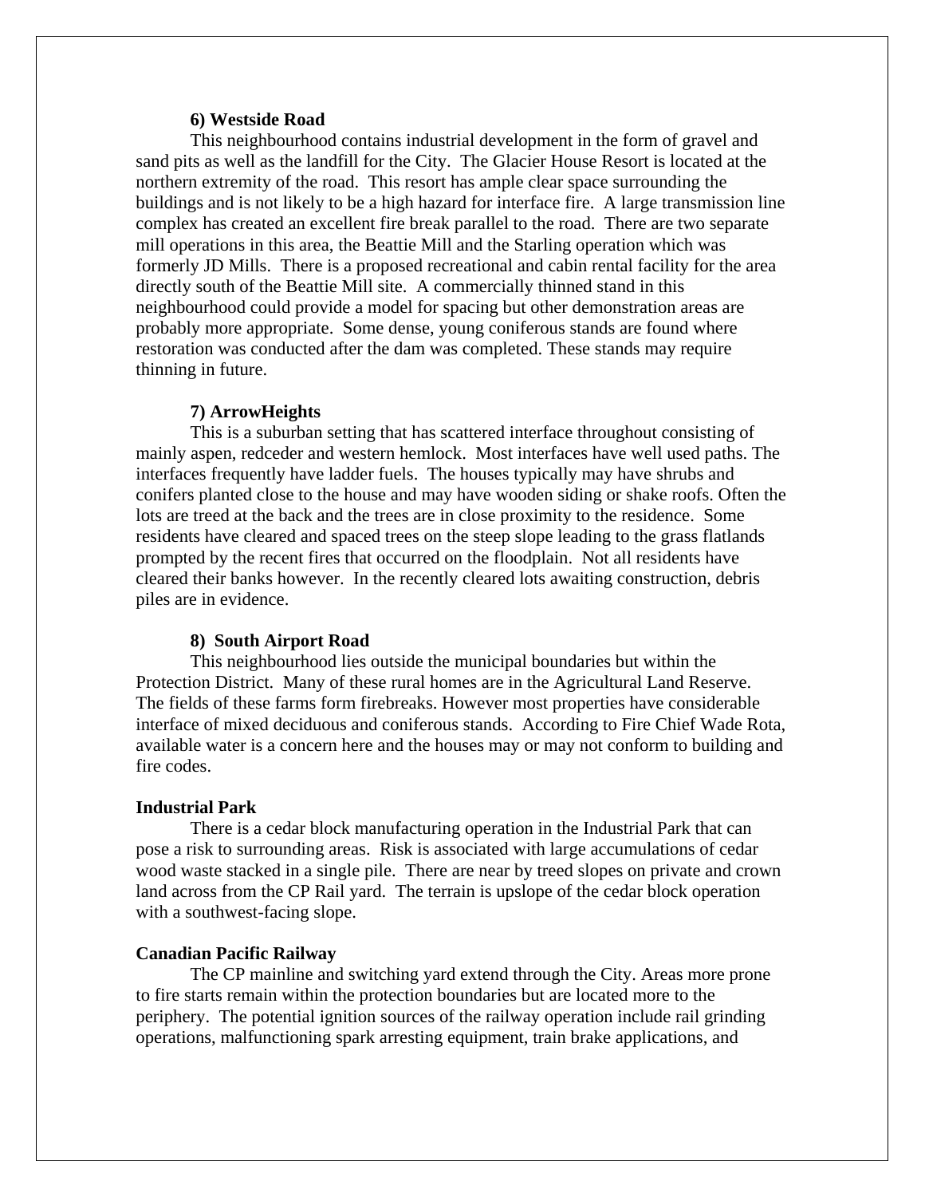**6) Westside Road**

This neighbourhood contains industrial development in the form of gravel and sand pits as well as the landfill for the City. The Glacier House Resort is located at the northern extremity of the road. This resort has ample clear space surrounding the buildings and is not likely to be a high hazard for interface fire. A large transmission line complex has created an excellent fire break parallel to the road. There are two separate mill operations in this area, the Beattie Mill and the Starling operation which was formerly JD Mills. There is a proposed recreational and cabin rental facility for the area directly south of the Beattie Mill site. A commercially thinned stand in this neighbourhood could provide a model for spacing but other demonstration areas are probably more appropriate. Some dense, young coniferous stands are found where restoration was conducted after the dam was completed. These stands may require thinning in future.

**7) ArrowHeights**

This is a suburban setting that has scattered interface throughout consisting of mainly aspen, redceder and western hemlock. Most interfaces have well used paths. The interfaces frequently have ladder fuels. The houses typically may have shrubs and conifers planted close to the house and may have wooden siding or shake roofs. Often the lots are treed at the back and the trees are in close proximity to the residence. Some residents have cleared and spaced trees on the steep slope leading to the grass flatlands prompted by the recent fires that occurred on the floodplain. Not all residents have cleared their banks however. In the recently cleared lots awaiting construction, debris piles are in evidence.

**8) South Airport Road**

This neighbourhood lies outside the municipal boundaries but within the Protection District. Many of these rural homes are in the Agricultural Land Reserve. The fields of these farms form firebreaks. However most properties have considerable interface of mixed deciduous and coniferous stands. According to Fire Chief Wade Rota, available water is a concern here and the houses may or may not conform to building and fire codes.

**Industrial Park**

There is a cedar block manufacturing operation in the Industrial Park that can pose a risk to surrounding areas. Risk is associated with large accumulations of cedar wood waste stacked in a single pile. There are near by treed slopes on private and crown land across from the CP Rail yard. The terrain is upslope of the cedar block operation with a southwest-facing slope.

**Canadian Pacific Railway**

The CP mainline and switching yard extend through the City. Areas more prone to fire starts remain within the protection boundaries but are located more to the periphery. The potential ignition sources of the railway operation include rail grinding operations, malfunctioning spark arresting equipment, train brake applications, and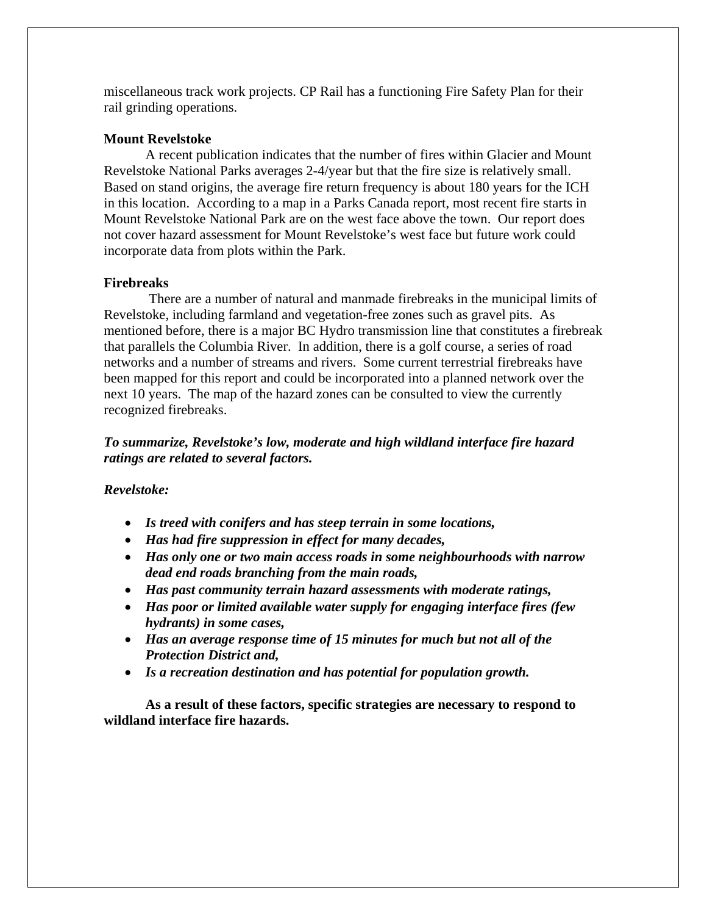miscellaneous track work projects. CP Rail has a functioning Fire Safety Plan for their rail grinding operations.

**Mount Revelstoke**

A recent publication indicates that the number of fires within Glacier and Mount Revelstoke National Parks averages 2-4/year but that the fire size is relatively small. Based on stand origins, the average fire return frequency is about 180 years for the ICH in this location. According to a map in a Parks Canada report, most recent fire starts in Mount Revelstoke National Park are on the west face above the town. Our report does not cover hazard assessment for Mount Revelstoke's west face but future work could incorporate data from plots within the Park.

**Firebreaks**

There are a number of natural and manmade firebreaks in the municipal limits of Revelstoke, including farmland and vegetation-free zones such as gravel pits. As mentioned before, there is a major BC Hydro transmission line that constitutes a firebreak that parallels the Columbia River. In addition, there is a golf course, a series of road networks and a number of streams and rivers. Some current terrestrial firebreaks have been mapped for this report and could be incorporated into a planned network over the next 10 years. The map of the hazard zones can be consulted to view the currently recognized firebreaks.

***To summarize, Revelstoke's low, moderate and high wildland interface fire hazard ratings are related to several factors.***

***Revelstoke:***

- ***Is treed with conifers and has steep terrain in some locations,***
- ***Has had fire suppression in effect for many decades,***
- ***Has only one or two main access roads in some neighbourhoods with narrow dead end roads branching from the main roads,***
- ***Has past community terrain hazard assessments with moderate ratings,***
- ***Has poor or limited available water supply for engaging interface fires (few hydrants) in some cases,***
- ***Has an average response time of 15 minutes for much but not all of the Protection District and,***
- ***Is a recreation destination and has potential for population growth.***

**As a result of these factors, specific strategies are necessary to respond to wildland interface fire hazards.**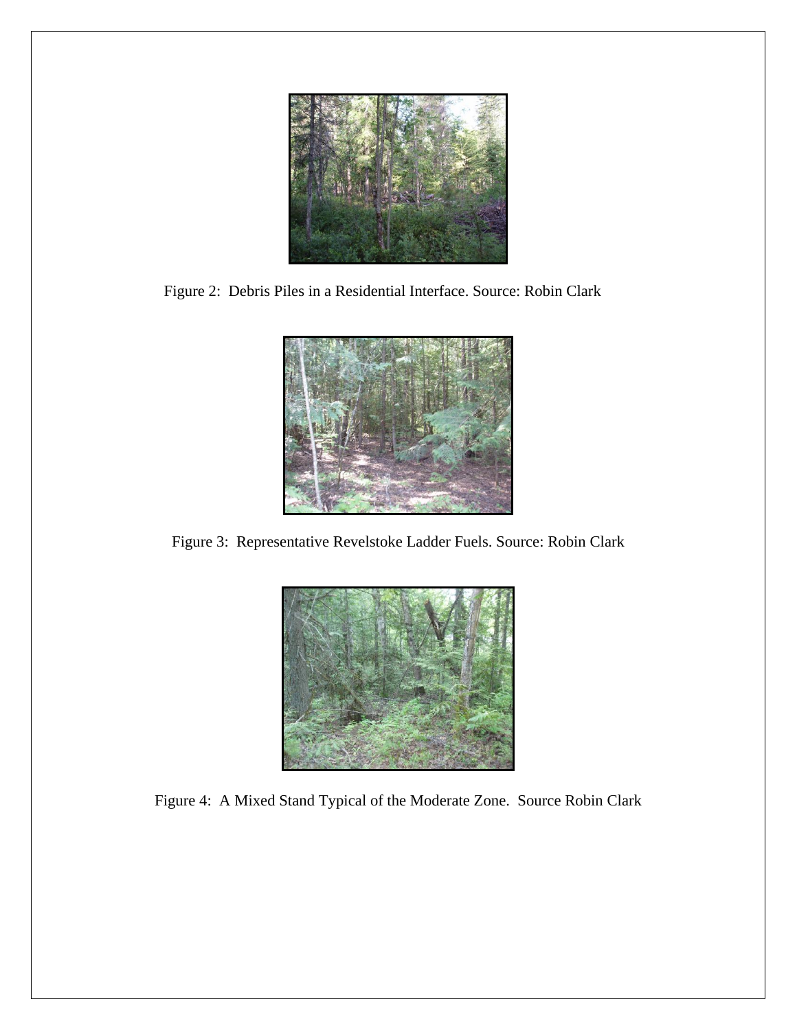Figure 2: Debris Piles in a Residential Interface. Source: Robin Clark

Figure 3: Representative Revelstoke Ladder Fuels. Source: Robin Clark

Figure 4: A Mixed Stand Typical of the Moderate Zone. Source Robin Clark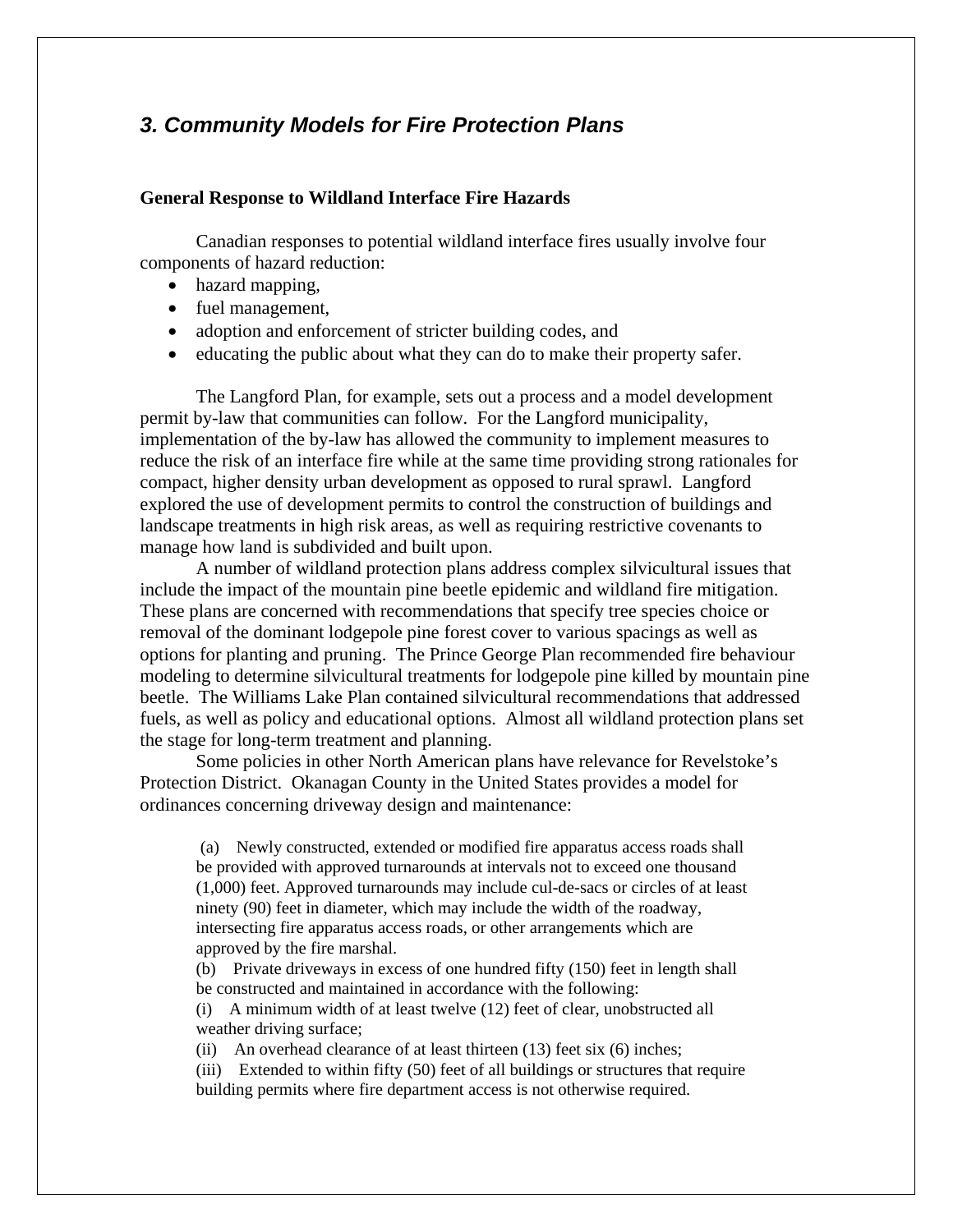## *3. Community Models for Fire Protection Plans*

**General Response to Wildland Interface Fire Hazards**

Canadian responses to potential wildland interface fires usually involve four components of hazard reduction:

- hazard mapping,
- fuel management,
- adoption and enforcement of stricter building codes, and
- educating the public about what they can do to make their property safer.

The Langford Plan, for example, sets out a process and a model development permit by-law that communities can follow. For the Langford municipality, implementation of the by-law has allowed the community to implement measures to reduce the risk of an interface fire while at the same time providing strong rationales for compact, higher density urban development as opposed to rural sprawl. Langford explored the use of development permits to control the construction of buildings and landscape treatments in high risk areas, as well as requiring restrictive covenants to manage how land is subdivided and built upon.

A number of wildland protection plans address complex silvicultural issues that include the impact of the mountain pine beetle epidemic and wildland fire mitigation. These plans are concerned with recommendations that specify tree species choice or removal of the dominant lodgepole pine forest cover to various spacings as well as options for planting and pruning. The Prince George Plan recommended fire behaviour modeling to determine silvicultural treatments for lodgepole pine killed by mountain pine beetle. The Williams Lake Plan contained silvicultural recommendations that addressed fuels, as well as policy and educational options. Almost all wildland protection plans set the stage for long-term treatment and planning.

Some policies in other North American plans have relevance for Revelstoke's Protection District. Okanagan County in the United States provides a model for ordinances concerning driveway design and maintenance:

> (a) Newly constructed, extended or modified fire apparatus access roads shall be provided with approved turnarounds at intervals not to exceed one thousand (1,000) feet. Approved turnarounds may include cul-de-sacs or circles of at least ninety (90) feet in diameter, which may include the width of the roadway, intersecting fire apparatus access roads, or other arrangements which are approved by the fire marshal.
>
> (b) Private driveways in excess of one hundred fifty (150) feet in length shall be constructed and maintained in accordance with the following:
>
> (i) A minimum width of at least twelve (12) feet of clear, unobstructed all weather driving surface;
>
> (ii) An overhead clearance of at least thirteen (13) feet six (6) inches;
>
> (iii) Extended to within fifty (50) feet of all buildings or structures that require building permits where fire department access is not otherwise required.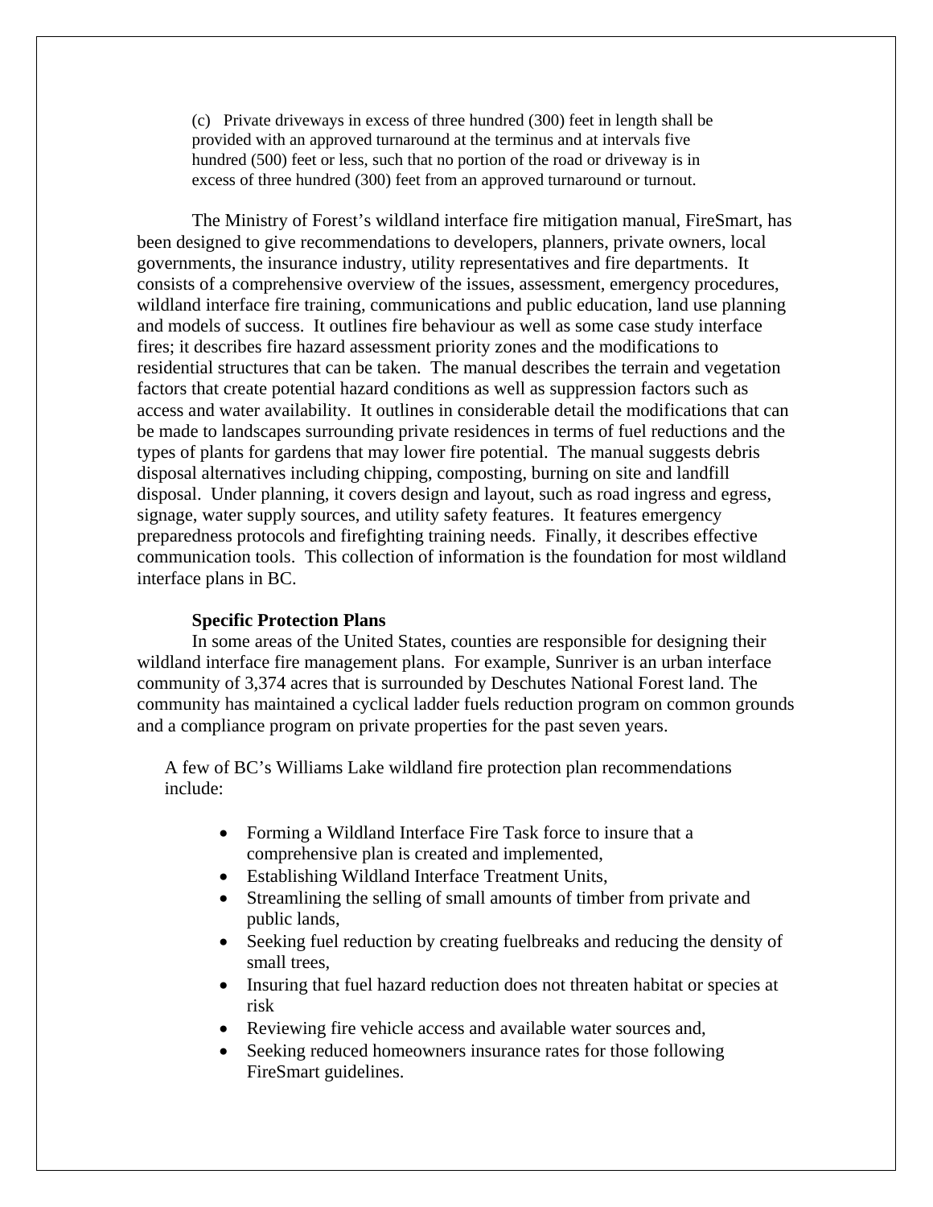(c) Private driveways in excess of three hundred (300) feet in length shall be provided with an approved turnaround at the terminus and at intervals five hundred (500) feet or less, such that no portion of the road or driveway is in excess of three hundred (300) feet from an approved turnaround or turnout.

The Ministry of Forest's wildland interface fire mitigation manual, FireSmart, has been designed to give recommendations to developers, planners, private owners, local governments, the insurance industry, utility representatives and fire departments. It consists of a comprehensive overview of the issues, assessment, emergency procedures, wildland interface fire training, communications and public education, land use planning and models of success. It outlines fire behaviour as well as some case study interface fires; it describes fire hazard assessment priority zones and the modifications to residential structures that can be taken. The manual describes the terrain and vegetation factors that create potential hazard conditions as well as suppression factors such as access and water availability. It outlines in considerable detail the modifications that can be made to landscapes surrounding private residences in terms of fuel reductions and the types of plants for gardens that may lower fire potential. The manual suggests debris disposal alternatives including chipping, composting, burning on site and landfill disposal. Under planning, it covers design and layout, such as road ingress and egress, signage, water supply sources, and utility safety features. It features emergency preparedness protocols and firefighting training needs. Finally, it describes effective communication tools. This collection of information is the foundation for most wildland interface plans in BC.

**Specific Protection Plans**

In some areas of the United States, counties are responsible for designing their wildland interface fire management plans. For example, Sunriver is an urban interface community of 3,374 acres that is surrounded by Deschutes National Forest land. The community has maintained a cyclical ladder fuels reduction program on common grounds and a compliance program on private properties for the past seven years.

A few of BC's Williams Lake wildland fire protection plan recommendations include:

- Forming a Wildland Interface Fire Task force to insure that a comprehensive plan is created and implemented,
- Establishing Wildland Interface Treatment Units,
- Streamlining the selling of small amounts of timber from private and public lands,
- Seeking fuel reduction by creating fuelbreaks and reducing the density of small trees,
- Insuring that fuel hazard reduction does not threaten habitat or species at risk
- Reviewing fire vehicle access and available water sources and,
- Seeking reduced homeowners insurance rates for those following FireSmart guidelines.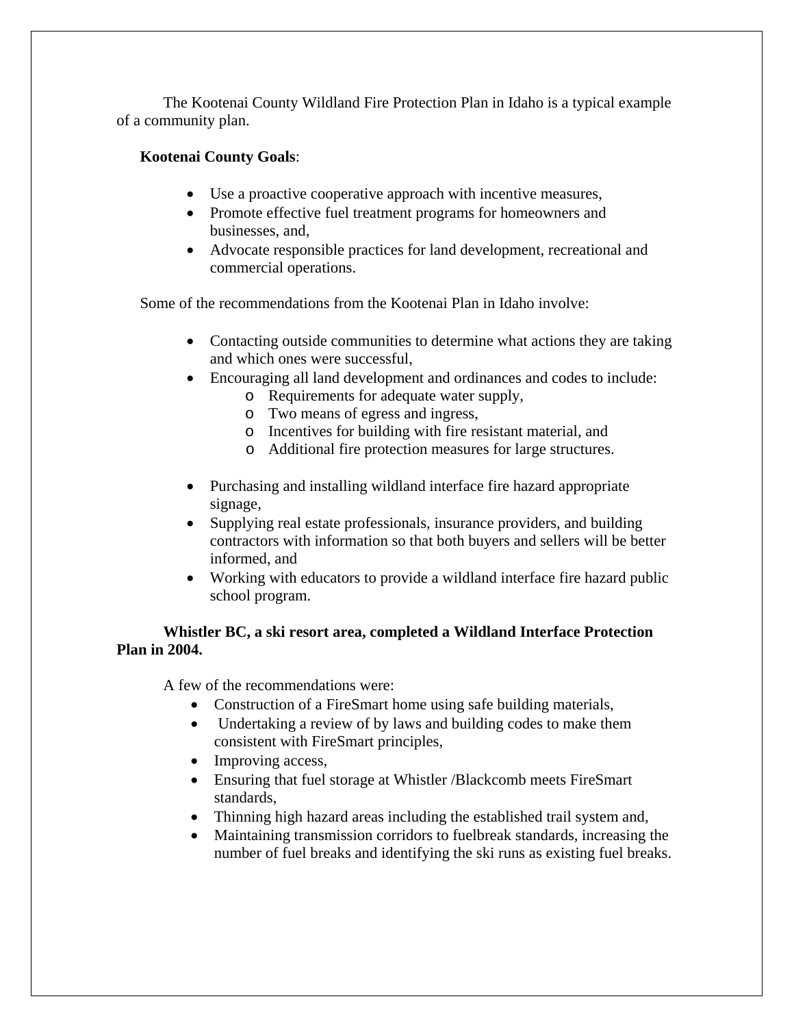The Kootenai County Wildland Fire Protection Plan in Idaho is a typical example of a community plan.

**Kootenai County Goals**:

- Use a proactive cooperative approach with incentive measures,
- Promote effective fuel treatment programs for homeowners and businesses, and,
- Advocate responsible practices for land development, recreational and commercial operations.

Some of the recommendations from the Kootenai Plan in Idaho involve:

- Contacting outside communities to determine what actions they are taking and which ones were successful,
- Encouraging all land development and ordinances and codes to include:
  - Requirements for adequate water supply,
  - Two means of egress and ingress,
  - Incentives for building with fire resistant material, and
  - Additional fire protection measures for large structures.
- Purchasing and installing wildland interface fire hazard appropriate signage,
- Supplying real estate professionals, insurance providers, and building contractors with information so that both buyers and sellers will be better informed, and
- Working with educators to provide a wildland interface fire hazard public school program.

**Whistler BC, a ski resort area, completed a Wildland Interface Protection Plan in 2004.**

A few of the recommendations were:

- Construction of a FireSmart home using safe building materials,
- Undertaking a review of by laws and building codes to make them consistent with FireSmart principles,
- Improving access,
- Ensuring that fuel storage at Whistler /Blackcomb meets FireSmart standards,
- Thinning high hazard areas including the established trail system and,
- Maintaining transmission corridors to fuelbreak standards, increasing the number of fuel breaks and identifying the ski runs as existing fuel breaks.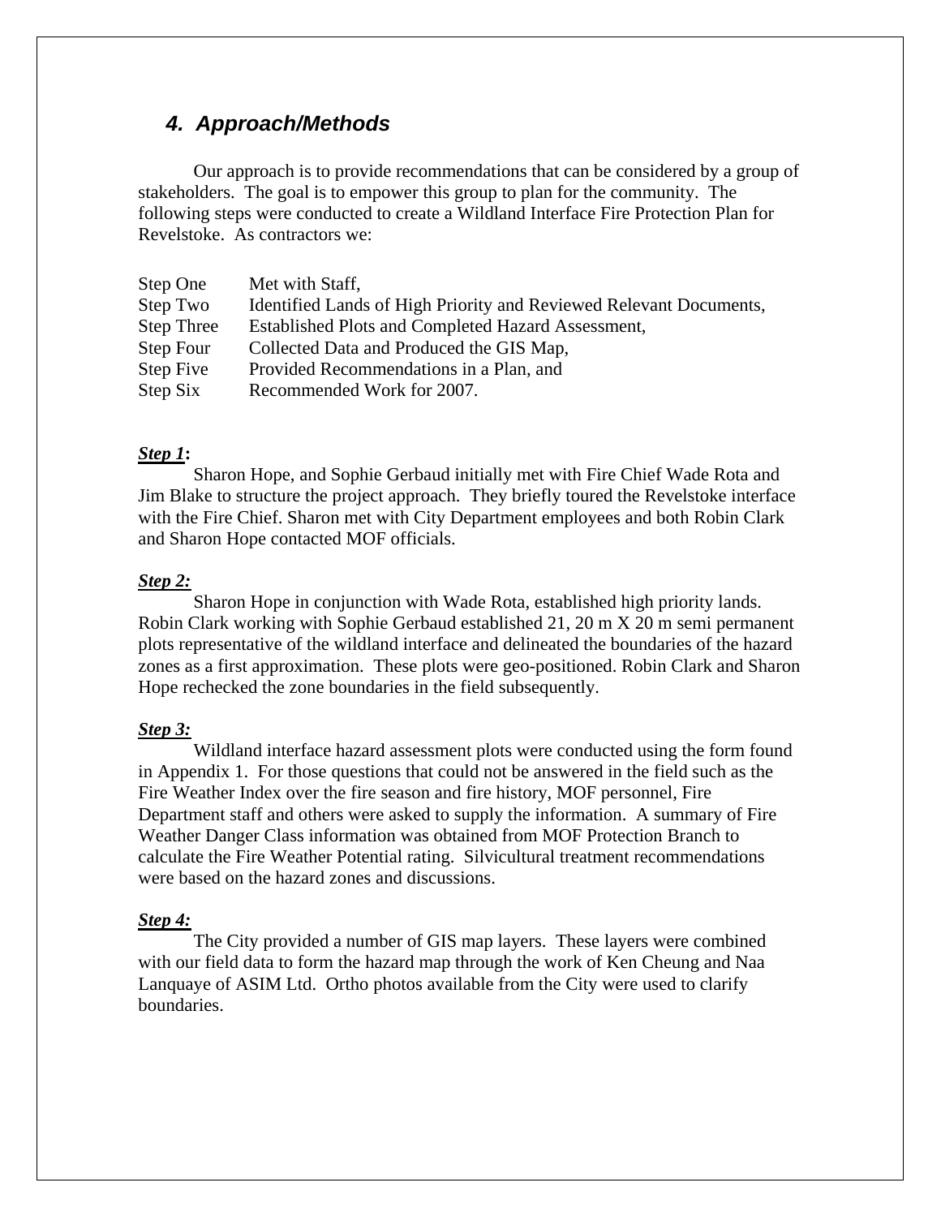## 4. Approach/Methods

Our approach is to provide recommendations that can be considered by a group of stakeholders. The goal is to empower this group to plan for the community. The following steps were conducted to create a Wildland Interface Fire Protection Plan for Revelstoke. As contractors we:

| | |
|---|---|
| Step One | Met with Staff, |
| Step Two | Identified Lands of High Priority and Reviewed Relevant Documents, |
| Step Three | Established Plots and Completed Hazard Assessment, |
| Step Four | Collected Data and Produced the GIS Map, |
| Step Five | Provided Recommendations in a Plan, and |
| Step Six | Recommended Work for 2007. |

***Step 1*:**

Sharon Hope, and Sophie Gerbaud initially met with Fire Chief Wade Rota and Jim Blake to structure the project approach. They briefly toured the Revelstoke interface with the Fire Chief. Sharon met with City Department employees and both Robin Clark and Sharon Hope contacted MOF officials.

***Step 2:***

Sharon Hope in conjunction with Wade Rota, established high priority lands. Robin Clark working with Sophie Gerbaud established 21, 20 m X 20 m semi permanent plots representative of the wildland interface and delineated the boundaries of the hazard zones as a first approximation. These plots were geo-positioned. Robin Clark and Sharon Hope rechecked the zone boundaries in the field subsequently.

***Step 3:***

Wildland interface hazard assessment plots were conducted using the form found in Appendix 1. For those questions that could not be answered in the field such as the Fire Weather Index over the fire season and fire history, MOF personnel, Fire Department staff and others were asked to supply the information. A summary of Fire Weather Danger Class information was obtained from MOF Protection Branch to calculate the Fire Weather Potential rating. Silvicultural treatment recommendations were based on the hazard zones and discussions.

***Step 4:***

The City provided a number of GIS map layers. These layers were combined with our field data to form the hazard map through the work of Ken Cheung and Naa Lanquaye of ASIM Ltd. Ortho photos available from the City were used to clarify boundaries.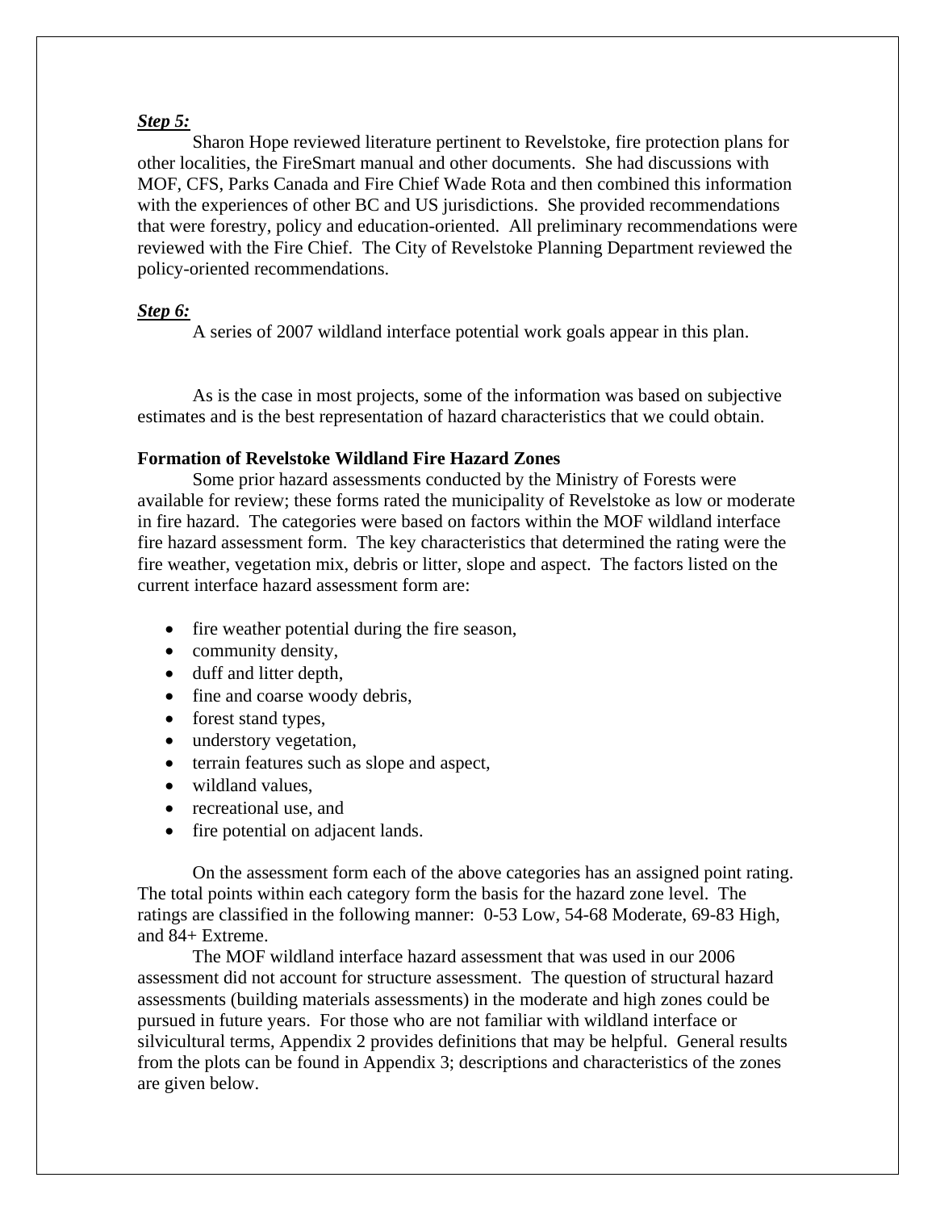***Step 5:***

Sharon Hope reviewed literature pertinent to Revelstoke, fire protection plans for other localities, the FireSmart manual and other documents. She had discussions with MOF, CFS, Parks Canada and Fire Chief Wade Rota and then combined this information with the experiences of other BC and US jurisdictions. She provided recommendations that were forestry, policy and education-oriented. All preliminary recommendations were reviewed with the Fire Chief. The City of Revelstoke Planning Department reviewed the policy-oriented recommendations.

***Step 6:***

A series of 2007 wildland interface potential work goals appear in this plan.

As is the case in most projects, some of the information was based on subjective estimates and is the best representation of hazard characteristics that we could obtain.

**Formation of Revelstoke Wildland Fire Hazard Zones**

Some prior hazard assessments conducted by the Ministry of Forests were available for review; these forms rated the municipality of Revelstoke as low or moderate in fire hazard. The categories were based on factors within the MOF wildland interface fire hazard assessment form. The key characteristics that determined the rating were the fire weather, vegetation mix, debris or litter, slope and aspect. The factors listed on the current interface hazard assessment form are:

- fire weather potential during the fire season,
- community density,
- duff and litter depth,
- fine and coarse woody debris,
- forest stand types,
- understory vegetation,
- terrain features such as slope and aspect,
- wildland values,
- recreational use, and
- fire potential on adjacent lands.

On the assessment form each of the above categories has an assigned point rating. The total points within each category form the basis for the hazard zone level. The ratings are classified in the following manner: 0-53 Low, 54-68 Moderate, 69-83 High, and 84+ Extreme.

The MOF wildland interface hazard assessment that was used in our 2006 assessment did not account for structure assessment. The question of structural hazard assessments (building materials assessments) in the moderate and high zones could be pursued in future years. For those who are not familiar with wildland interface or silvicultural terms, Appendix 2 provides definitions that may be helpful. General results from the plots can be found in Appendix 3; descriptions and characteristics of the zones are given below.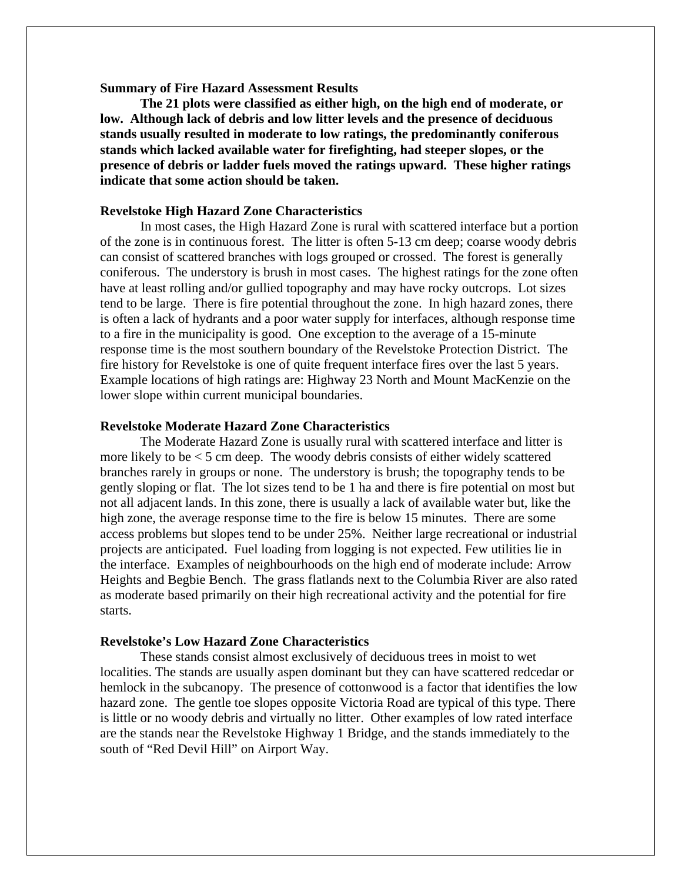**Summary of Fire Hazard Assessment Results**

**The 21 plots were classified as either high, on the high end of moderate, or low. Although lack of debris and low litter levels and the presence of deciduous stands usually resulted in moderate to low ratings, the predominantly coniferous stands which lacked available water for firefighting, had steeper slopes, or the presence of debris or ladder fuels moved the ratings upward. These higher ratings indicate that some action should be taken.**

**Revelstoke High Hazard Zone Characteristics**

In most cases, the High Hazard Zone is rural with scattered interface but a portion of the zone is in continuous forest. The litter is often 5-13 cm deep; coarse woody debris can consist of scattered branches with logs grouped or crossed. The forest is generally coniferous. The understory is brush in most cases. The highest ratings for the zone often have at least rolling and/or gullied topography and may have rocky outcrops. Lot sizes tend to be large. There is fire potential throughout the zone. In high hazard zones, there is often a lack of hydrants and a poor water supply for interfaces, although response time to a fire in the municipality is good. One exception to the average of a 15-minute response time is the most southern boundary of the Revelstoke Protection District. The fire history for Revelstoke is one of quite frequent interface fires over the last 5 years. Example locations of high ratings are: Highway 23 North and Mount MacKenzie on the lower slope within current municipal boundaries.

**Revelstoke Moderate Hazard Zone Characteristics**

The Moderate Hazard Zone is usually rural with scattered interface and litter is more likely to be < 5 cm deep. The woody debris consists of either widely scattered branches rarely in groups or none. The understory is brush; the topography tends to be gently sloping or flat. The lot sizes tend to be 1 ha and there is fire potential on most but not all adjacent lands. In this zone, there is usually a lack of available water but, like the high zone, the average response time to the fire is below 15 minutes. There are some access problems but slopes tend to be under 25%. Neither large recreational or industrial projects are anticipated. Fuel loading from logging is not expected. Few utilities lie in the interface. Examples of neighbourhoods on the high end of moderate include: Arrow Heights and Begbie Bench. The grass flatlands next to the Columbia River are also rated as moderate based primarily on their high recreational activity and the potential for fire starts.

**Revelstoke's Low Hazard Zone Characteristics**

These stands consist almost exclusively of deciduous trees in moist to wet localities. The stands are usually aspen dominant but they can have scattered redcedar or hemlock in the subcanopy. The presence of cottonwood is a factor that identifies the low hazard zone. The gentle toe slopes opposite Victoria Road are typical of this type. There is little or no woody debris and virtually no litter. Other examples of low rated interface are the stands near the Revelstoke Highway 1 Bridge, and the stands immediately to the south of "Red Devil Hill" on Airport Way.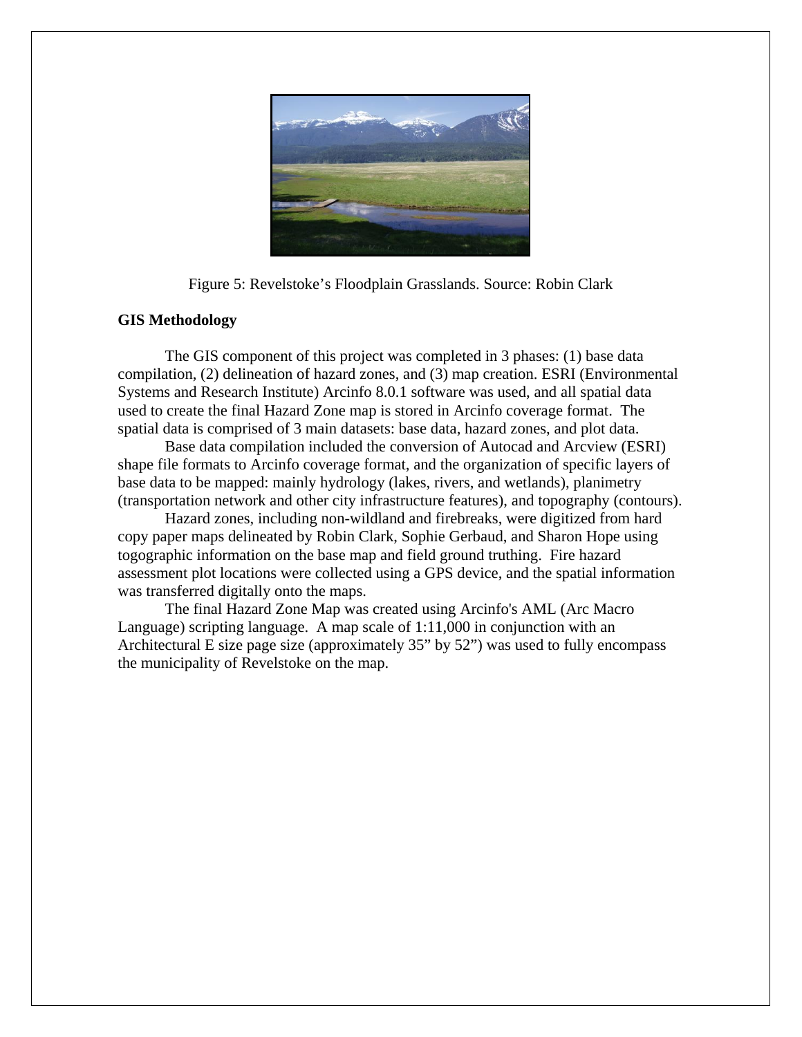Figure 5: Revelstoke's Floodplain Grasslands. Source: Robin Clark

**GIS Methodology**

The GIS component of this project was completed in 3 phases: (1) base data compilation, (2) delineation of hazard zones, and (3) map creation. ESRI (Environmental Systems and Research Institute) Arcinfo 8.0.1 software was used, and all spatial data used to create the final Hazard Zone map is stored in Arcinfo coverage format. The spatial data is comprised of 3 main datasets: base data, hazard zones, and plot data.

Base data compilation included the conversion of Autocad and Arcview (ESRI) shape file formats to Arcinfo coverage format, and the organization of specific layers of base data to be mapped: mainly hydrology (lakes, rivers, and wetlands), planimetry (transportation network and other city infrastructure features), and topography (contours).

Hazard zones, including non-wildland and firebreaks, were digitized from hard copy paper maps delineated by Robin Clark, Sophie Gerbaud, and Sharon Hope using togographic information on the base map and field ground truthing. Fire hazard assessment plot locations were collected using a GPS device, and the spatial information was transferred digitally onto the maps.

The final Hazard Zone Map was created using Arcinfo's AML (Arc Macro Language) scripting language. A map scale of 1:11,000 in conjunction with an Architectural E size page size (approximately 35" by 52") was used to fully encompass the municipality of Revelstoke on the map.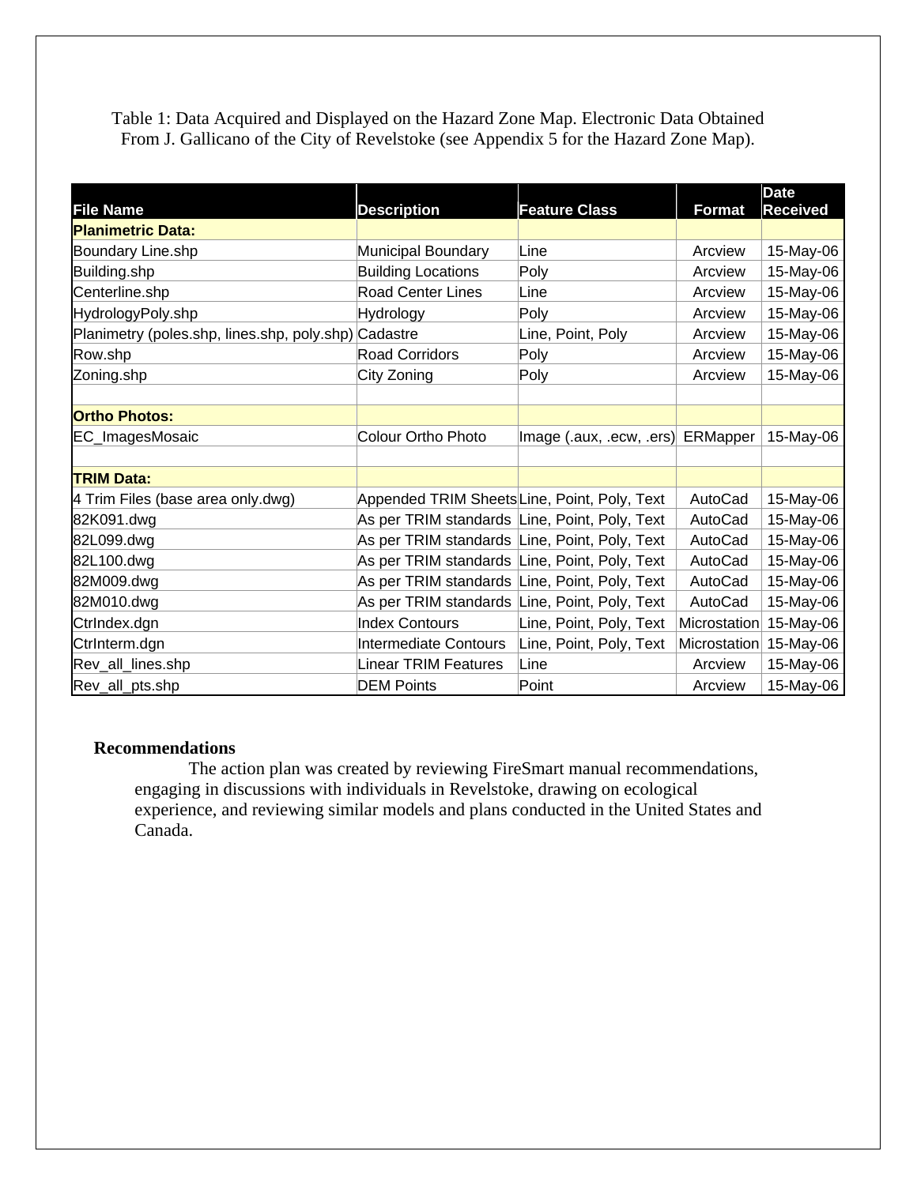Table 1: Data Acquired and Displayed on the Hazard Zone Map. Electronic Data Obtained From J. Gallicano of the City of Revelstoke (see Appendix 5 for the Hazard Zone Map).

| File Name | Description | Feature Class | Format | Date Received |
|---|---|---|---|---|
| **Planimetric Data:** | | | | |
| Boundary Line.shp | Municipal Boundary | Line | Arcview | 15-May-06 |
| Building.shp | Building Locations | Poly | Arcview | 15-May-06 |
| Centerline.shp | Road Center Lines | Line | Arcview | 15-May-06 |
| HydrologyPoly.shp | Hydrology | Poly | Arcview | 15-May-06 |
| Planimetry (poles.shp, lines.shp, poly.shp) | Cadastre | Line, Point, Poly | Arcview | 15-May-06 |
| Row.shp | Road Corridors | Poly | Arcview | 15-May-06 |
| Zoning.shp | City Zoning | Poly | Arcview | 15-May-06 |
| | | | | |
| **Ortho Photos:** | | | | |
| EC_ImagesMosaic | Colour Ortho Photo | Image (.aux, .ecw, .ers) | ERMapper | 15-May-06 |
| | | | | |
| **TRIM Data:** | | | | |
| 4 Trim Files (base area only.dwg) | Appended TRIM Sheets | Line, Point, Poly, Text | AutoCad | 15-May-06 |
| 82K091.dwg | As per TRIM standards | Line, Point, Poly, Text | AutoCad | 15-May-06 |
| 82L099.dwg | As per TRIM standards | Line, Point, Poly, Text | AutoCad | 15-May-06 |
| 82L100.dwg | As per TRIM standards | Line, Point, Poly, Text | AutoCad | 15-May-06 |
| 82M009.dwg | As per TRIM standards | Line, Point, Poly, Text | AutoCad | 15-May-06 |
| 82M010.dwg | As per TRIM standards | Line, Point, Poly, Text | AutoCad | 15-May-06 |
| CtrIndex.dgn | Index Contours | Line, Point, Poly, Text | Microstation | 15-May-06 |
| CtrInterm.dgn | Intermediate Contours | Line, Point, Poly, Text | Microstation | 15-May-06 |
| Rev_all_lines.shp | Linear TRIM Features | Line | Arcview | 15-May-06 |
| Rev_all_pts.shp | DEM Points | Point | Arcview | 15-May-06 |

**Recommendations**

The action plan was created by reviewing FireSmart manual recommendations, engaging in discussions with individuals in Revelstoke, drawing on ecological experience, and reviewing similar models and plans conducted in the United States and Canada.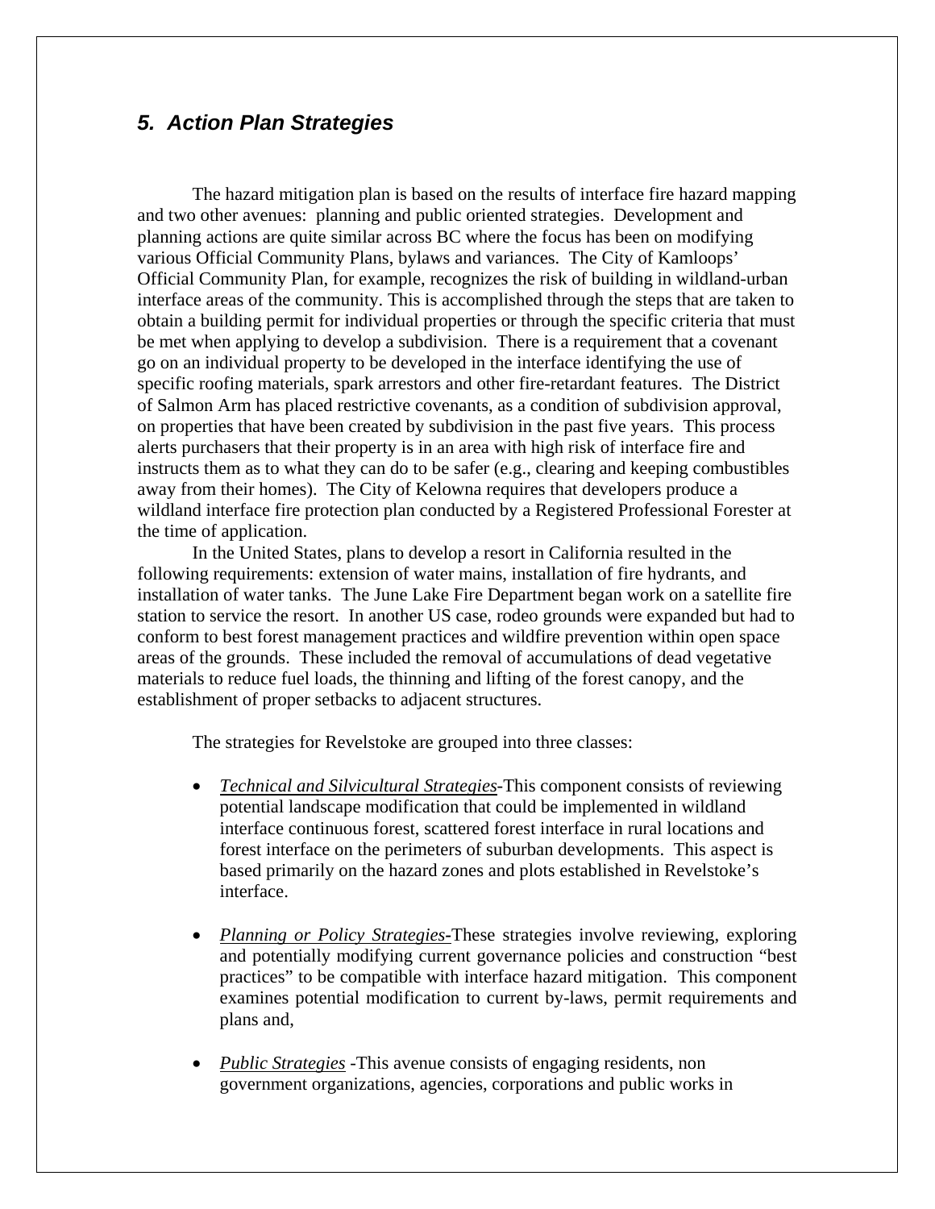## *5. Action Plan Strategies*

The hazard mitigation plan is based on the results of interface fire hazard mapping and two other avenues: planning and public oriented strategies. Development and planning actions are quite similar across BC where the focus has been on modifying various Official Community Plans, bylaws and variances. The City of Kamloops' Official Community Plan, for example, recognizes the risk of building in wildland-urban interface areas of the community. This is accomplished through the steps that are taken to obtain a building permit for individual properties or through the specific criteria that must be met when applying to develop a subdivision. There is a requirement that a covenant go on an individual property to be developed in the interface identifying the use of specific roofing materials, spark arrestors and other fire-retardant features. The District of Salmon Arm has placed restrictive covenants, as a condition of subdivision approval, on properties that have been created by subdivision in the past five years. This process alerts purchasers that their property is in an area with high risk of interface fire and instructs them as to what they can do to be safer (e.g., clearing and keeping combustibles away from their homes). The City of Kelowna requires that developers produce a wildland interface fire protection plan conducted by a Registered Professional Forester at the time of application.

In the United States, plans to develop a resort in California resulted in the following requirements: extension of water mains, installation of fire hydrants, and installation of water tanks. The June Lake Fire Department began work on a satellite fire station to service the resort. In another US case, rodeo grounds were expanded but had to conform to best forest management practices and wildfire prevention within open space areas of the grounds. These included the removal of accumulations of dead vegetative materials to reduce fuel loads, the thinning and lifting of the forest canopy, and the establishment of proper setbacks to adjacent structures.

The strategies for Revelstoke are grouped into three classes:

- *Technical and Silvicultural Strategies*-This component consists of reviewing potential landscape modification that could be implemented in wildland interface continuous forest, scattered forest interface in rural locations and forest interface on the perimeters of suburban developments. This aspect is based primarily on the hazard zones and plots established in Revelstoke's interface.

- *Planning or Policy Strategies*-These strategies involve reviewing, exploring and potentially modifying current governance policies and construction "best practices" to be compatible with interface hazard mitigation. This component examines potential modification to current by-laws, permit requirements and plans and,

- *Public Strategies* -This avenue consists of engaging residents, non government organizations, agencies, corporations and public works in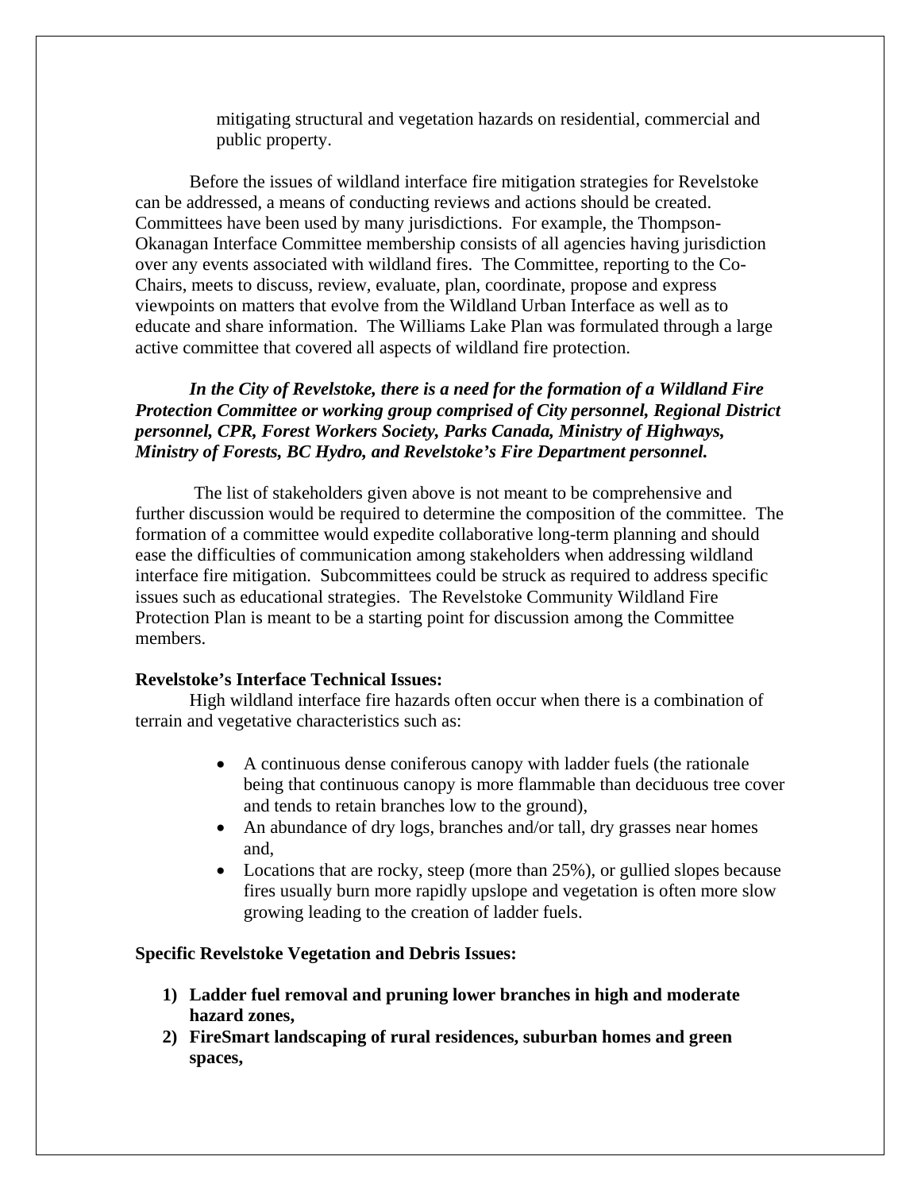mitigating structural and vegetation hazards on residential, commercial and public property.

Before the issues of wildland interface fire mitigation strategies for Revelstoke can be addressed, a means of conducting reviews and actions should be created. Committees have been used by many jurisdictions. For example, the Thompson-Okanagan Interface Committee membership consists of all agencies having jurisdiction over any events associated with wildland fires. The Committee, reporting to the Co-Chairs, meets to discuss, review, evaluate, plan, coordinate, propose and express viewpoints on matters that evolve from the Wildland Urban Interface as well as to educate and share information. The Williams Lake Plan was formulated through a large active committee that covered all aspects of wildland fire protection.

***In the City of Revelstoke, there is a need for the formation of a Wildland Fire Protection Committee or working group comprised of City personnel, Regional District personnel, CPR, Forest Workers Society, Parks Canada, Ministry of Highways, Ministry of Forests, BC Hydro, and Revelstoke's Fire Department personnel.***

The list of stakeholders given above is not meant to be comprehensive and further discussion would be required to determine the composition of the committee. The formation of a committee would expedite collaborative long-term planning and should ease the difficulties of communication among stakeholders when addressing wildland interface fire mitigation. Subcommittees could be struck as required to address specific issues such as educational strategies. The Revelstoke Community Wildland Fire Protection Plan is meant to be a starting point for discussion among the Committee members.

**Revelstoke's Interface Technical Issues:**

High wildland interface fire hazards often occur when there is a combination of terrain and vegetative characteristics such as:

- A continuous dense coniferous canopy with ladder fuels (the rationale being that continuous canopy is more flammable than deciduous tree cover and tends to retain branches low to the ground),
- An abundance of dry logs, branches and/or tall, dry grasses near homes and,
- Locations that are rocky, steep (more than 25%), or gullied slopes because fires usually burn more rapidly upslope and vegetation is often more slow growing leading to the creation of ladder fuels.

**Specific Revelstoke Vegetation and Debris Issues:**

1) **Ladder fuel removal and pruning lower branches in high and moderate hazard zones,**
2) **FireSmart landscaping of rural residences, suburban homes and green spaces,**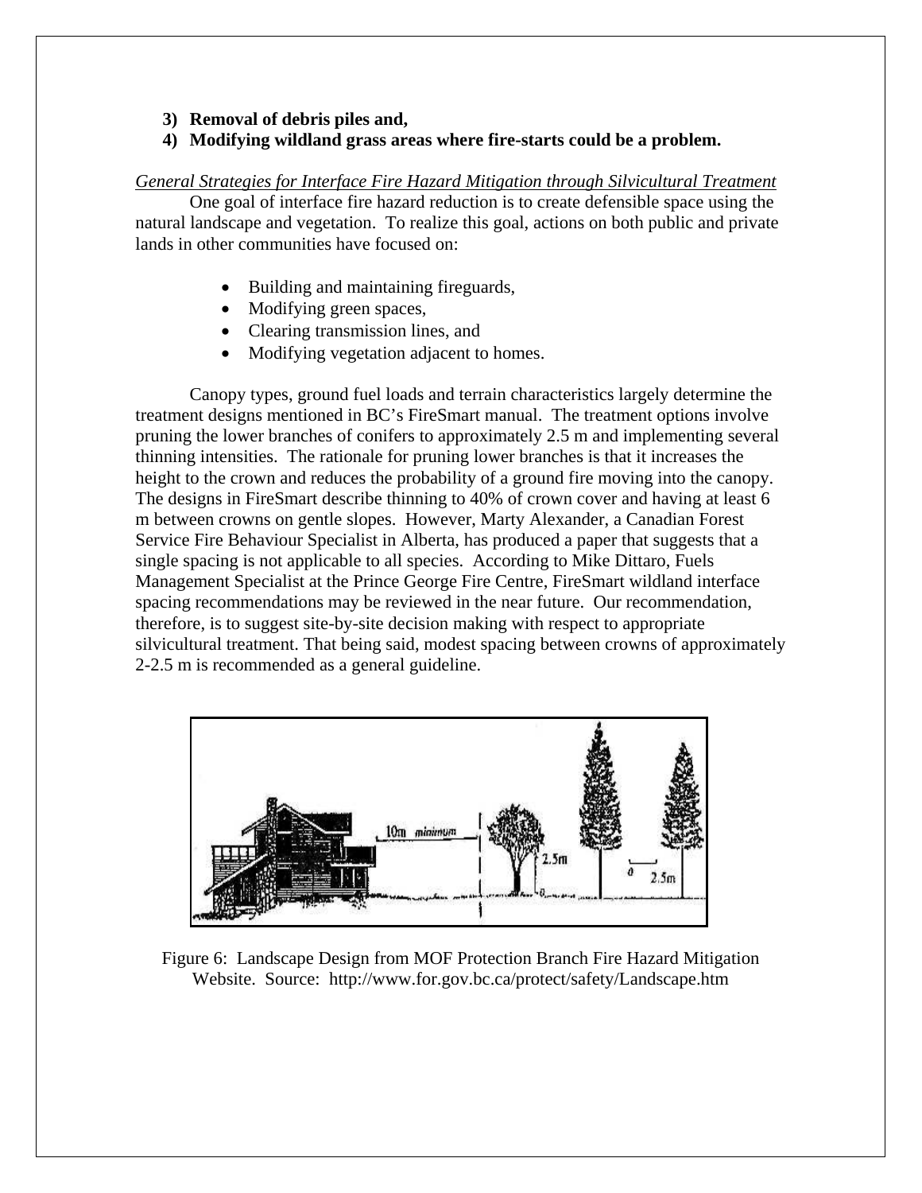3) **Removal of debris piles and,**
4) **Modifying wildland grass areas where fire-starts could be a problem.**

*General Strategies for Interface Fire Hazard Mitigation through Silvicultural Treatment*

One goal of interface fire hazard reduction is to create defensible space using the natural landscape and vegetation. To realize this goal, actions on both public and private lands in other communities have focused on:

- Building and maintaining fireguards,
- Modifying green spaces,
- Clearing transmission lines, and
- Modifying vegetation adjacent to homes.

Canopy types, ground fuel loads and terrain characteristics largely determine the treatment designs mentioned in BC's FireSmart manual. The treatment options involve pruning the lower branches of conifers to approximately 2.5 m and implementing several thinning intensities. The rationale for pruning lower branches is that it increases the height to the crown and reduces the probability of a ground fire moving into the canopy. The designs in FireSmart describe thinning to 40% of crown cover and having at least 6 m between crowns on gentle slopes. However, Marty Alexander, a Canadian Forest Service Fire Behaviour Specialist in Alberta, has produced a paper that suggests that a single spacing is not applicable to all species. According to Mike Dittaro, Fuels Management Specialist at the Prince George Fire Centre, FireSmart wildland interface spacing recommendations may be reviewed in the near future. Our recommendation, therefore, is to suggest site-by-site decision making with respect to appropriate silvicultural treatment. That being said, modest spacing between crowns of approximately 2-2.5 m is recommended as a general guideline.

Figure 6: Landscape Design from MOF Protection Branch Fire Hazard Mitigation Website. Source: http://www.for.gov.bc.ca/protect/safety/Landscape.htm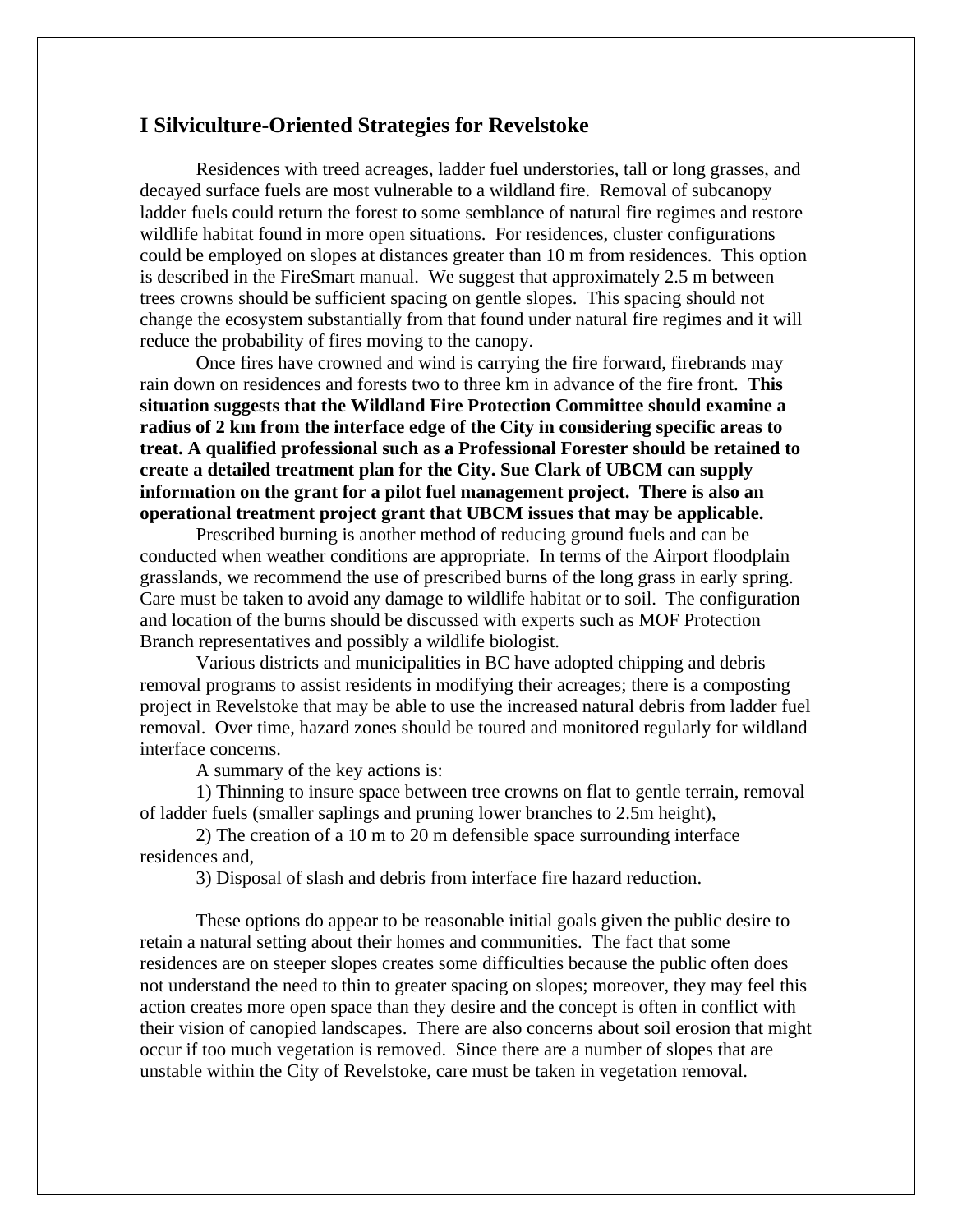## I Silviculture-Oriented Strategies for Revelstoke

Residences with treed acreages, ladder fuel understories, tall or long grasses, and decayed surface fuels are most vulnerable to a wildland fire. Removal of subcanopy ladder fuels could return the forest to some semblance of natural fire regimes and restore wildlife habitat found in more open situations. For residences, cluster configurations could be employed on slopes at distances greater than 10 m from residences. This option is described in the FireSmart manual. We suggest that approximately 2.5 m between trees crowns should be sufficient spacing on gentle slopes. This spacing should not change the ecosystem substantially from that found under natural fire regimes and it will reduce the probability of fires moving to the canopy.

Once fires have crowned and wind is carrying the fire forward, firebrands may rain down on residences and forests two to three km in advance of the fire front. **This situation suggests that the Wildland Fire Protection Committee should examine a radius of 2 km from the interface edge of the City in considering specific areas to treat. A qualified professional such as a Professional Forester should be retained to create a detailed treatment plan for the City. Sue Clark of UBCM can supply information on the grant for a pilot fuel management project. There is also an operational treatment project grant that UBCM issues that may be applicable.**

Prescribed burning is another method of reducing ground fuels and can be conducted when weather conditions are appropriate. In terms of the Airport floodplain grasslands, we recommend the use of prescribed burns of the long grass in early spring. Care must be taken to avoid any damage to wildlife habitat or to soil. The configuration and location of the burns should be discussed with experts such as MOF Protection Branch representatives and possibly a wildlife biologist.

Various districts and municipalities in BC have adopted chipping and debris removal programs to assist residents in modifying their acreages; there is a composting project in Revelstoke that may be able to use the increased natural debris from ladder fuel removal. Over time, hazard zones should be toured and monitored regularly for wildland interface concerns.

A summary of the key actions is:

1) Thinning to insure space between tree crowns on flat to gentle terrain, removal of ladder fuels (smaller saplings and pruning lower branches to 2.5m height),

2) The creation of a 10 m to 20 m defensible space surrounding interface residences and,

3) Disposal of slash and debris from interface fire hazard reduction.

These options do appear to be reasonable initial goals given the public desire to retain a natural setting about their homes and communities. The fact that some residences are on steeper slopes creates some difficulties because the public often does not understand the need to thin to greater spacing on slopes; moreover, they may feel this action creates more open space than they desire and the concept is often in conflict with their vision of canopied landscapes. There are also concerns about soil erosion that might occur if too much vegetation is removed. Since there are a number of slopes that are unstable within the City of Revelstoke, care must be taken in vegetation removal.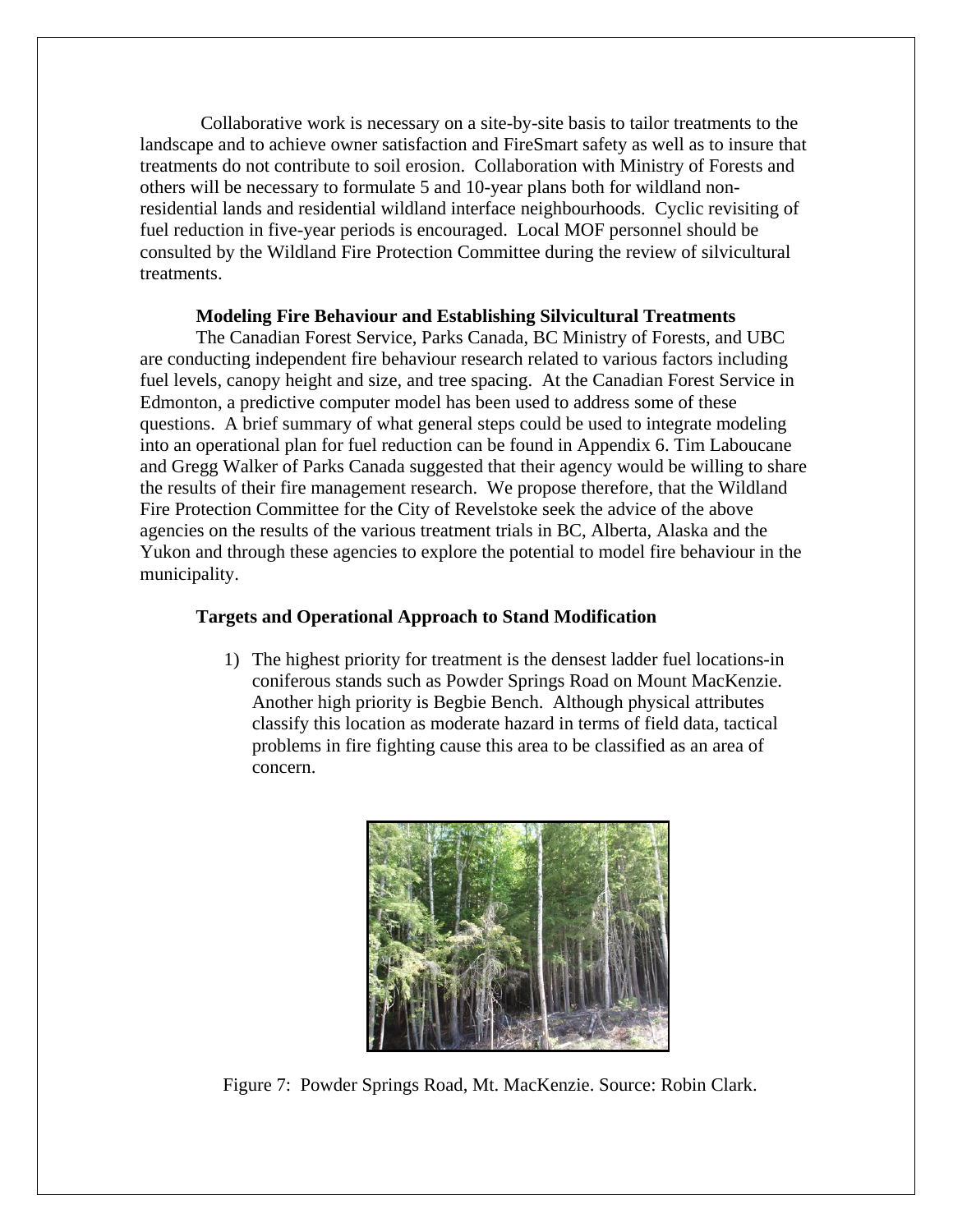Collaborative work is necessary on a site-by-site basis to tailor treatments to the landscape and to achieve owner satisfaction and FireSmart safety as well as to insure that treatments do not contribute to soil erosion. Collaboration with Ministry of Forests and others will be necessary to formulate 5 and 10-year plans both for wildland non-residential lands and residential wildland interface neighbourhoods. Cyclic revisiting of fuel reduction in five-year periods is encouraged. Local MOF personnel should be consulted by the Wildland Fire Protection Committee during the review of silvicultural treatments.

**Modeling Fire Behaviour and Establishing Silvicultural Treatments**

The Canadian Forest Service, Parks Canada, BC Ministry of Forests, and UBC are conducting independent fire behaviour research related to various factors including fuel levels, canopy height and size, and tree spacing. At the Canadian Forest Service in Edmonton, a predictive computer model has been used to address some of these questions. A brief summary of what general steps could be used to integrate modeling into an operational plan for fuel reduction can be found in Appendix 6. Tim Laboucane and Gregg Walker of Parks Canada suggested that their agency would be willing to share the results of their fire management research. We propose therefore, that the Wildland Fire Protection Committee for the City of Revelstoke seek the advice of the above agencies on the results of the various treatment trials in BC, Alberta, Alaska and the Yukon and through these agencies to explore the potential to model fire behaviour in the municipality.

**Targets and Operational Approach to Stand Modification**

1) The highest priority for treatment is the densest ladder fuel locations-in coniferous stands such as Powder Springs Road on Mount MacKenzie. Another high priority is Begbie Bench. Although physical attributes classify this location as moderate hazard in terms of field data, tactical problems in fire fighting cause this area to be classified as an area of concern.

Figure 7: Powder Springs Road, Mt. MacKenzie. Source: Robin Clark.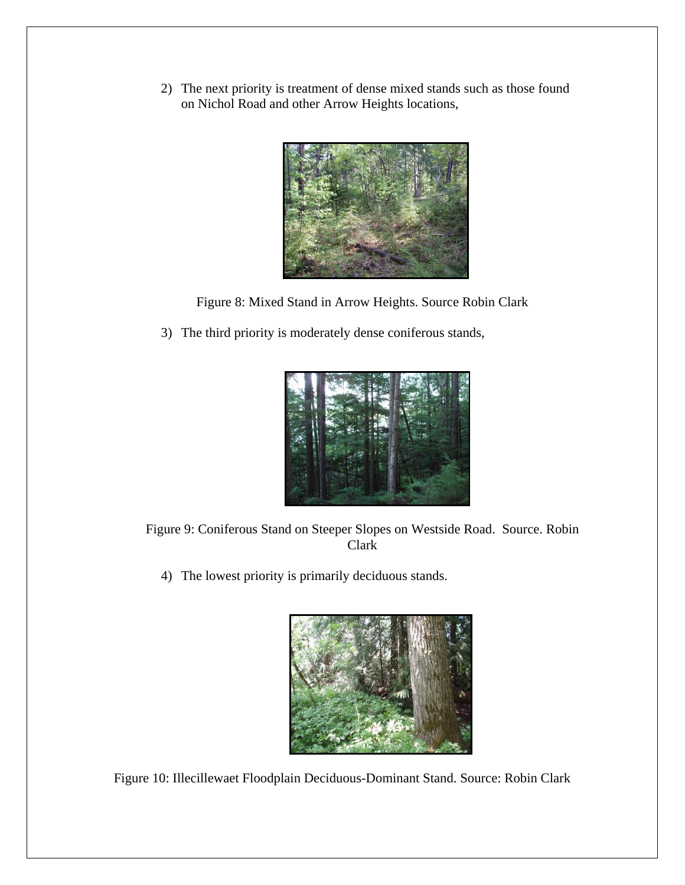2) The next priority is treatment of dense mixed stands such as those found on Nichol Road and other Arrow Heights locations,

Figure 8: Mixed Stand in Arrow Heights. Source Robin Clark

3) The third priority is moderately dense coniferous stands,

Figure 9: Coniferous Stand on Steeper Slopes on Westside Road. Source. Robin Clark

4) The lowest priority is primarily deciduous stands.

Figure 10: Illecillewaet Floodplain Deciduous-Dominant Stand. Source: Robin Clark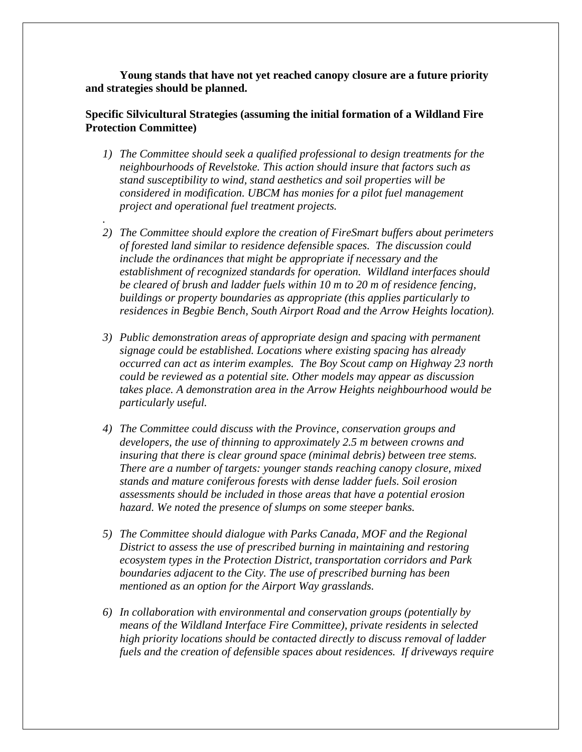**Young stands that have not yet reached canopy closure are a future priority and strategies should be planned.**

**Specific Silvicultural Strategies (assuming the initial formation of a Wildland Fire Protection Committee)**

1) *The Committee should seek a qualified professional to design treatments for the neighbourhoods of Revelstoke. This action should insure that factors such as stand susceptibility to wind, stand aesthetics and soil properties will be considered in modification. UBCM has monies for a pilot fuel management project and operational fuel treatment projects.*

.

2) *The Committee should explore the creation of FireSmart buffers about perimeters of forested land similar to residence defensible spaces. The discussion could include the ordinances that might be appropriate if necessary and the establishment of recognized standards for operation. Wildland interfaces should be cleared of brush and ladder fuels within 10 m to 20 m of residence fencing, buildings or property boundaries as appropriate (this applies particularly to residences in Begbie Bench, South Airport Road and the Arrow Heights location).*

3) *Public demonstration areas of appropriate design and spacing with permanent signage could be established. Locations where existing spacing has already occurred can act as interim examples. The Boy Scout camp on Highway 23 north could be reviewed as a potential site. Other models may appear as discussion takes place. A demonstration area in the Arrow Heights neighbourhood would be particularly useful.*

4) *The Committee could discuss with the Province, conservation groups and developers, the use of thinning to approximately 2.5 m between crowns and insuring that there is clear ground space (minimal debris) between tree stems. There are a number of targets: younger stands reaching canopy closure, mixed stands and mature coniferous forests with dense ladder fuels. Soil erosion assessments should be included in those areas that have a potential erosion hazard. We noted the presence of slumps on some steeper banks.*

5) *The Committee should dialogue with Parks Canada, MOF and the Regional District to assess the use of prescribed burning in maintaining and restoring ecosystem types in the Protection District, transportation corridors and Park boundaries adjacent to the City. The use of prescribed burning has been mentioned as an option for the Airport Way grasslands.*

6) *In collaboration with environmental and conservation groups (potentially by means of the Wildland Interface Fire Committee), private residents in selected high priority locations should be contacted directly to discuss removal of ladder fuels and the creation of defensible spaces about residences. If driveways require*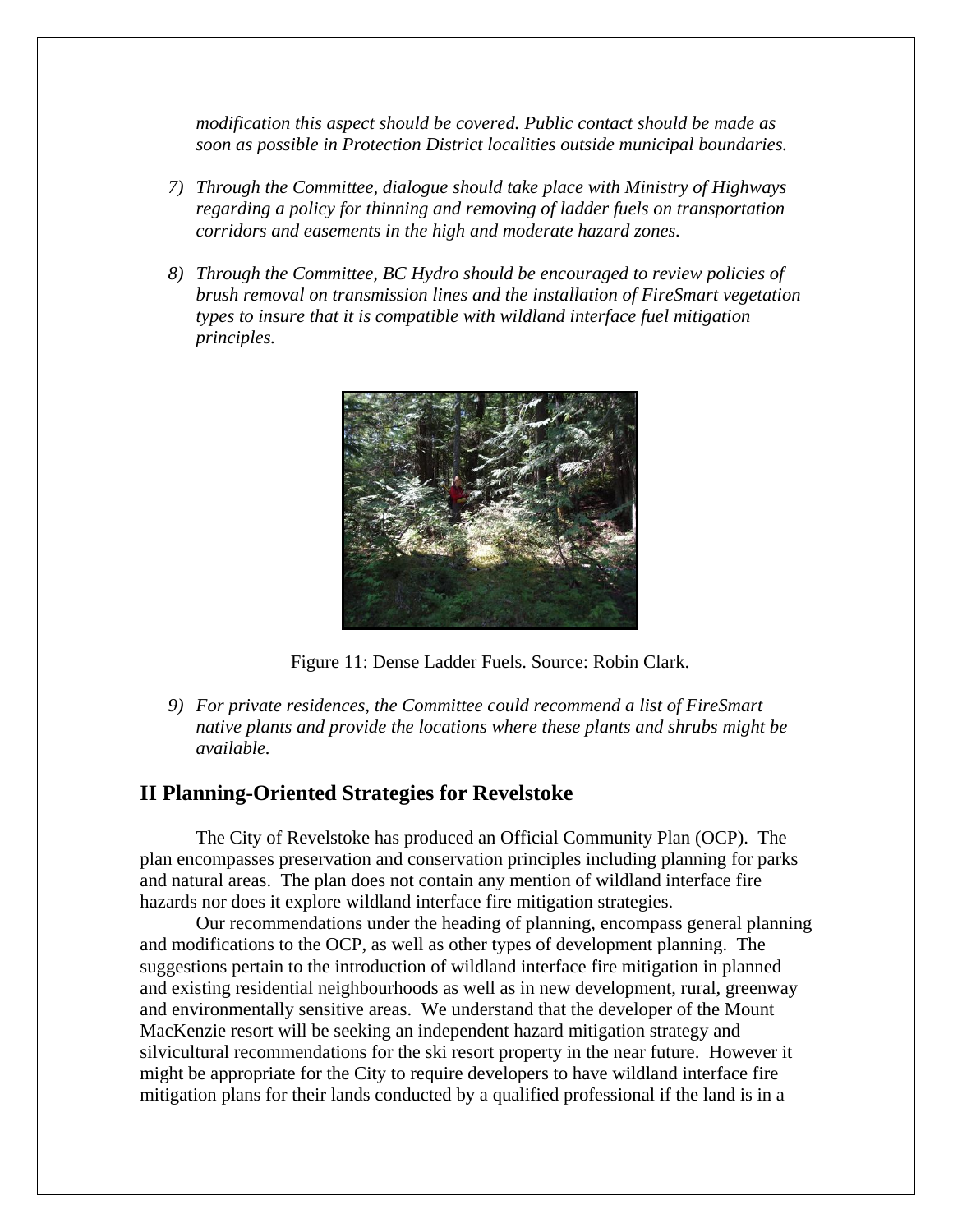*modification this aspect should be covered. Public contact should be made as soon as possible in Protection District localities outside municipal boundaries.*

7) *Through the Committee, dialogue should take place with Ministry of Highways regarding a policy for thinning and removing of ladder fuels on transportation corridors and easements in the high and moderate hazard zones.*

8) *Through the Committee, BC Hydro should be encouraged to review policies of brush removal on transmission lines and the installation of FireSmart vegetation types to insure that it is compatible with wildland interface fuel mitigation principles.*

Figure 11: Dense Ladder Fuels. Source: Robin Clark.

9) *For private residences, the Committee could recommend a list of FireSmart native plants and provide the locations where these plants and shrubs might be available.*

## II Planning-Oriented Strategies for Revelstoke

The City of Revelstoke has produced an Official Community Plan (OCP). The plan encompasses preservation and conservation principles including planning for parks and natural areas. The plan does not contain any mention of wildland interface fire hazards nor does it explore wildland interface fire mitigation strategies.

Our recommendations under the heading of planning, encompass general planning and modifications to the OCP, as well as other types of development planning. The suggestions pertain to the introduction of wildland interface fire mitigation in planned and existing residential neighbourhoods as well as in new development, rural, greenway and environmentally sensitive areas. We understand that the developer of the Mount MacKenzie resort will be seeking an independent hazard mitigation strategy and silvicultural recommendations for the ski resort property in the near future. However it might be appropriate for the City to require developers to have wildland interface fire mitigation plans for their lands conducted by a qualified professional if the land is in a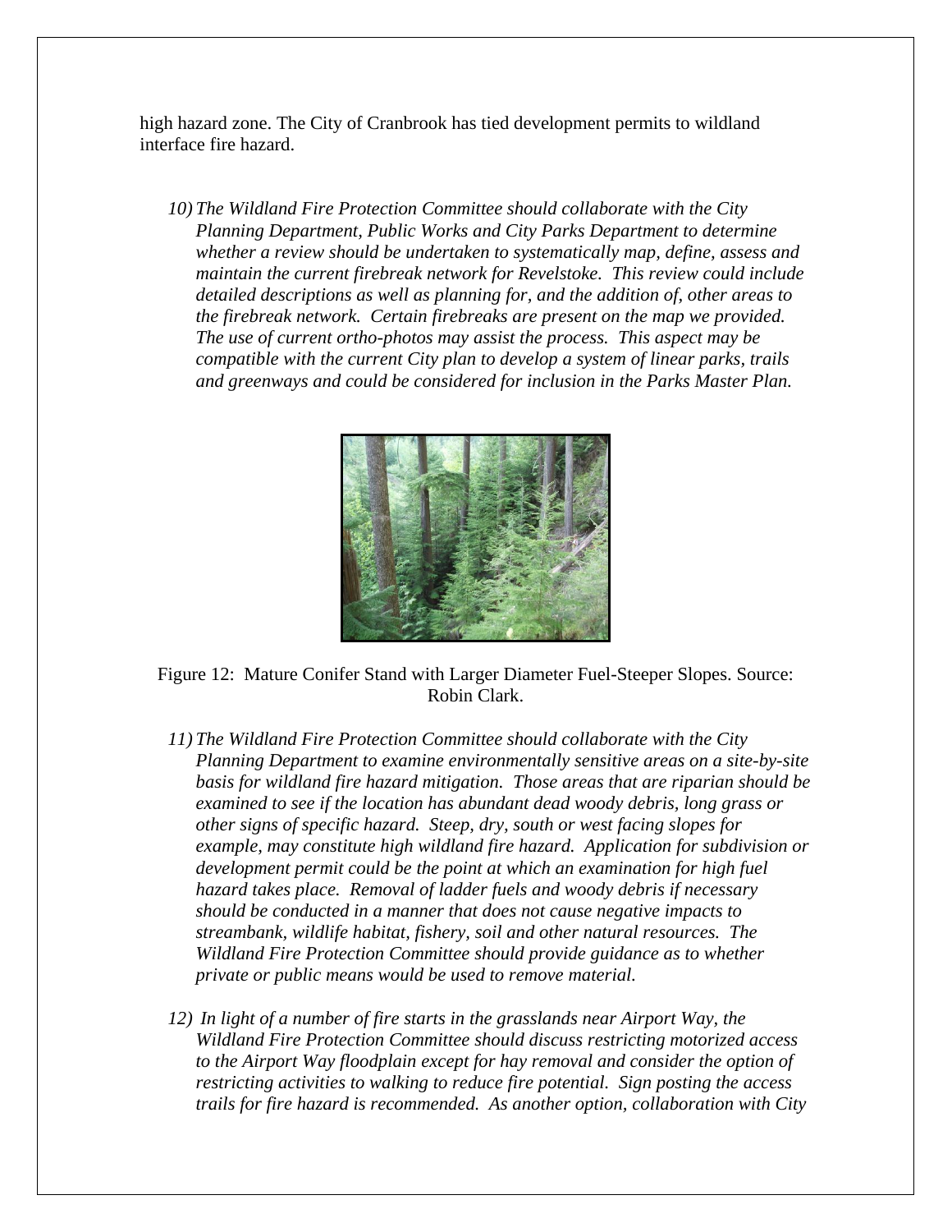high hazard zone. The City of Cranbrook has tied development permits to wildland interface fire hazard.

10) *The Wildland Fire Protection Committee should collaborate with the City Planning Department, Public Works and City Parks Department to determine whether a review should be undertaken to systematically map, define, assess and maintain the current firebreak network for Revelstoke. This review could include detailed descriptions as well as planning for, and the addition of, other areas to the firebreak network. Certain firebreaks are present on the map we provided. The use of current ortho-photos may assist the process. This aspect may be compatible with the current City plan to develop a system of linear parks, trails and greenways and could be considered for inclusion in the Parks Master Plan.*

Figure 12: Mature Conifer Stand with Larger Diameter Fuel-Steeper Slopes. Source: Robin Clark.

11) *The Wildland Fire Protection Committee should collaborate with the City Planning Department to examine environmentally sensitive areas on a site-by-site basis for wildland fire hazard mitigation. Those areas that are riparian should be examined to see if the location has abundant dead woody debris, long grass or other signs of specific hazard. Steep, dry, south or west facing slopes for example, may constitute high wildland fire hazard. Application for subdivision or development permit could be the point at which an examination for high fuel hazard takes place. Removal of ladder fuels and woody debris if necessary should be conducted in a manner that does not cause negative impacts to streambank, wildlife habitat, fishery, soil and other natural resources. The Wildland Fire Protection Committee should provide guidance as to whether private or public means would be used to remove material.*

12) *In light of a number of fire starts in the grasslands near Airport Way, the Wildland Fire Protection Committee should discuss restricting motorized access to the Airport Way floodplain except for hay removal and consider the option of restricting activities to walking to reduce fire potential. Sign posting the access trails for fire hazard is recommended. As another option, collaboration with City*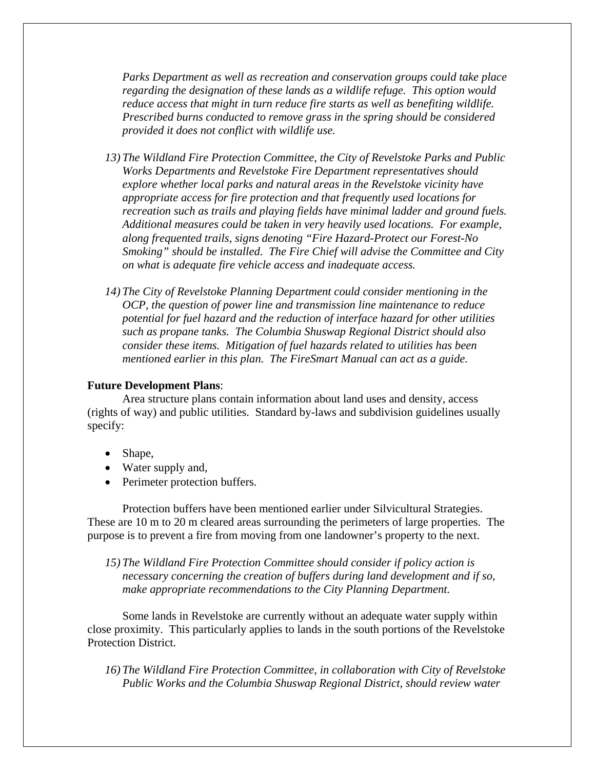*Parks Department as well as recreation and conservation groups could take place regarding the designation of these lands as a wildlife refuge. This option would reduce access that might in turn reduce fire starts as well as benefiting wildlife. Prescribed burns conducted to remove grass in the spring should be considered provided it does not conflict with wildlife use.*

13) *The Wildland Fire Protection Committee, the City of Revelstoke Parks and Public Works Departments and Revelstoke Fire Department representatives should explore whether local parks and natural areas in the Revelstoke vicinity have appropriate access for fire protection and that frequently used locations for recreation such as trails and playing fields have minimal ladder and ground fuels. Additional measures could be taken in very heavily used locations. For example, along frequented trails, signs denoting "Fire Hazard-Protect our Forest-No Smoking" should be installed. The Fire Chief will advise the Committee and City on what is adequate fire vehicle access and inadequate access.*

14) *The City of Revelstoke Planning Department could consider mentioning in the OCP, the question of power line and transmission line maintenance to reduce potential for fuel hazard and the reduction of interface hazard for other utilities such as propane tanks. The Columbia Shuswap Regional District should also consider these items. Mitigation of fuel hazards related to utilities has been mentioned earlier in this plan. The FireSmart Manual can act as a guide.*

**Future Development Plans**:

Area structure plans contain information about land uses and density, access (rights of way) and public utilities. Standard by-laws and subdivision guidelines usually specify:

- Shape,
- Water supply and,
- Perimeter protection buffers.

Protection buffers have been mentioned earlier under Silvicultural Strategies. These are 10 m to 20 m cleared areas surrounding the perimeters of large properties. The purpose is to prevent a fire from moving from one landowner's property to the next.

15) *The Wildland Fire Protection Committee should consider if policy action is necessary concerning the creation of buffers during land development and if so, make appropriate recommendations to the City Planning Department.*

Some lands in Revelstoke are currently without an adequate water supply within close proximity. This particularly applies to lands in the south portions of the Revelstoke Protection District.

16) *The Wildland Fire Protection Committee, in collaboration with City of Revelstoke Public Works and the Columbia Shuswap Regional District, should review water*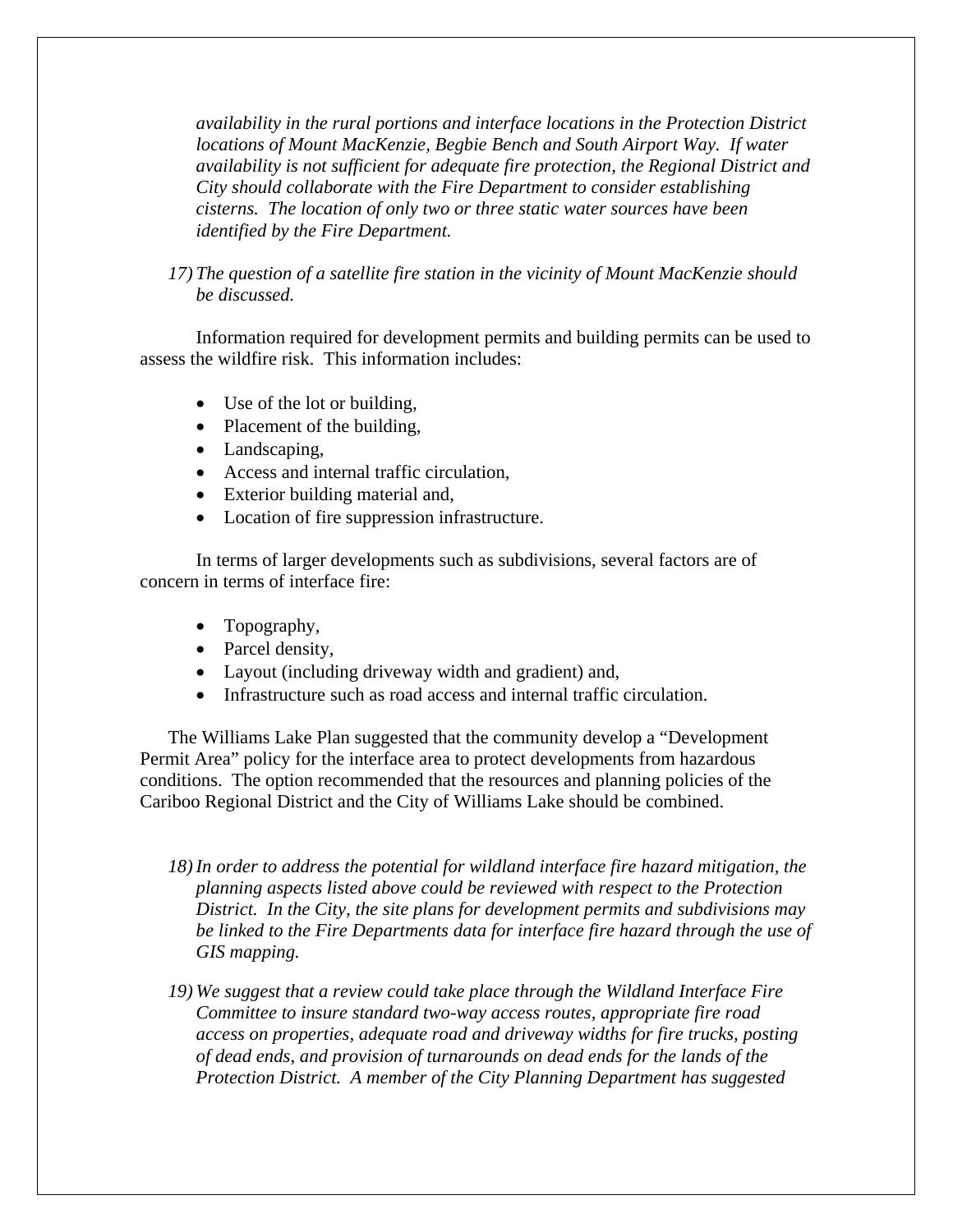*availability in the rural portions and interface locations in the Protection District locations of Mount MacKenzie, Begbie Bench and South Airport Way. If water availability is not sufficient for adequate fire protection, the Regional District and City should collaborate with the Fire Department to consider establishing cisterns. The location of only two or three static water sources have been identified by the Fire Department.*

17) *The question of a satellite fire station in the vicinity of Mount MacKenzie should be discussed.*

Information required for development permits and building permits can be used to assess the wildfire risk. This information includes:

- Use of the lot or building,
- Placement of the building,
- Landscaping,
- Access and internal traffic circulation,
- Exterior building material and,
- Location of fire suppression infrastructure.

In terms of larger developments such as subdivisions, several factors are of concern in terms of interface fire:

- Topography,
- Parcel density,
- Layout (including driveway width and gradient) and,
- Infrastructure such as road access and internal traffic circulation.

The Williams Lake Plan suggested that the community develop a "Development Permit Area" policy for the interface area to protect developments from hazardous conditions. The option recommended that the resources and planning policies of the Cariboo Regional District and the City of Williams Lake should be combined.

18) *In order to address the potential for wildland interface fire hazard mitigation, the planning aspects listed above could be reviewed with respect to the Protection District. In the City, the site plans for development permits and subdivisions may be linked to the Fire Departments data for interface fire hazard through the use of GIS mapping.*

19) *We suggest that a review could take place through the Wildland Interface Fire Committee to insure standard two-way access routes, appropriate fire road access on properties, adequate road and driveway widths for fire trucks, posting of dead ends, and provision of turnarounds on dead ends for the lands of the Protection District. A member of the City Planning Department has suggested*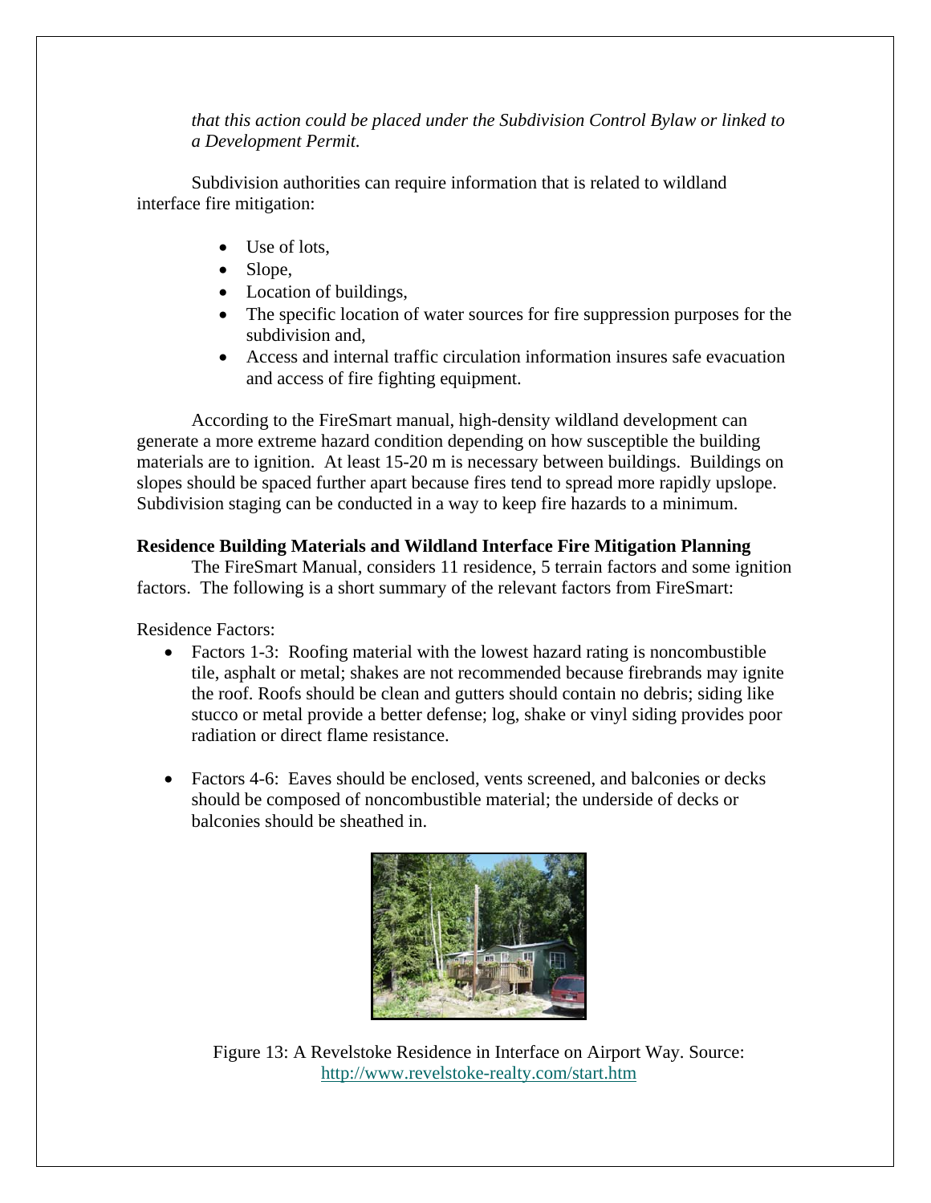*that this action could be placed under the Subdivision Control Bylaw or linked to a Development Permit.*

Subdivision authorities can require information that is related to wildland interface fire mitigation:

- Use of lots,
- Slope,
- Location of buildings,
- The specific location of water sources for fire suppression purposes for the subdivision and,
- Access and internal traffic circulation information insures safe evacuation and access of fire fighting equipment.

According to the FireSmart manual, high-density wildland development can generate a more extreme hazard condition depending on how susceptible the building materials are to ignition. At least 15-20 m is necessary between buildings. Buildings on slopes should be spaced further apart because fires tend to spread more rapidly upslope. Subdivision staging can be conducted in a way to keep fire hazards to a minimum.

**Residence Building Materials and Wildland Interface Fire Mitigation Planning**

The FireSmart Manual, considers 11 residence, 5 terrain factors and some ignition factors. The following is a short summary of the relevant factors from FireSmart:

Residence Factors:

- Factors 1-3: Roofing material with the lowest hazard rating is noncombustible tile, asphalt or metal; shakes are not recommended because firebrands may ignite the roof. Roofs should be clean and gutters should contain no debris; siding like stucco or metal provide a better defense; log, shake or vinyl siding provides poor radiation or direct flame resistance.

- Factors 4-6: Eaves should be enclosed, vents screened, and balconies or decks should be composed of noncombustible material; the underside of decks or balconies should be sheathed in.

Figure 13: A Revelstoke Residence in Interface on Airport Way. Source: http://www.revelstoke-realty.com/start.htm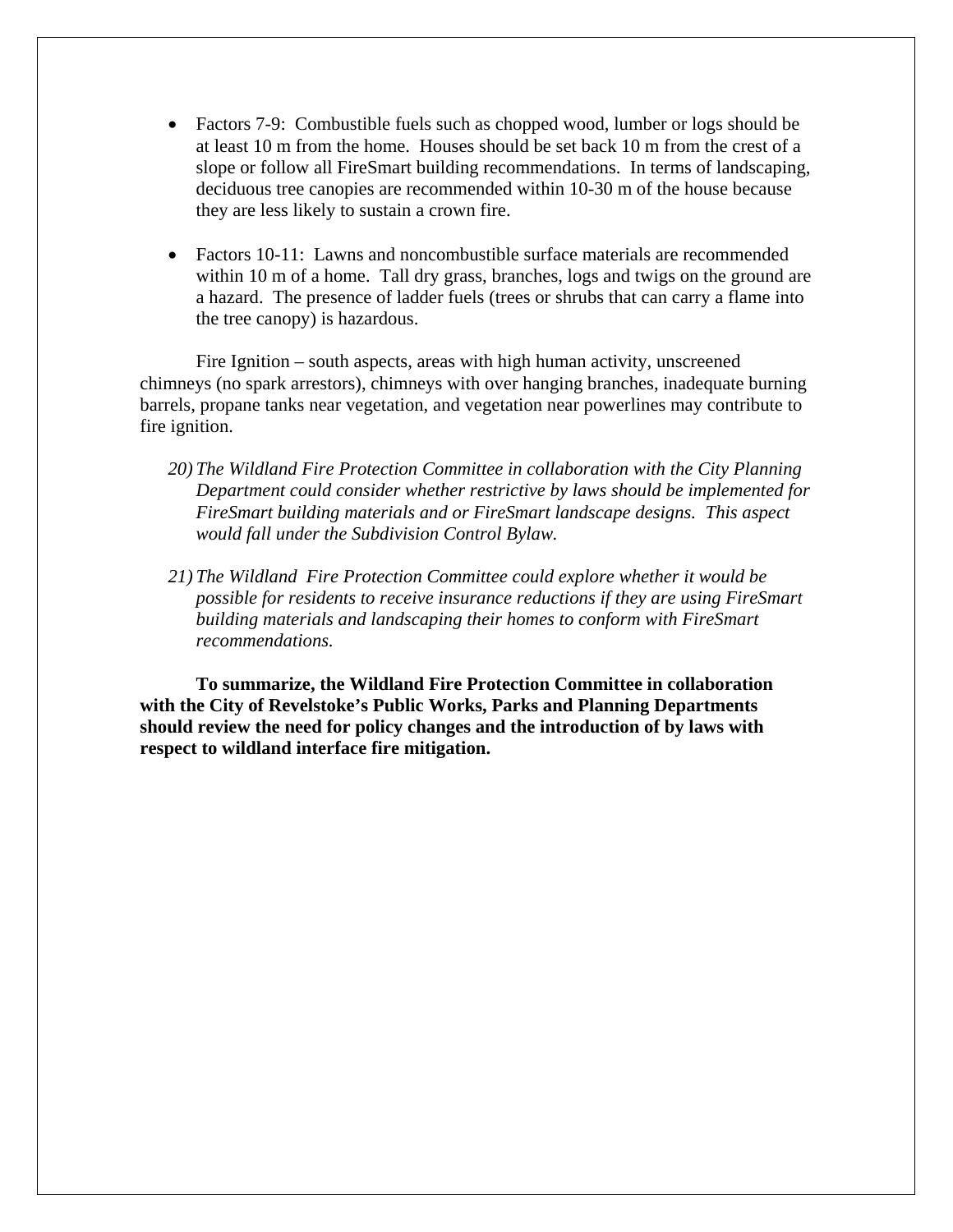- Factors 7-9: Combustible fuels such as chopped wood, lumber or logs should be at least 10 m from the home. Houses should be set back 10 m from the crest of a slope or follow all FireSmart building recommendations. In terms of landscaping, deciduous tree canopies are recommended within 10-30 m of the house because they are less likely to sustain a crown fire.

- Factors 10-11: Lawns and noncombustible surface materials are recommended within 10 m of a home. Tall dry grass, branches, logs and twigs on the ground are a hazard. The presence of ladder fuels (trees or shrubs that can carry a flame into the tree canopy) is hazardous.

Fire Ignition – south aspects, areas with high human activity, unscreened chimneys (no spark arrestors), chimneys with over hanging branches, inadequate burning barrels, propane tanks near vegetation, and vegetation near powerlines may contribute to fire ignition.

20) *The Wildland Fire Protection Committee in collaboration with the City Planning Department could consider whether restrictive by laws should be implemented for FireSmart building materials and or FireSmart landscape designs. This aspect would fall under the Subdivision Control Bylaw.*

21) *The Wildland Fire Protection Committee could explore whether it would be possible for residents to receive insurance reductions if they are using FireSmart building materials and landscaping their homes to conform with FireSmart recommendations.*

**To summarize, the Wildland Fire Protection Committee in collaboration with the City of Revelstoke's Public Works, Parks and Planning Departments should review the need for policy changes and the introduction of by laws with respect to wildland interface fire mitigation.**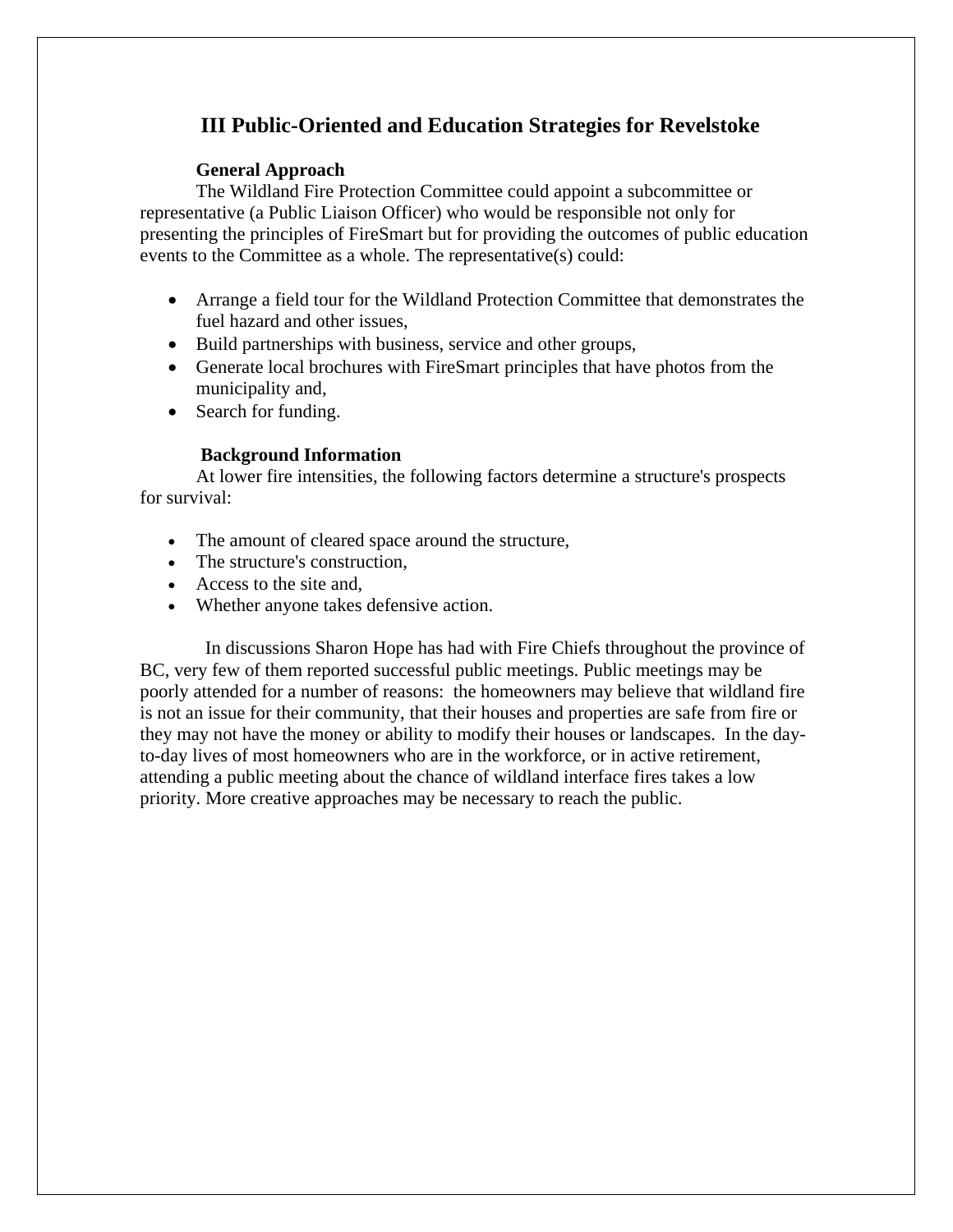## III Public-Oriented and Education Strategies for Revelstoke

### General Approach

The Wildland Fire Protection Committee could appoint a subcommittee or representative (a Public Liaison Officer) who would be responsible not only for presenting the principles of FireSmart but for providing the outcomes of public education events to the Committee as a whole. The representative(s) could:

- Arrange a field tour for the Wildland Protection Committee that demonstrates the fuel hazard and other issues,
- Build partnerships with business, service and other groups,
- Generate local brochures with FireSmart principles that have photos from the municipality and,
- Search for funding.

### Background Information

At lower fire intensities, the following factors determine a structure's prospects for survival:

- The amount of cleared space around the structure,
- The structure's construction,
- Access to the site and,
- Whether anyone takes defensive action.

In discussions Sharon Hope has had with Fire Chiefs throughout the province of BC, very few of them reported successful public meetings. Public meetings may be poorly attended for a number of reasons: the homeowners may believe that wildland fire is not an issue for their community, that their houses and properties are safe from fire or they may not have the money or ability to modify their houses or landscapes. In the day-to-day lives of most homeowners who are in the workforce, or in active retirement, attending a public meeting about the chance of wildland interface fires takes a low priority. More creative approaches may be necessary to reach the public.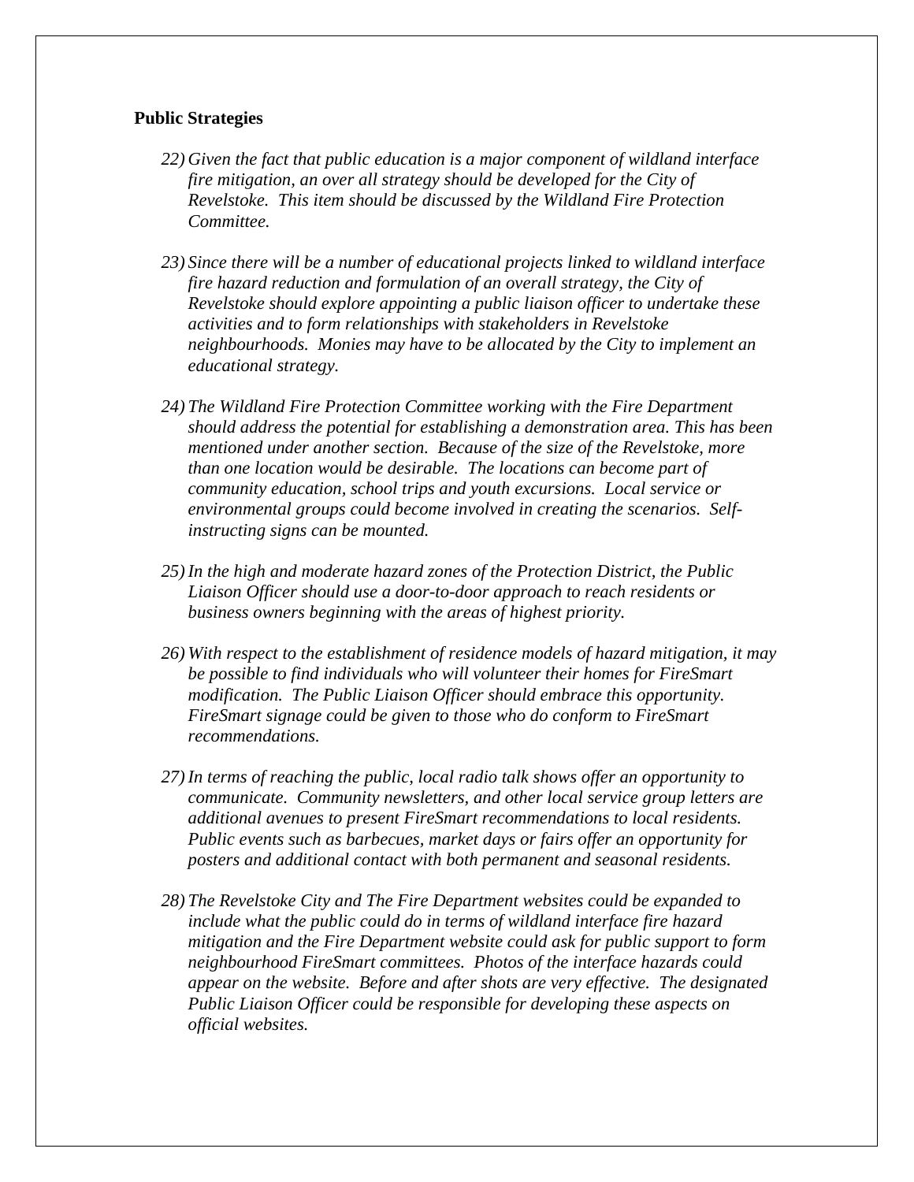**Public Strategies**

22) *Given the fact that public education is a major component of wildland interface fire mitigation, an over all strategy should be developed for the City of Revelstoke. This item should be discussed by the Wildland Fire Protection Committee.*

23) *Since there will be a number of educational projects linked to wildland interface fire hazard reduction and formulation of an overall strategy, the City of Revelstoke should explore appointing a public liaison officer to undertake these activities and to form relationships with stakeholders in Revelstoke neighbourhoods. Monies may have to be allocated by the City to implement an educational strategy.*

24) *The Wildland Fire Protection Committee working with the Fire Department should address the potential for establishing a demonstration area. This has been mentioned under another section. Because of the size of the Revelstoke, more than one location would be desirable. The locations can become part of community education, school trips and youth excursions. Local service or environmental groups could become involved in creating the scenarios. Self-instructing signs can be mounted.*

25) *In the high and moderate hazard zones of the Protection District, the Public Liaison Officer should use a door-to-door approach to reach residents or business owners beginning with the areas of highest priority.*

26) *With respect to the establishment of residence models of hazard mitigation, it may be possible to find individuals who will volunteer their homes for FireSmart modification. The Public Liaison Officer should embrace this opportunity. FireSmart signage could be given to those who do conform to FireSmart recommendations.*

27) *In terms of reaching the public, local radio talk shows offer an opportunity to communicate. Community newsletters, and other local service group letters are additional avenues to present FireSmart recommendations to local residents. Public events such as barbecues, market days or fairs offer an opportunity for posters and additional contact with both permanent and seasonal residents.*

28) *The Revelstoke City and The Fire Department websites could be expanded to include what the public could do in terms of wildland interface fire hazard mitigation and the Fire Department website could ask for public support to form neighbourhood FireSmart committees. Photos of the interface hazards could appear on the website. Before and after shots are very effective. The designated Public Liaison Officer could be responsible for developing these aspects on official websites.*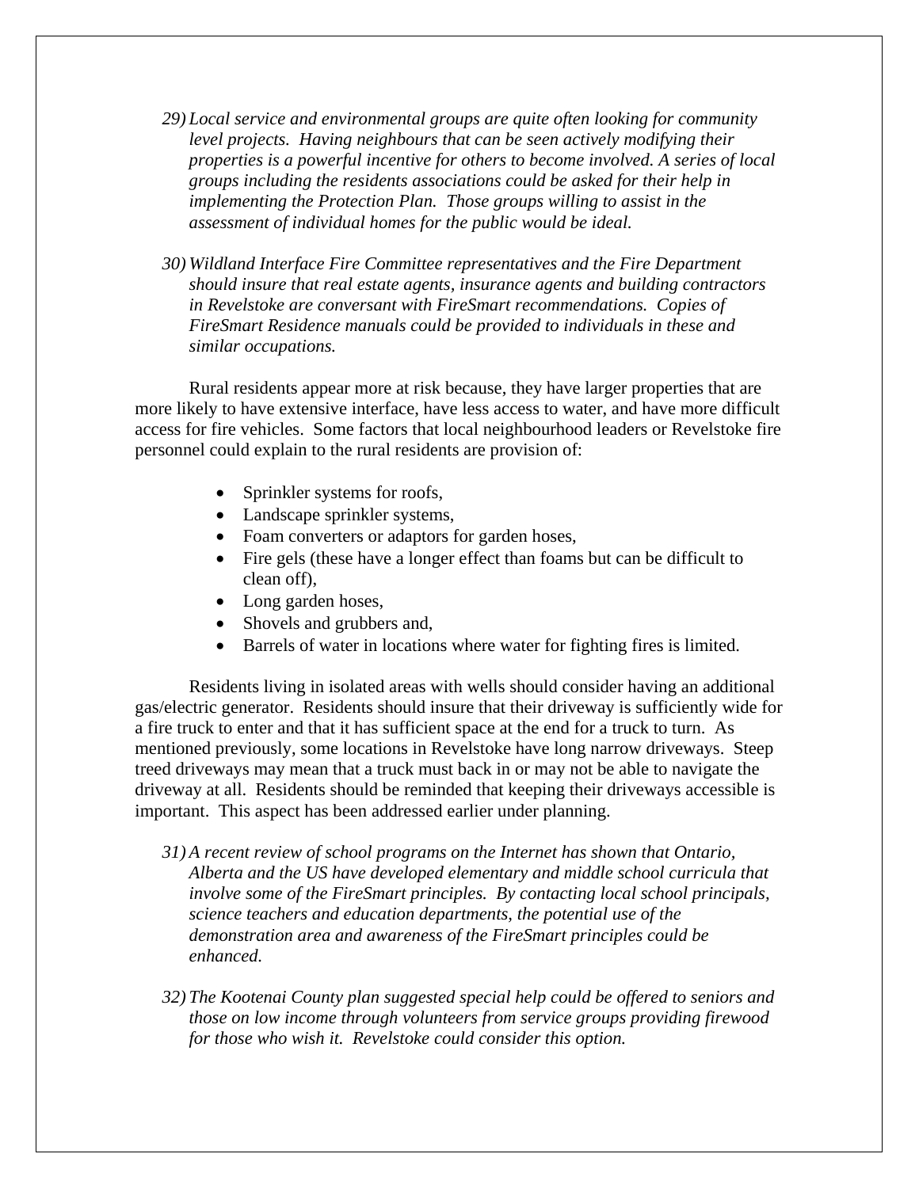29) *Local service and environmental groups are quite often looking for community level projects. Having neighbours that can be seen actively modifying their properties is a powerful incentive for others to become involved. A series of local groups including the residents associations could be asked for their help in implementing the Protection Plan. Those groups willing to assist in the assessment of individual homes for the public would be ideal.*

30) *Wildland Interface Fire Committee representatives and the Fire Department should insure that real estate agents, insurance agents and building contractors in Revelstoke are conversant with FireSmart recommendations. Copies of FireSmart Residence manuals could be provided to individuals in these and similar occupations.*

Rural residents appear more at risk because, they have larger properties that are more likely to have extensive interface, have less access to water, and have more difficult access for fire vehicles. Some factors that local neighbourhood leaders or Revelstoke fire personnel could explain to the rural residents are provision of:

- Sprinkler systems for roofs,
- Landscape sprinkler systems,
- Foam converters or adaptors for garden hoses,
- Fire gels (these have a longer effect than foams but can be difficult to clean off),
- Long garden hoses,
- Shovels and grubbers and,
- Barrels of water in locations where water for fighting fires is limited.

Residents living in isolated areas with wells should consider having an additional gas/electric generator. Residents should insure that their driveway is sufficiently wide for a fire truck to enter and that it has sufficient space at the end for a truck to turn. As mentioned previously, some locations in Revelstoke have long narrow driveways. Steep treed driveways may mean that a truck must back in or may not be able to navigate the driveway at all. Residents should be reminded that keeping their driveways accessible is important. This aspect has been addressed earlier under planning.

31) *A recent review of school programs on the Internet has shown that Ontario, Alberta and the US have developed elementary and middle school curricula that involve some of the FireSmart principles. By contacting local school principals, science teachers and education departments, the potential use of the demonstration area and awareness of the FireSmart principles could be enhanced.*

32) *The Kootenai County plan suggested special help could be offered to seniors and those on low income through volunteers from service groups providing firewood for those who wish it. Revelstoke could consider this option.*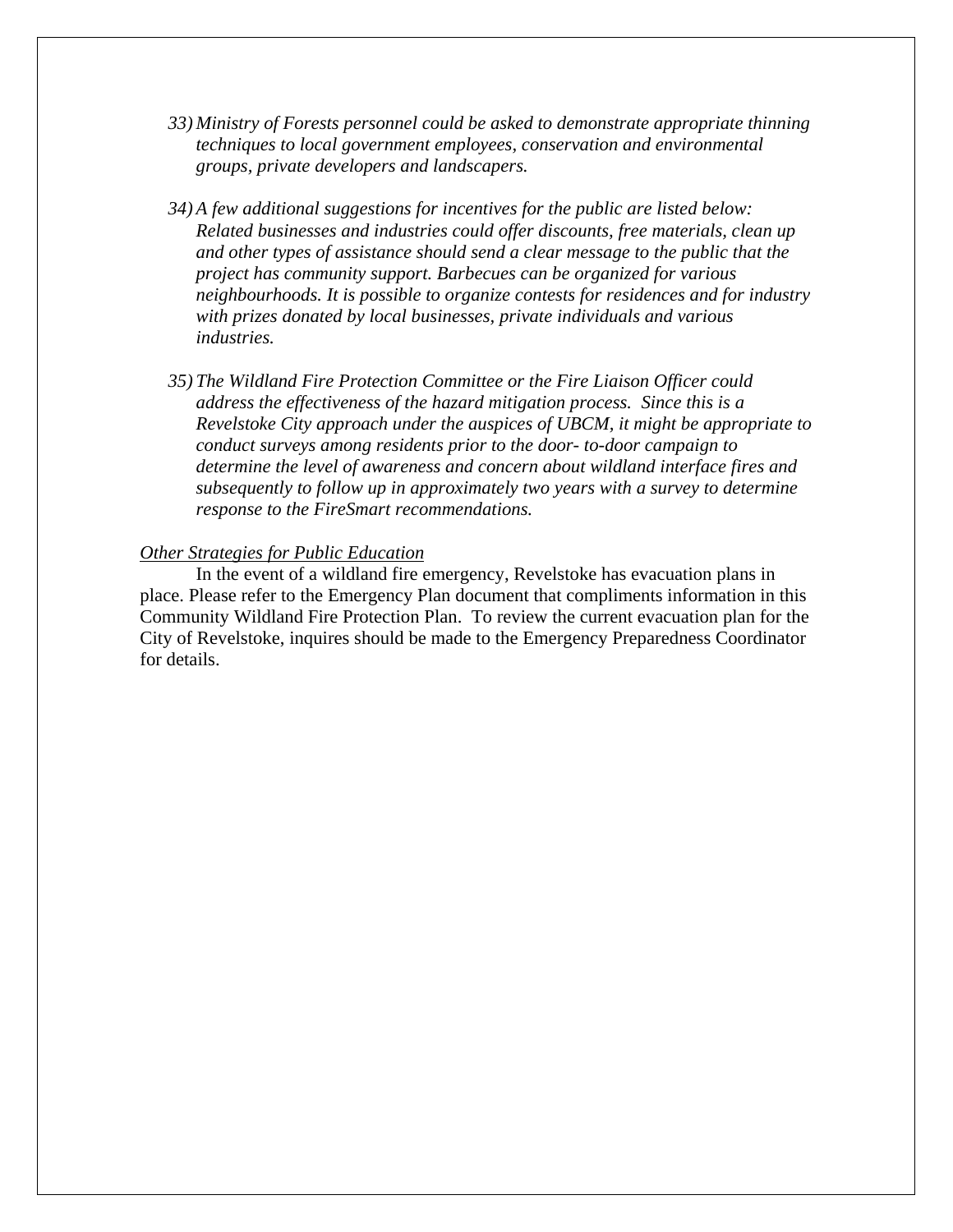33) *Ministry of Forests personnel could be asked to demonstrate appropriate thinning techniques to local government employees, conservation and environmental groups, private developers and landscapers.*

34) *A few additional suggestions for incentives for the public are listed below: Related businesses and industries could offer discounts, free materials, clean up and other types of assistance should send a clear message to the public that the project has community support. Barbecues can be organized for various neighbourhoods. It is possible to organize contests for residences and for industry with prizes donated by local businesses, private individuals and various industries.*

35) *The Wildland Fire Protection Committee or the Fire Liaison Officer could address the effectiveness of the hazard mitigation process. Since this is a Revelstoke City approach under the auspices of UBCM, it might be appropriate to conduct surveys among residents prior to the door- to-door campaign to determine the level of awareness and concern about wildland interface fires and subsequently to follow up in approximately two years with a survey to determine response to the FireSmart recommendations.*

*Other Strategies for Public Education*

In the event of a wildland fire emergency, Revelstoke has evacuation plans in place. Please refer to the Emergency Plan document that compliments information in this Community Wildland Fire Protection Plan. To review the current evacuation plan for the City of Revelstoke, inquires should be made to the Emergency Preparedness Coordinator for details.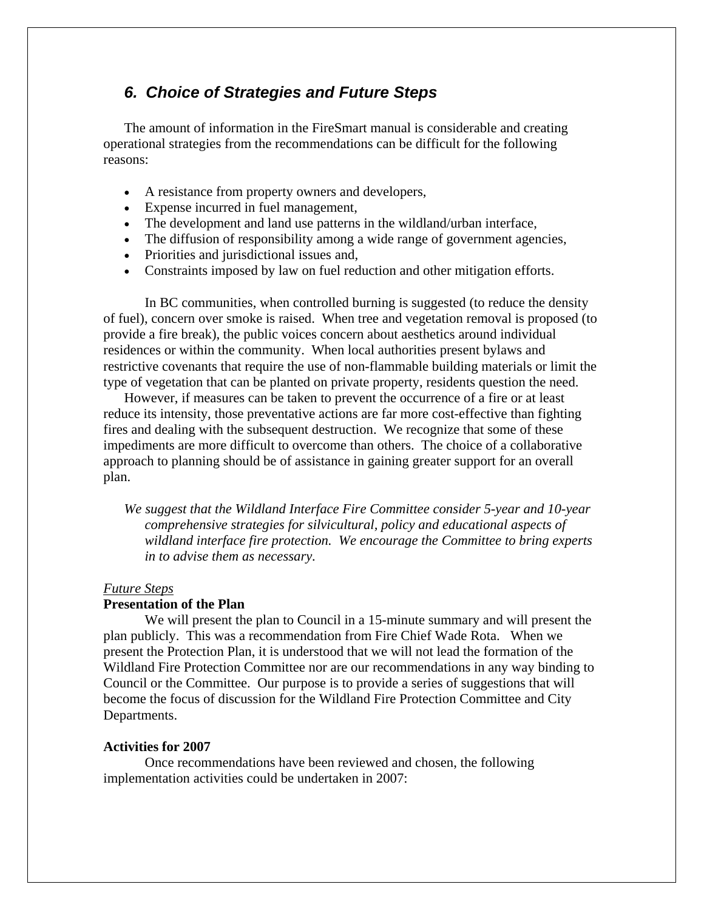## *6. Choice of Strategies and Future Steps*

The amount of information in the FireSmart manual is considerable and creating operational strategies from the recommendations can be difficult for the following reasons:

- A resistance from property owners and developers,
- Expense incurred in fuel management,
- The development and land use patterns in the wildland/urban interface,
- The diffusion of responsibility among a wide range of government agencies,
- Priorities and jurisdictional issues and,
- Constraints imposed by law on fuel reduction and other mitigation efforts.

In BC communities, when controlled burning is suggested (to reduce the density of fuel), concern over smoke is raised. When tree and vegetation removal is proposed (to provide a fire break), the public voices concern about aesthetics around individual residences or within the community. When local authorities present bylaws and restrictive covenants that require the use of non-flammable building materials or limit the type of vegetation that can be planted on private property, residents question the need.

However, if measures can be taken to prevent the occurrence of a fire or at least reduce its intensity, those preventative actions are far more cost-effective than fighting fires and dealing with the subsequent destruction. We recognize that some of these impediments are more difficult to overcome than others. The choice of a collaborative approach to planning should be of assistance in gaining greater support for an overall plan.

*We suggest that the Wildland Interface Fire Committee consider 5-year and 10-year comprehensive strategies for silvicultural, policy and educational aspects of wildland interface fire protection. We encourage the Committee to bring experts in to advise them as necessary.*

<u>*Future Steps*</u>

**Presentation of the Plan**

We will present the plan to Council in a 15-minute summary and will present the plan publicly. This was a recommendation from Fire Chief Wade Rota. When we present the Protection Plan, it is understood that we will not lead the formation of the Wildland Fire Protection Committee nor are our recommendations in any way binding to Council or the Committee. Our purpose is to provide a series of suggestions that will become the focus of discussion for the Wildland Fire Protection Committee and City Departments.

**Activities for 2007**

Once recommendations have been reviewed and chosen, the following implementation activities could be undertaken in 2007: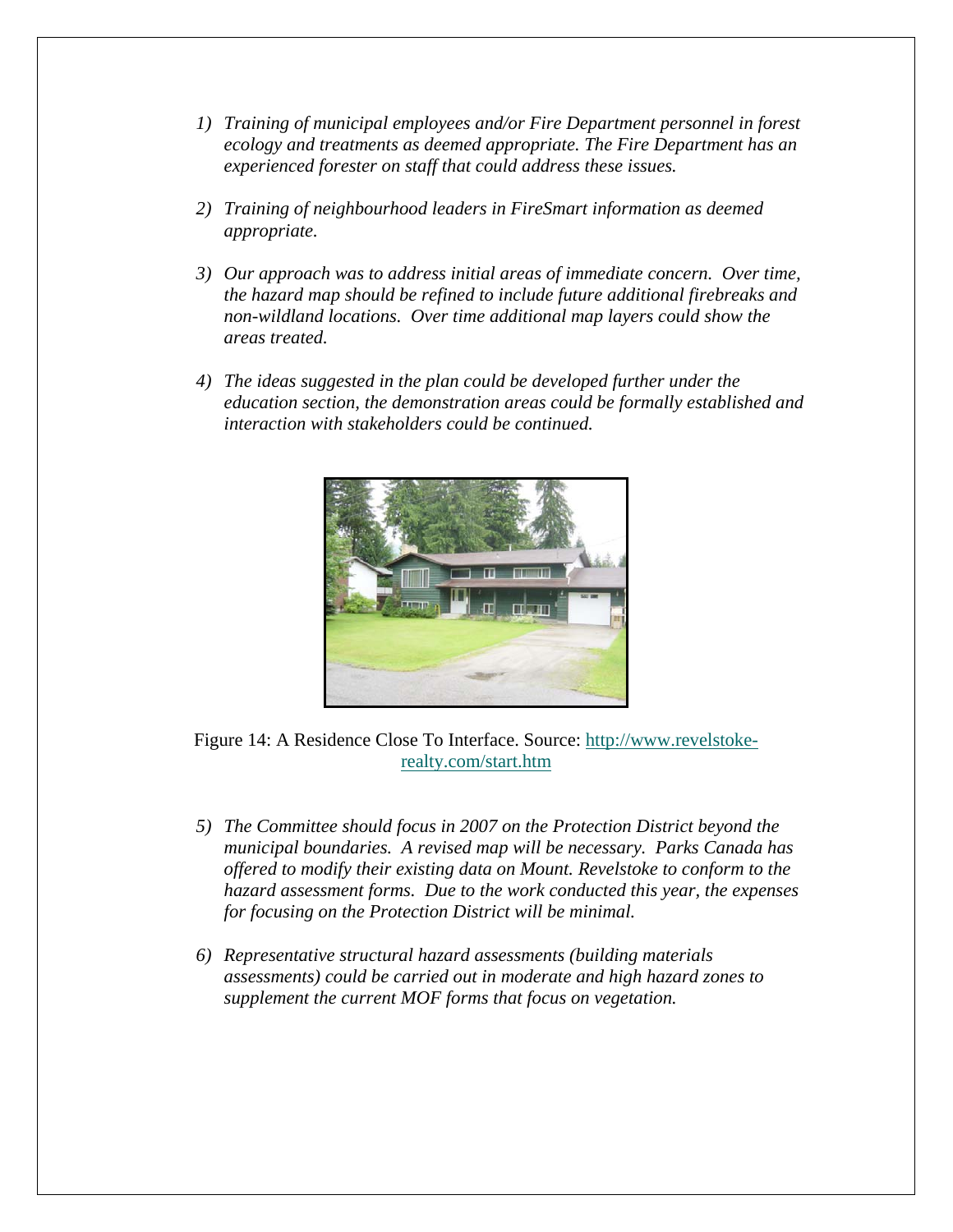1) *Training of municipal employees and/or Fire Department personnel in forest ecology and treatments as deemed appropriate. The Fire Department has an experienced forester on staff that could address these issues.*

2) *Training of neighbourhood leaders in FireSmart information as deemed appropriate.*

3) *Our approach was to address initial areas of immediate concern. Over time, the hazard map should be refined to include future additional firebreaks and non-wildland locations. Over time additional map layers could show the areas treated.*

4) *The ideas suggested in the plan could be developed further under the education section, the demonstration areas could be formally established and interaction with stakeholders could be continued.*

Figure 14: A Residence Close To Interface. Source: http://www.revelstoke-realty.com/start.htm

5) *The Committee should focus in 2007 on the Protection District beyond the municipal boundaries. A revised map will be necessary. Parks Canada has offered to modify their existing data on Mount. Revelstoke to conform to the hazard assessment forms. Due to the work conducted this year, the expenses for focusing on the Protection District will be minimal.*

6) *Representative structural hazard assessments (building materials assessments) could be carried out in moderate and high hazard zones to supplement the current MOF forms that focus on vegetation.*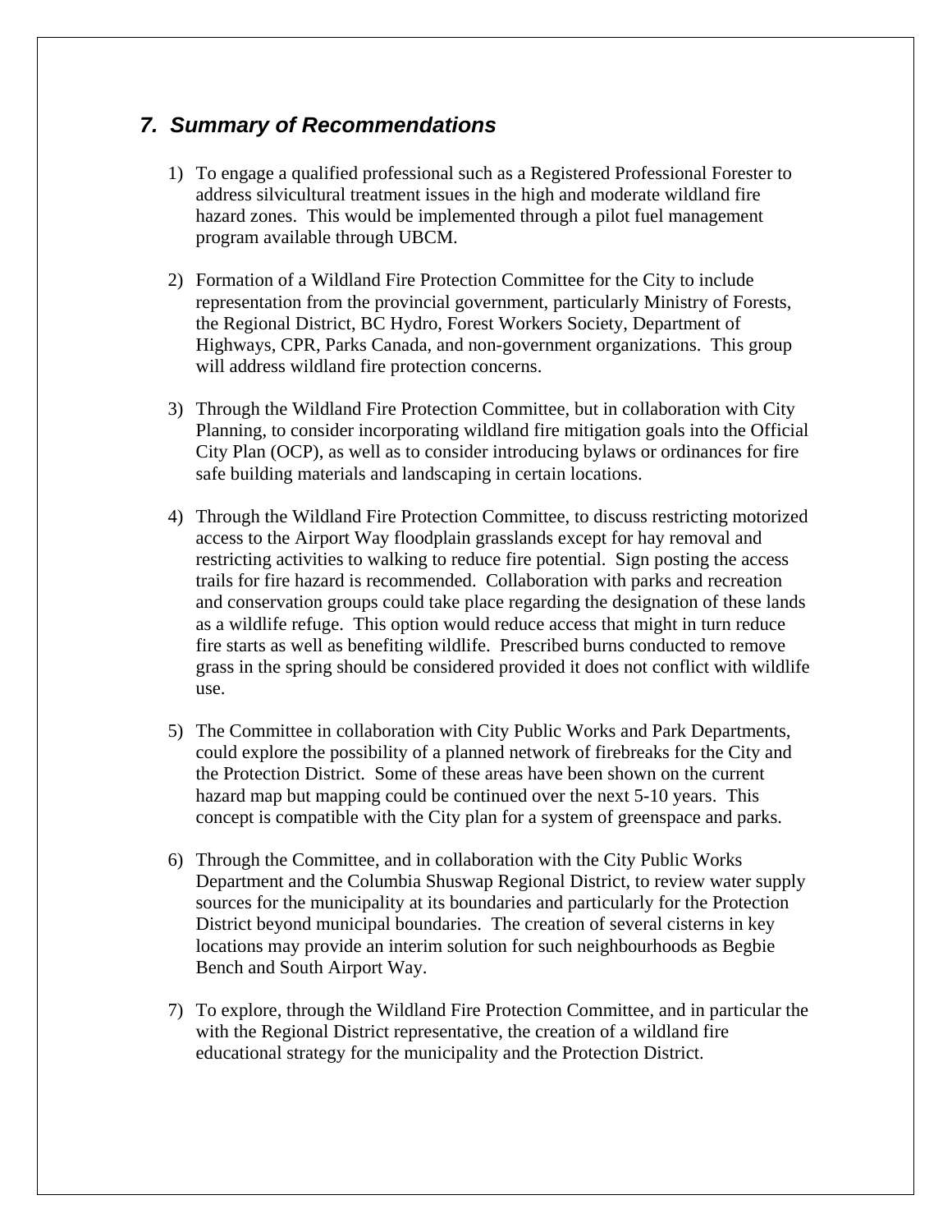## *7. Summary of Recommendations*

1) To engage a qualified professional such as a Registered Professional Forester to address silvicultural treatment issues in the high and moderate wildland fire hazard zones. This would be implemented through a pilot fuel management program available through UBCM.

2) Formation of a Wildland Fire Protection Committee for the City to include representation from the provincial government, particularly Ministry of Forests, the Regional District, BC Hydro, Forest Workers Society, Department of Highways, CPR, Parks Canada, and non-government organizations. This group will address wildland fire protection concerns.

3) Through the Wildland Fire Protection Committee, but in collaboration with City Planning, to consider incorporating wildland fire mitigation goals into the Official City Plan (OCP), as well as to consider introducing bylaws or ordinances for fire safe building materials and landscaping in certain locations.

4) Through the Wildland Fire Protection Committee, to discuss restricting motorized access to the Airport Way floodplain grasslands except for hay removal and restricting activities to walking to reduce fire potential. Sign posting the access trails for fire hazard is recommended. Collaboration with parks and recreation and conservation groups could take place regarding the designation of these lands as a wildlife refuge. This option would reduce access that might in turn reduce fire starts as well as benefiting wildlife. Prescribed burns conducted to remove grass in the spring should be considered provided it does not conflict with wildlife use.

5) The Committee in collaboration with City Public Works and Park Departments, could explore the possibility of a planned network of firebreaks for the City and the Protection District. Some of these areas have been shown on the current hazard map but mapping could be continued over the next 5-10 years. This concept is compatible with the City plan for a system of greenspace and parks.

6) Through the Committee, and in collaboration with the City Public Works Department and the Columbia Shuswap Regional District, to review water supply sources for the municipality at its boundaries and particularly for the Protection District beyond municipal boundaries. The creation of several cisterns in key locations may provide an interim solution for such neighbourhoods as Begbie Bench and South Airport Way.

7) To explore, through the Wildland Fire Protection Committee, and in particular the with the Regional District representative, the creation of a wildland fire educational strategy for the municipality and the Protection District.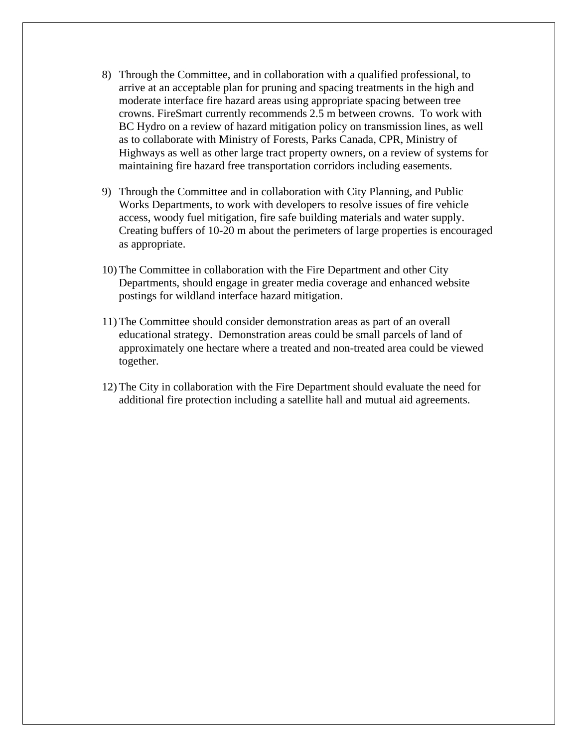8) Through the Committee, and in collaboration with a qualified professional, to arrive at an acceptable plan for pruning and spacing treatments in the high and moderate interface fire hazard areas using appropriate spacing between tree crowns. FireSmart currently recommends 2.5 m between crowns. To work with BC Hydro on a review of hazard mitigation policy on transmission lines, as well as to collaborate with Ministry of Forests, Parks Canada, CPR, Ministry of Highways as well as other large tract property owners, on a review of systems for maintaining fire hazard free transportation corridors including easements.

9) Through the Committee and in collaboration with City Planning, and Public Works Departments, to work with developers to resolve issues of fire vehicle access, woody fuel mitigation, fire safe building materials and water supply. Creating buffers of 10-20 m about the perimeters of large properties is encouraged as appropriate.

10) The Committee in collaboration with the Fire Department and other City Departments, should engage in greater media coverage and enhanced website postings for wildland interface hazard mitigation.

11) The Committee should consider demonstration areas as part of an overall educational strategy. Demonstration areas could be small parcels of land of approximately one hectare where a treated and non-treated area could be viewed together.

12) The City in collaboration with the Fire Department should evaluate the need for additional fire protection including a satellite hall and mutual aid agreements.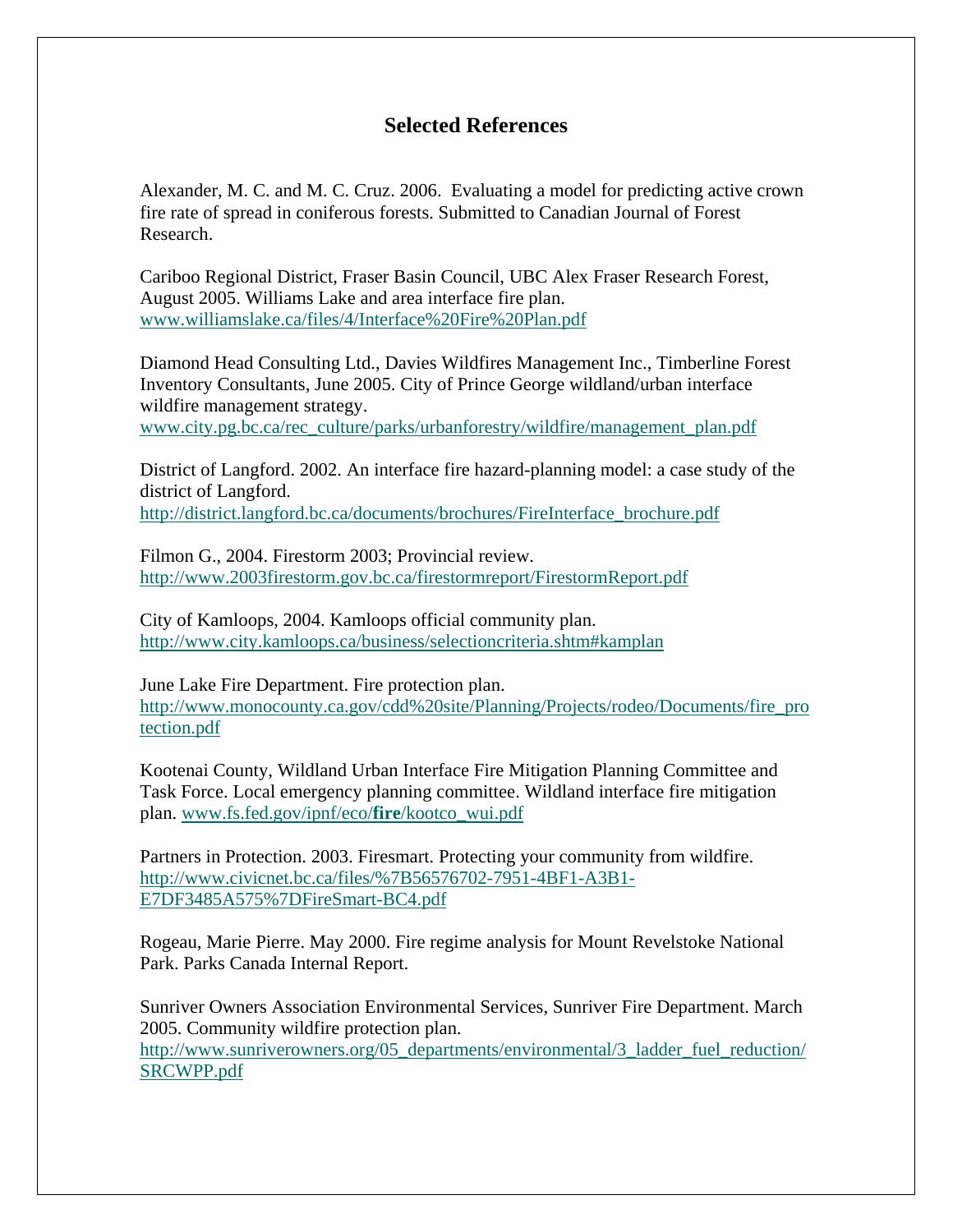## Selected References

Alexander, M. C. and M. C. Cruz. 2006. Evaluating a model for predicting active crown fire rate of spread in coniferous forests. Submitted to Canadian Journal of Forest Research.

Cariboo Regional District, Fraser Basin Council, UBC Alex Fraser Research Forest, August 2005. Williams Lake and area interface fire plan. www.williamslake.ca/files/4/Interface%20Fire%20Plan.pdf

Diamond Head Consulting Ltd., Davies Wildfires Management Inc., Timberline Forest Inventory Consultants, June 2005. City of Prince George wildland/urban interface wildfire management strategy. www.city.pg.bc.ca/rec_culture/parks/urbanforestry/wildfire/management_plan.pdf

District of Langford. 2002. An interface fire hazard-planning model: a case study of the district of Langford. http://district.langford.bc.ca/documents/brochures/FireInterface_brochure.pdf

Filmon G., 2004. Firestorm 2003; Provincial review. http://www.2003firestorm.gov.bc.ca/firestormreport/FirestormReport.pdf

City of Kamloops, 2004. Kamloops official community plan. http://www.city.kamloops.ca/business/selectioncriteria.shtm#kamplan

June Lake Fire Department. Fire protection plan. http://www.monocounty.ca.gov/cdd%20site/Planning/Projects/rodeo/Documents/fire_protection.pdf

Kootenai County, Wildland Urban Interface Fire Mitigation Planning Committee and Task Force. Local emergency planning committee. Wildland interface fire mitigation plan. www.fs.fed.gov/ipnf/eco/**fire**/kootco_wui.pdf

Partners in Protection. 2003. Firesmart. Protecting your community from wildfire. http://www.civicnet.bc.ca/files/%7B56576702-7951-4BF1-A3B1-E7DF3485A575%7DFireSmart-BC4.pdf

Rogeau, Marie Pierre. May 2000. Fire regime analysis for Mount Revelstoke National Park. Parks Canada Internal Report.

Sunriver Owners Association Environmental Services, Sunriver Fire Department. March 2005. Community wildfire protection plan. http://www.sunriverowners.org/05_departments/environmental/3_ladder_fuel_reduction/SRCWPP.pdf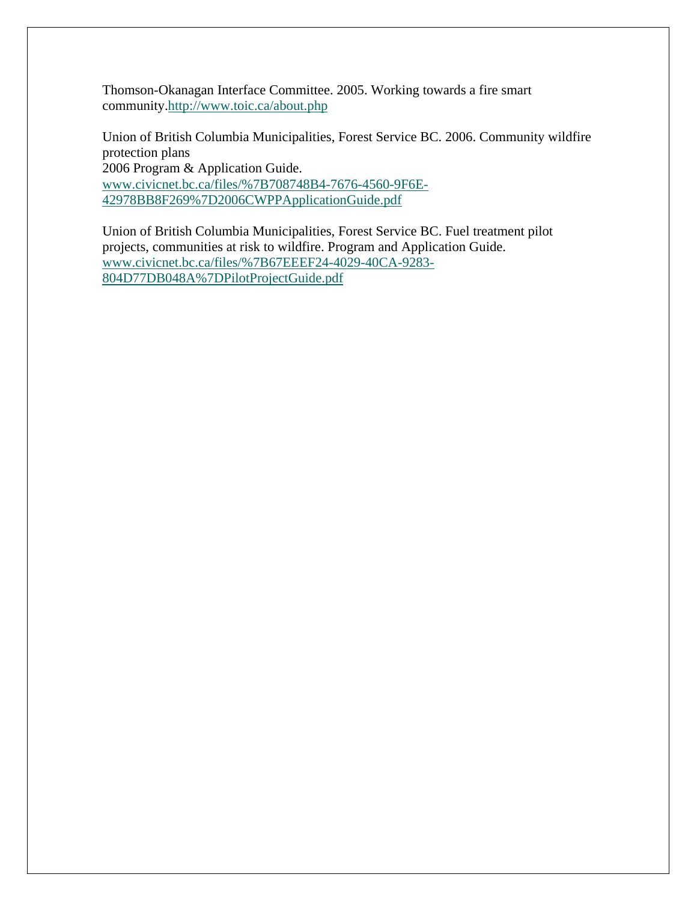Thomson-Okanagan Interface Committee. 2005. Working towards a fire smart community.http://www.toic.ca/about.php

Union of British Columbia Municipalities, Forest Service BC. 2006. Community wildfire protection plans
2006 Program & Application Guide.
www.civicnet.bc.ca/files/%7B708748B4-7676-4560-9F6E-42978BB8F269%7D2006CWPPApplicationGuide.pdf

Union of British Columbia Municipalities, Forest Service BC. Fuel treatment pilot projects, communities at risk to wildfire. Program and Application Guide.
www.civicnet.bc.ca/files/%7B67EEEF24-4029-40CA-9283-804D77DB048A%7DPilotProjectGuide.pdf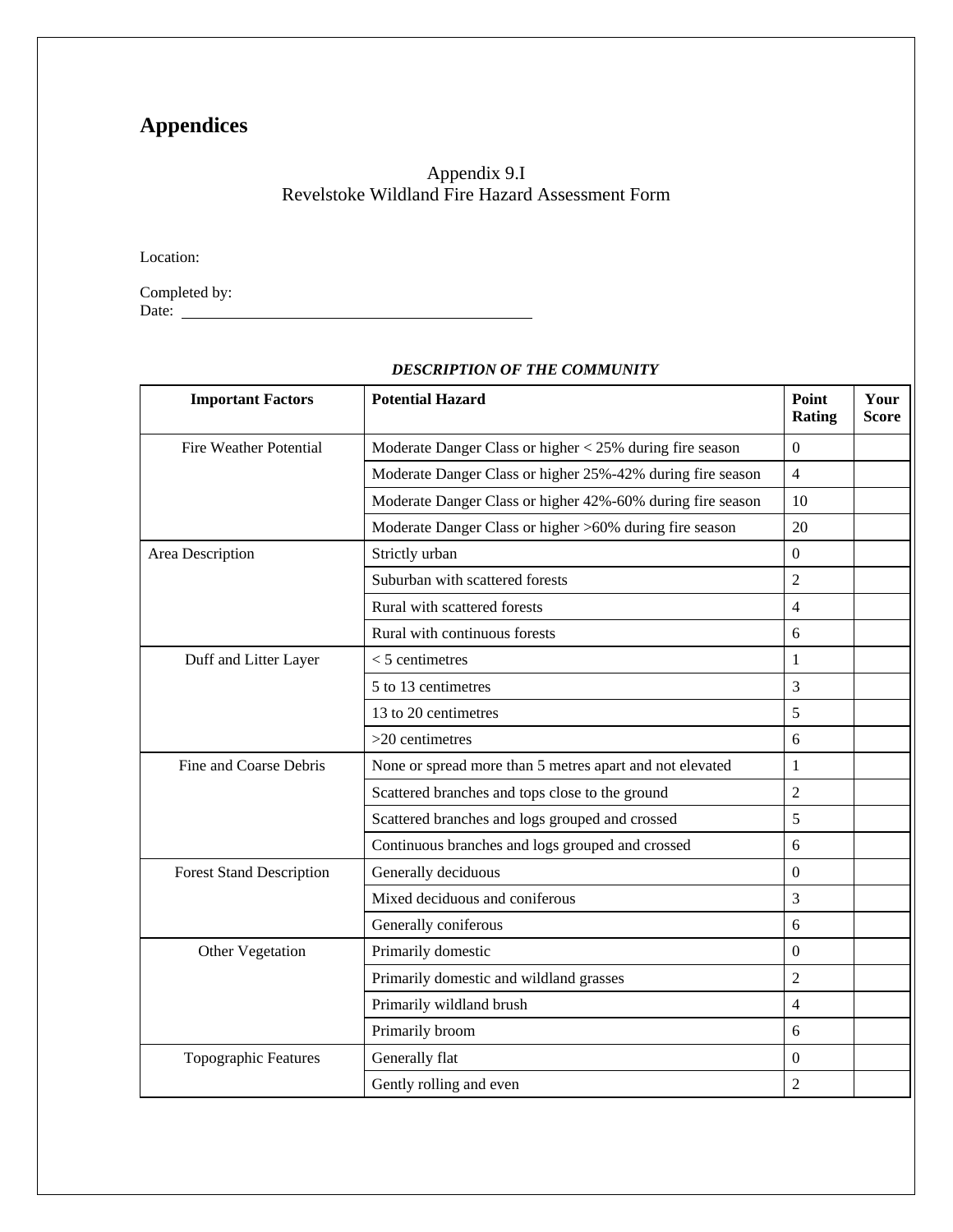# Appendices

Appendix 9.I
Revelstoke Wildland Fire Hazard Assessment Form

Location:

Completed by:
Date: \_\_\_\_\_\_\_\_\_\_\_\_\_\_\_\_\_\_\_\_\_\_\_\_\_\_\_\_\_\_\_\_\_\_\_\_

***DESCRIPTION OF THE COMMUNITY***

| Important Factors | Potential Hazard | Point Rating | Your Score |
|---|---|---|---|
| Fire Weather Potential | Moderate Danger Class or higher < 25% during fire season | 0 | |
| | Moderate Danger Class or higher 25%-42% during fire season | 4 | |
| | Moderate Danger Class or higher 42%-60% during fire season | 10 | |
| | Moderate Danger Class or higher >60% during fire season | 20 | |
| Area Description | Strictly urban | 0 | |
| | Suburban with scattered forests | 2 | |
| | Rural with scattered forests | 4 | |
| | Rural with continuous forests | 6 | |
| Duff and Litter Layer | < 5 centimetres | 1 | |
| | 5 to 13 centimetres | 3 | |
| | 13 to 20 centimetres | 5 | |
| | >20 centimetres | 6 | |
| Fine and Coarse Debris | None or spread more than 5 metres apart and not elevated | 1 | |
| | Scattered branches and tops close to the ground | 2 | |
| | Scattered branches and logs grouped and crossed | 5 | |
| | Continuous branches and logs grouped and crossed | 6 | |
| Forest Stand Description | Generally deciduous | 0 | |
| | Mixed deciduous and coniferous | 3 | |
| | Generally coniferous | 6 | |
| Other Vegetation | Primarily domestic | 0 | |
| | Primarily domestic and wildland grasses | 2 | |
| | Primarily wildland brush | 4 | |
| | Primarily broom | 6 | |
| Topographic Features | Generally flat | 0 | |
| | Gently rolling and even | 2 | |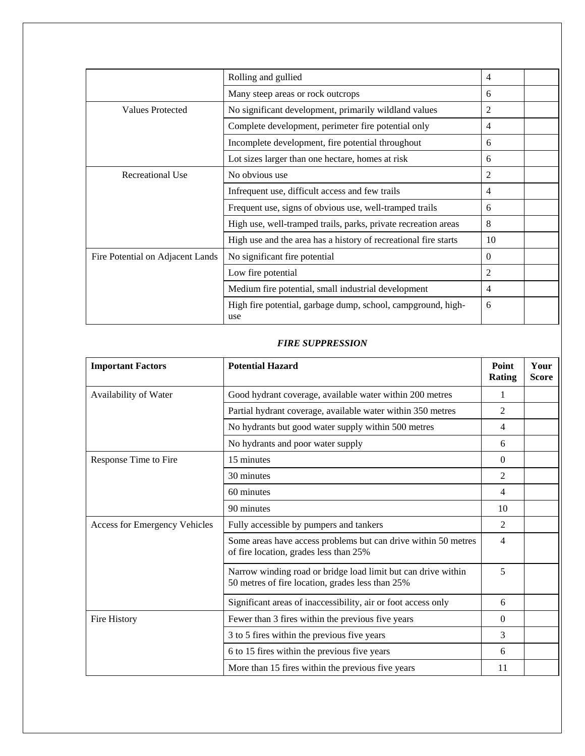| | | | |
|---|---|---|---|
| | Rolling and gullied | 4 | |
| | Many steep areas or rock outcrops | 6 | |
| Values Protected | No significant development, primarily wildland values | 2 | |
| | Complete development, perimeter fire potential only | 4 | |
| | Incomplete development, fire potential throughout | 6 | |
| | Lot sizes larger than one hectare, homes at risk | 6 | |
| Recreational Use | No obvious use | 2 | |
| | Infrequent use, difficult access and few trails | 4 | |
| | Frequent use, signs of obvious use, well-tramped trails | 6 | |
| | High use, well-tramped trails, parks, private recreation areas | 8 | |
| | High use and the area has a history of recreational fire starts | 10 | |
| Fire Potential on Adjacent Lands | No significant fire potential | 0 | |
| | Low fire potential | 2 | |
| | Medium fire potential, small industrial development | 4 | |
| | High fire potential, garbage dump, school, campground, high-use | 6 | |

***FIRE SUPPRESSION***

| Important Factors | Potential Hazard | Point Rating | Your Score |
|---|---|---|---|
| Availability of Water | Good hydrant coverage, available water within 200 metres | 1 | |
| | Partial hydrant coverage, available water within 350 metres | 2 | |
| | No hydrants but good water supply within 500 metres | 4 | |
| | No hydrants and poor water supply | 6 | |
| Response Time to Fire | 15 minutes | 0 | |
| | 30 minutes | 2 | |
| | 60 minutes | 4 | |
| | 90 minutes | 10 | |
| Access for Emergency Vehicles | Fully accessible by pumpers and tankers | 2 | |
| | Some areas have access problems but can drive within 50 metres of fire location, grades less than 25% | 4 | |
| | Narrow winding road or bridge load limit but can drive within 50 metres of fire location, grades less than 25% | 5 | |
| | Significant areas of inaccessibility, air or foot access only | 6 | |
| Fire History | Fewer than 3 fires within the previous five years | 0 | |
| | 3 to 5 fires within the previous five years | 3 | |
| | 6 to 15 fires within the previous five years | 6 | |
| | More than 15 fires within the previous five years | 11 | |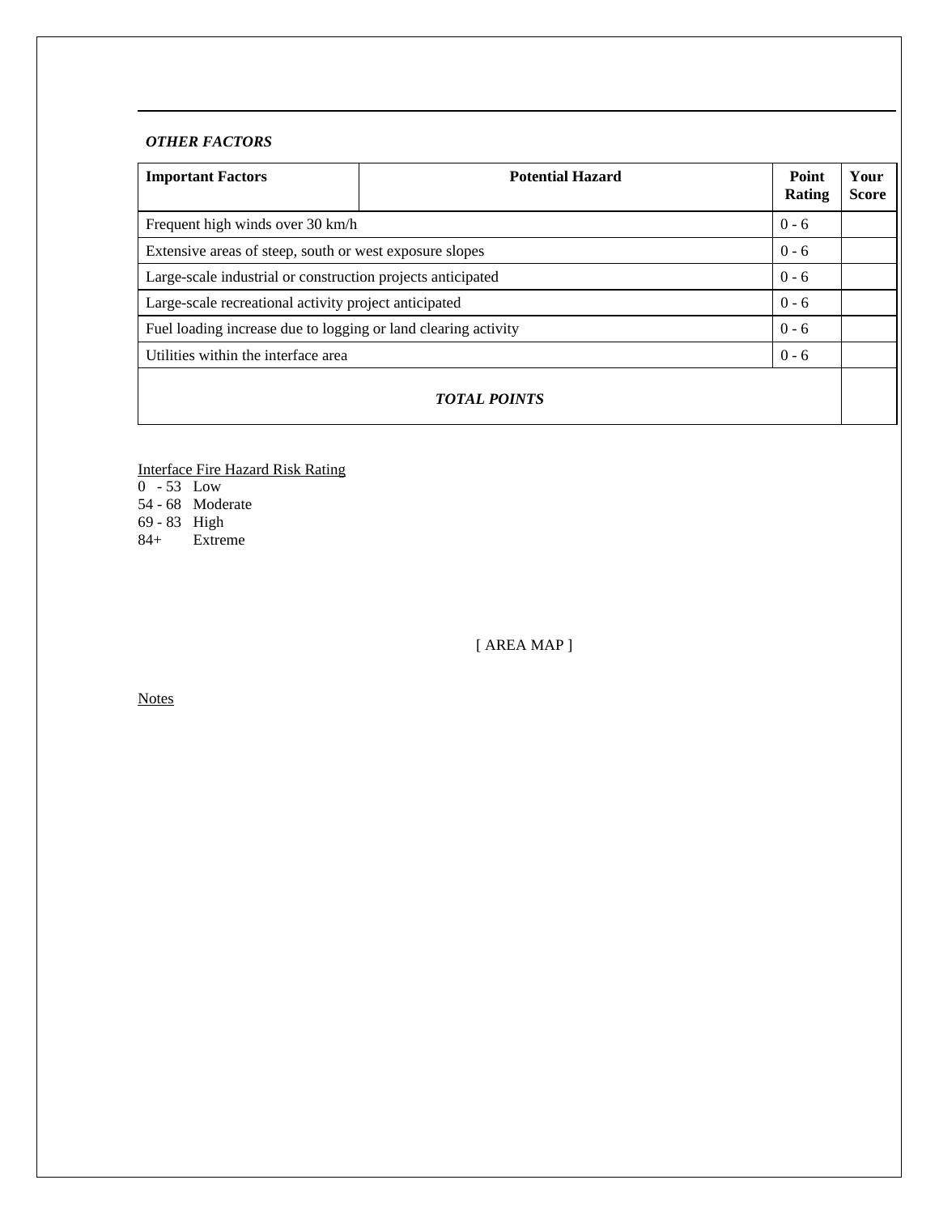### *OTHER FACTORS*

| **Important Factors** | **Potential Hazard** | **Point Rating** | **Your Score** |
|---|---|---|---|
| Frequent high winds over 30 km/h | | 0 - 6 | |
| Extensive areas of steep, south or west exposure slopes | | 0 - 6 | |
| Large-scale industrial or construction projects anticipated | | 0 - 6 | |
| Large-scale recreational activity project anticipated | | 0 - 6 | |
| Fuel loading increase due to logging or land clearing activity | | 0 - 6 | |
| Utilities within the interface area | | 0 - 6 | |
| ***TOTAL POINTS*** | | | |

<u>Interface Fire Hazard Risk Rating</u>

0 - 53 Low
54 - 68 Moderate
69 - 83 High
84+ Extreme

[ AREA MAP ]

<u>Notes</u>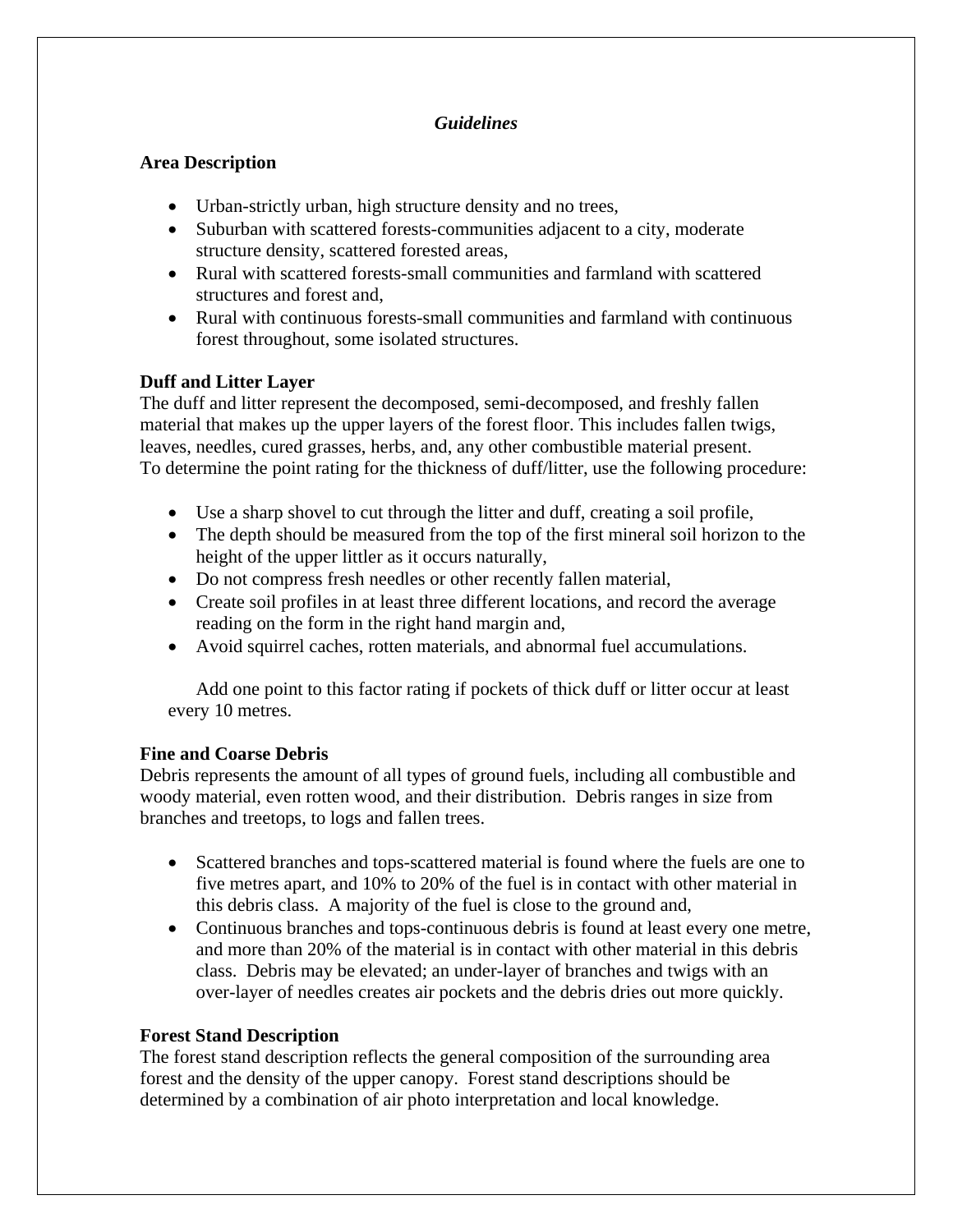*Guidelines*

**Area Description**

- Urban-strictly urban, high structure density and no trees,
- Suburban with scattered forests-communities adjacent to a city, moderate structure density, scattered forested areas,
- Rural with scattered forests-small communities and farmland with scattered structures and forest and,
- Rural with continuous forests-small communities and farmland with continuous forest throughout, some isolated structures.

**Duff and Litter Layer**

The duff and litter represent the decomposed, semi-decomposed, and freshly fallen material that makes up the upper layers of the forest floor. This includes fallen twigs, leaves, needles, cured grasses, herbs, and, any other combustible material present.
To determine the point rating for the thickness of duff/litter, use the following procedure:

- Use a sharp shovel to cut through the litter and duff, creating a soil profile,
- The depth should be measured from the top of the first mineral soil horizon to the height of the upper littler as it occurs naturally,
- Do not compress fresh needles or other recently fallen material,
- Create soil profiles in at least three different locations, and record the average reading on the form in the right hand margin and,
- Avoid squirrel caches, rotten materials, and abnormal fuel accumulations.

Add one point to this factor rating if pockets of thick duff or litter occur at least every 10 metres.

**Fine and Coarse Debris**

Debris represents the amount of all types of ground fuels, including all combustible and woody material, even rotten wood, and their distribution. Debris ranges in size from branches and treetops, to logs and fallen trees.

- Scattered branches and tops-scattered material is found where the fuels are one to five metres apart, and 10% to 20% of the fuel is in contact with other material in this debris class. A majority of the fuel is close to the ground and,
- Continuous branches and tops-continuous debris is found at least every one metre, and more than 20% of the material is in contact with other material in this debris class. Debris may be elevated; an under-layer of branches and twigs with an over-layer of needles creates air pockets and the debris dries out more quickly.

**Forest Stand Description**

The forest stand description reflects the general composition of the surrounding area forest and the density of the upper canopy. Forest stand descriptions should be determined by a combination of air photo interpretation and local knowledge.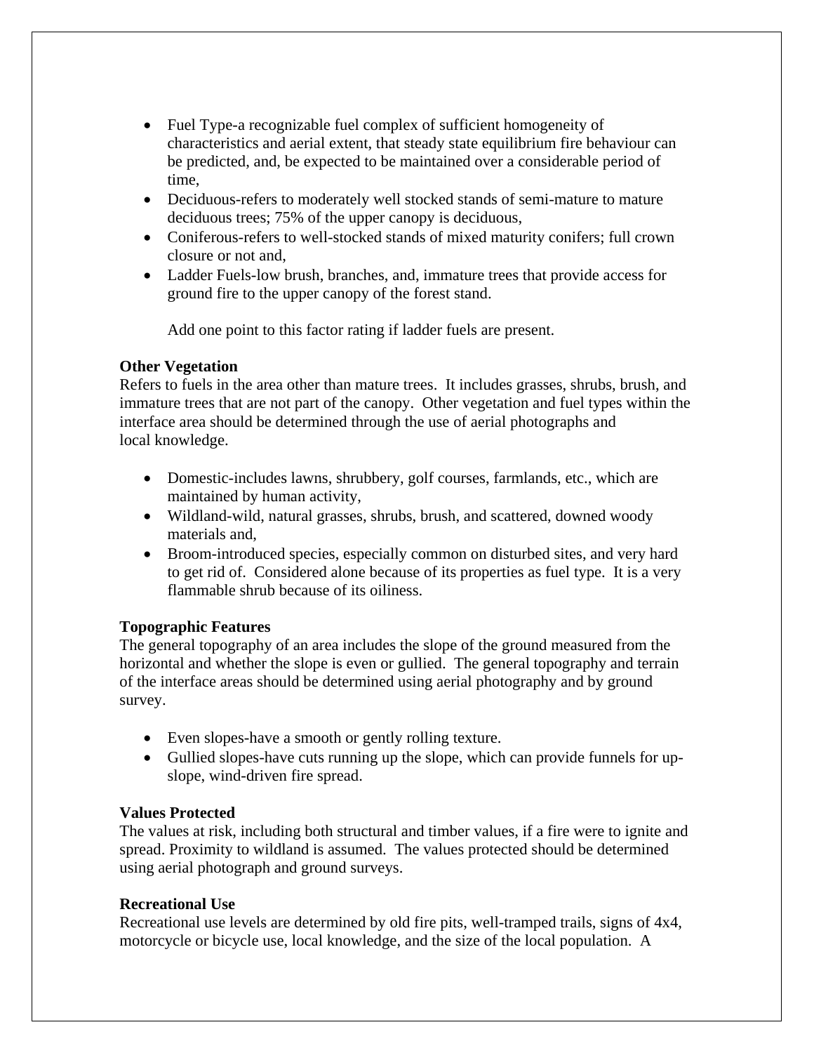- Fuel Type-a recognizable fuel complex of sufficient homogeneity of characteristics and aerial extent, that steady state equilibrium fire behaviour can be predicted, and, be expected to be maintained over a considerable period of time,
- Deciduous-refers to moderately well stocked stands of semi-mature to mature deciduous trees; 75% of the upper canopy is deciduous,
- Coniferous-refers to well-stocked stands of mixed maturity conifers; full crown closure or not and,
- Ladder Fuels-low brush, branches, and, immature trees that provide access for ground fire to the upper canopy of the forest stand.

  Add one point to this factor rating if ladder fuels are present.

**Other Vegetation**
Refers to fuels in the area other than mature trees. It includes grasses, shrubs, brush, and immature trees that are not part of the canopy. Other vegetation and fuel types within the interface area should be determined through the use of aerial photographs and local knowledge.

- Domestic-includes lawns, shrubbery, golf courses, farmlands, etc., which are maintained by human activity,
- Wildland-wild, natural grasses, shrubs, brush, and scattered, downed woody materials and,
- Broom-introduced species, especially common on disturbed sites, and very hard to get rid of. Considered alone because of its properties as fuel type. It is a very flammable shrub because of its oiliness.

**Topographic Features**
The general topography of an area includes the slope of the ground measured from the horizontal and whether the slope is even or gullied. The general topography and terrain of the interface areas should be determined using aerial photography and by ground survey.

- Even slopes-have a smooth or gently rolling texture.
- Gullied slopes-have cuts running up the slope, which can provide funnels for up-slope, wind-driven fire spread.

**Values Protected**
The values at risk, including both structural and timber values, if a fire were to ignite and spread. Proximity to wildland is assumed. The values protected should be determined using aerial photograph and ground surveys.

**Recreational Use**
Recreational use levels are determined by old fire pits, well-tramped trails, signs of 4x4, motorcycle or bicycle use, local knowledge, and the size of the local population. A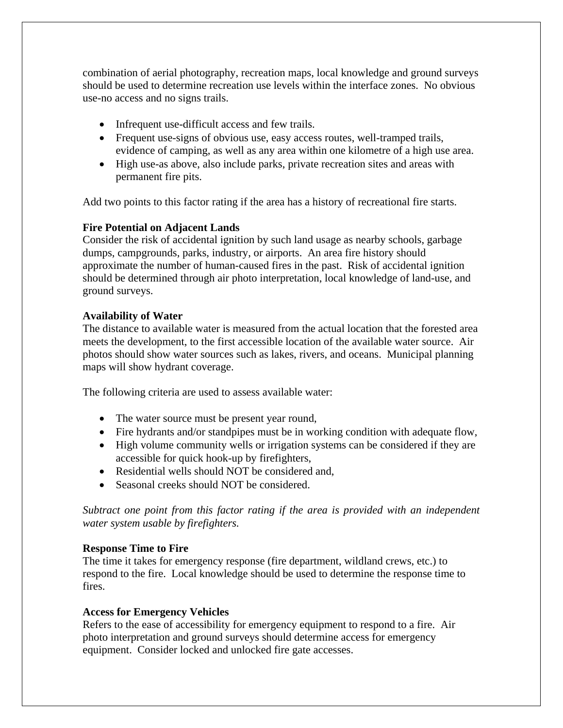combination of aerial photography, recreation maps, local knowledge and ground surveys should be used to determine recreation use levels within the interface zones. No obvious use-no access and no signs trails.

- Infrequent use-difficult access and few trails.
- Frequent use-signs of obvious use, easy access routes, well-tramped trails, evidence of camping, as well as any area within one kilometre of a high use area.
- High use-as above, also include parks, private recreation sites and areas with permanent fire pits.

Add two points to this factor rating if the area has a history of recreational fire starts.

**Fire Potential on Adjacent Lands**
Consider the risk of accidental ignition by such land usage as nearby schools, garbage dumps, campgrounds, parks, industry, or airports. An area fire history should approximate the number of human-caused fires in the past. Risk of accidental ignition should be determined through air photo interpretation, local knowledge of land-use, and ground surveys.

**Availability of Water**
The distance to available water is measured from the actual location that the forested area meets the development, to the first accessible location of the available water source. Air photos should show water sources such as lakes, rivers, and oceans. Municipal planning maps will show hydrant coverage.

The following criteria are used to assess available water:

- The water source must be present year round,
- Fire hydrants and/or standpipes must be in working condition with adequate flow,
- High volume community wells or irrigation systems can be considered if they are accessible for quick hook-up by firefighters,
- Residential wells should NOT be considered and,
- Seasonal creeks should NOT be considered.

*Subtract one point from this factor rating if the area is provided with an independent water system usable by firefighters.*

**Response Time to Fire**
The time it takes for emergency response (fire department, wildland crews, etc.) to respond to the fire. Local knowledge should be used to determine the response time to fires.

**Access for Emergency Vehicles**
Refers to the ease of accessibility for emergency equipment to respond to a fire. Air photo interpretation and ground surveys should determine access for emergency equipment. Consider locked and unlocked fire gate accesses.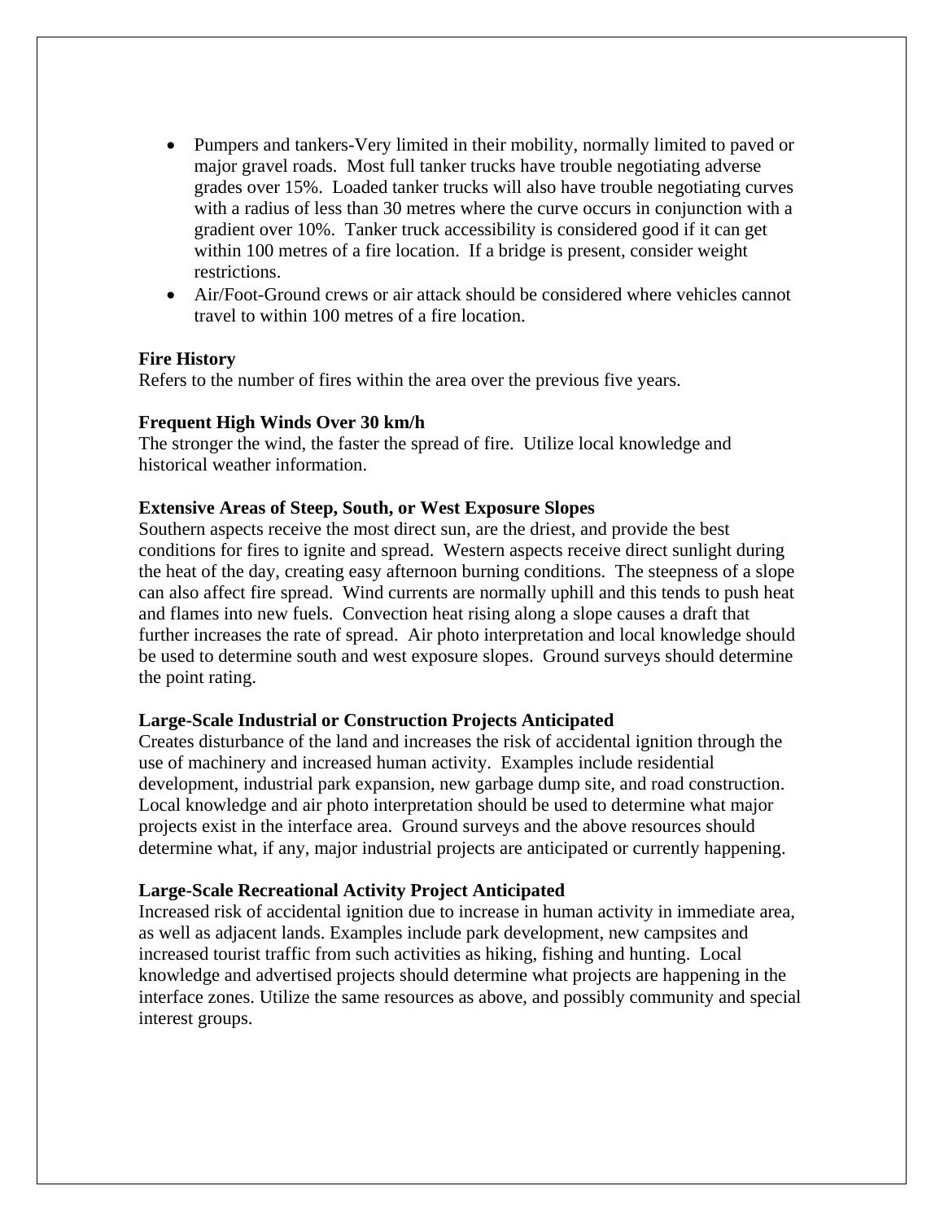- Pumpers and tankers-Very limited in their mobility, normally limited to paved or major gravel roads. Most full tanker trucks have trouble negotiating adverse grades over 15%. Loaded tanker trucks will also have trouble negotiating curves with a radius of less than 30 metres where the curve occurs in conjunction with a gradient over 10%. Tanker truck accessibility is considered good if it can get within 100 metres of a fire location. If a bridge is present, consider weight restrictions.
- Air/Foot-Ground crews or air attack should be considered where vehicles cannot travel to within 100 metres of a fire location.

**Fire History**
Refers to the number of fires within the area over the previous five years.

**Frequent High Winds Over 30 km/h**
The stronger the wind, the faster the spread of fire. Utilize local knowledge and historical weather information.

**Extensive Areas of Steep, South, or West Exposure Slopes**
Southern aspects receive the most direct sun, are the driest, and provide the best conditions for fires to ignite and spread. Western aspects receive direct sunlight during the heat of the day, creating easy afternoon burning conditions. The steepness of a slope can also affect fire spread. Wind currents are normally uphill and this tends to push heat and flames into new fuels. Convection heat rising along a slope causes a draft that further increases the rate of spread. Air photo interpretation and local knowledge should be used to determine south and west exposure slopes. Ground surveys should determine the point rating.

**Large-Scale Industrial or Construction Projects Anticipated**
Creates disturbance of the land and increases the risk of accidental ignition through the use of machinery and increased human activity. Examples include residential development, industrial park expansion, new garbage dump site, and road construction. Local knowledge and air photo interpretation should be used to determine what major projects exist in the interface area. Ground surveys and the above resources should determine what, if any, major industrial projects are anticipated or currently happening.

**Large-Scale Recreational Activity Project Anticipated**
Increased risk of accidental ignition due to increase in human activity in immediate area, as well as adjacent lands. Examples include park development, new campsites and increased tourist traffic from such activities as hiking, fishing and hunting. Local knowledge and advertised projects should determine what projects are happening in the interface zones. Utilize the same resources as above, and possibly community and special interest groups.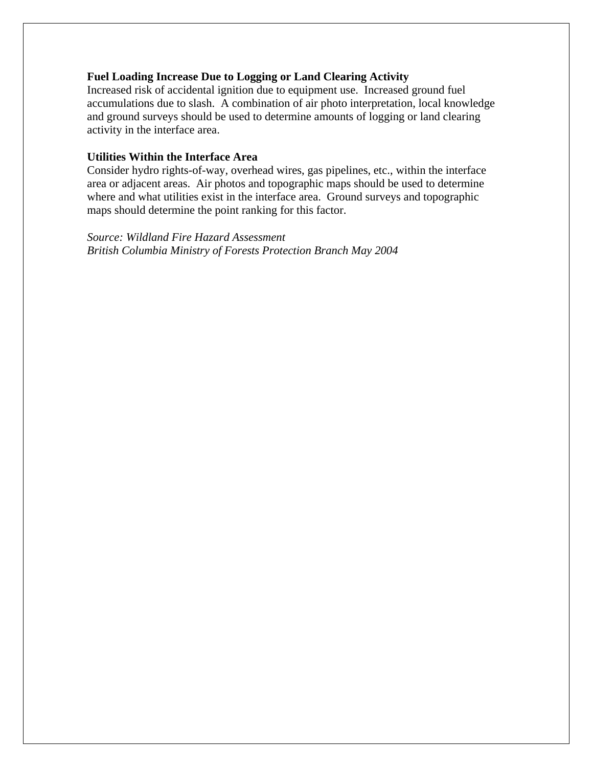**Fuel Loading Increase Due to Logging or Land Clearing Activity**
Increased risk of accidental ignition due to equipment use.  Increased ground fuel accumulations due to slash.  A combination of air photo interpretation, local knowledge and ground surveys should be used to determine amounts of logging or land clearing activity in the interface area.

**Utilities Within the Interface Area**
Consider hydro rights-of-way, overhead wires, gas pipelines, etc., within the interface area or adjacent areas.  Air photos and topographic maps should be used to determine where and what utilities exist in the interface area.  Ground surveys and topographic maps should determine the point ranking for this factor.

*Source: Wildland Fire Hazard Assessment*
*British Columbia Ministry of Forests Protection Branch May 2004*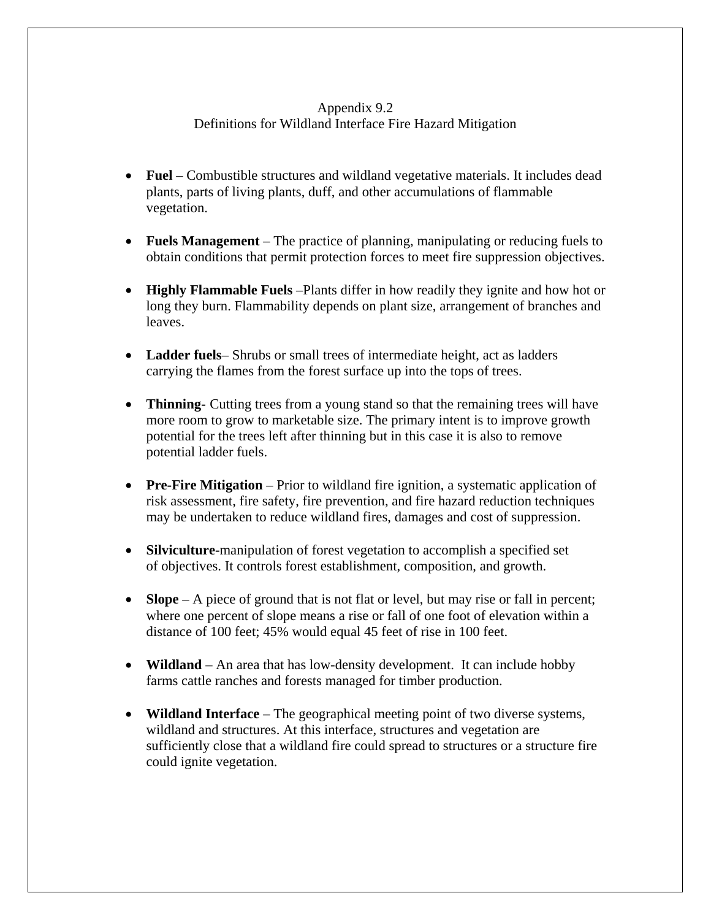# Appendix 9.2
## Definitions for Wildland Interface Fire Hazard Mitigation

- **Fuel** – Combustible structures and wildland vegetative materials. It includes dead plants, parts of living plants, duff, and other accumulations of flammable vegetation.

- **Fuels Management** – The practice of planning, manipulating or reducing fuels to obtain conditions that permit protection forces to meet fire suppression objectives.

- **Highly Flammable Fuels** –Plants differ in how readily they ignite and how hot or long they burn. Flammability depends on plant size, arrangement of branches and leaves.

- **Ladder fuels**– Shrubs or small trees of intermediate height, act as ladders carrying the flames from the forest surface up into the tops of trees.

- **Thinning**- Cutting trees from a young stand so that the remaining trees will have more room to grow to marketable size. The primary intent is to improve growth potential for the trees left after thinning but in this case it is also to remove potential ladder fuels.

- **Pre-Fire Mitigation** – Prior to wildland fire ignition, a systematic application of risk assessment, fire safety, fire prevention, and fire hazard reduction techniques may be undertaken to reduce wildland fires, damages and cost of suppression.

- **Silviculture**-manipulation of forest vegetation to accomplish a specified set of objectives. It controls forest establishment, composition, and growth.

- **Slope** – A piece of ground that is not flat or level, but may rise or fall in percent; where one percent of slope means a rise or fall of one foot of elevation within a distance of 100 feet; 45% would equal 45 feet of rise in 100 feet.

- **Wildland** – An area that has low-density development. It can include hobby farms cattle ranches and forests managed for timber production.

- **Wildland Interface** – The geographical meeting point of two diverse systems, wildland and structures. At this interface, structures and vegetation are sufficiently close that a wildland fire could spread to structures or a structure fire could ignite vegetation.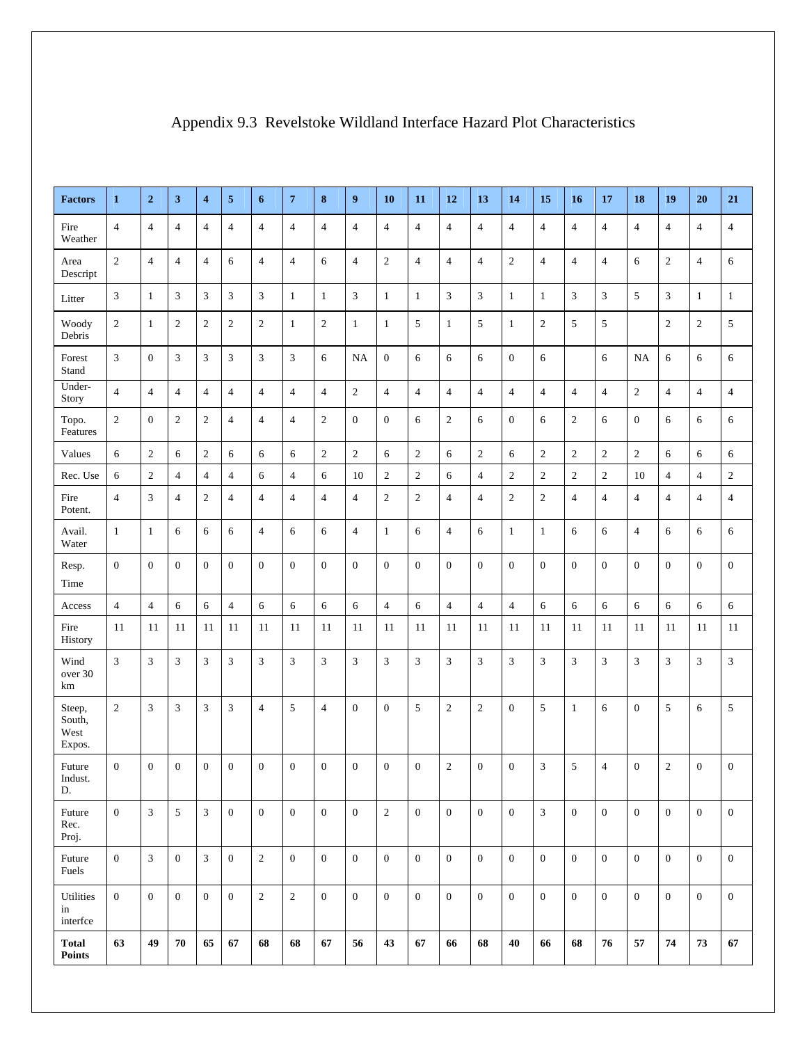# Appendix 9.3 Revelstoke Wildland Interface Hazard Plot Characteristics

| Factors | 1 | 2 | 3 | 4 | 5 | 6 | 7 | 8 | 9 | 10 | 11 | 12 | 13 | 14 | 15 | 16 | 17 | 18 | 19 | 20 | 21 |
|---|---|---|---|---|---|---|---|---|---|---|---|---|---|---|---|---|---|---|---|---|---|
| Fire Weather | 4 | 4 | 4 | 4 | 4 | 4 | 4 | 4 | 4 | 4 | 4 | 4 | 4 | 4 | 4 | 4 | 4 | 4 | 4 | 4 | 4 |
| Area Descript | 2 | 4 | 4 | 4 | 6 | 4 | 4 | 6 | 4 | 2 | 4 | 4 | 4 | 2 | 4 | 4 | 4 | 6 | 2 | 4 | 6 |
| Litter | 3 | 1 | 3 | 3 | 3 | 3 | 1 | 1 | 3 | 1 | 1 | 3 | 3 | 1 | 1 | 3 | 3 | 5 | 3 | 1 | 1 |
| Woody Debris | 2 | 1 | 2 | 2 | 2 | 2 | 1 | 2 | 1 | 1 | 5 | 1 | 5 | 1 | 2 | 5 | 5 | | 2 | 2 | 5 |
| Forest Stand | 3 | 0 | 3 | 3 | 3 | 3 | 3 | 6 | NA | 0 | 6 | 6 | 6 | 0 | 6 | | 6 | NA | 6 | 6 | 6 |
| Under-Story | 4 | 4 | 4 | 4 | 4 | 4 | 4 | 4 | 2 | 4 | 4 | 4 | 4 | 4 | 4 | 4 | 4 | 2 | 4 | 4 | 4 |
| Topo. Features | 2 | 0 | 2 | 2 | 4 | 4 | 4 | 2 | 0 | 0 | 6 | 2 | 6 | 0 | 6 | 2 | 6 | 0 | 6 | 6 | 6 |
| Values | 6 | 2 | 6 | 2 | 6 | 6 | 6 | 2 | 2 | 6 | 2 | 6 | 2 | 6 | 2 | 2 | 2 | 2 | 6 | 6 | 6 |
| Rec. Use | 6 | 2 | 4 | 4 | 4 | 6 | 4 | 6 | 10 | 2 | 2 | 6 | 4 | 2 | 2 | 2 | 2 | 10 | 4 | 4 | 2 |
| Fire Potent. | 4 | 3 | 4 | 2 | 4 | 4 | 4 | 4 | 4 | 2 | 2 | 4 | 4 | 2 | 2 | 4 | 4 | 4 | 4 | 4 | 4 |
| Avail. Water | 1 | 1 | 6 | 6 | 6 | 4 | 6 | 6 | 4 | 1 | 6 | 4 | 6 | 1 | 1 | 6 | 6 | 4 | 6 | 6 | 6 |
| Resp. Time | 0 | 0 | 0 | 0 | 0 | 0 | 0 | 0 | 0 | 0 | 0 | 0 | 0 | 0 | 0 | 0 | 0 | 0 | 0 | 0 | 0 |
| Access | 4 | 4 | 6 | 6 | 4 | 6 | 6 | 6 | 6 | 4 | 6 | 4 | 4 | 4 | 6 | 6 | 6 | 6 | 6 | 6 | 6 |
| Fire History | 11 | 11 | 11 | 11 | 11 | 11 | 11 | 11 | 11 | 11 | 11 | 11 | 11 | 11 | 11 | 11 | 11 | 11 | 11 | 11 | 11 |
| Wind over 30 km | 3 | 3 | 3 | 3 | 3 | 3 | 3 | 3 | 3 | 3 | 3 | 3 | 3 | 3 | 3 | 3 | 3 | 3 | 3 | 3 | 3 |
| Steep, South, West Expos. | 2 | 3 | 3 | 3 | 3 | 4 | 5 | 4 | 0 | 0 | 5 | 2 | 2 | 0 | 5 | 1 | 6 | 0 | 5 | 6 | 5 |
| Future Indust. D. | 0 | 0 | 0 | 0 | 0 | 0 | 0 | 0 | 0 | 0 | 0 | 2 | 0 | 0 | 3 | 5 | 4 | 0 | 2 | 0 | 0 |
| Future Rec. Proj. | 0 | 3 | 5 | 3 | 0 | 0 | 0 | 0 | 0 | 2 | 0 | 0 | 0 | 0 | 3 | 0 | 0 | 0 | 0 | 0 | 0 |
| Future Fuels | 0 | 3 | 0 | 3 | 0 | 2 | 0 | 0 | 0 | 0 | 0 | 0 | 0 | 0 | 0 | 0 | 0 | 0 | 0 | 0 | 0 |
| Utilities in interfce | 0 | 0 | 0 | 0 | 0 | 2 | 2 | 0 | 0 | 0 | 0 | 0 | 0 | 0 | 0 | 0 | 0 | 0 | 0 | 0 | 0 |
| **Total Points** | **63** | **49** | **70** | **65** | **67** | **68** | **68** | **67** | **56** | **43** | **67** | **66** | **68** | **40** | **66** | **68** | **76** | **57** | **74** | **73** | **67** |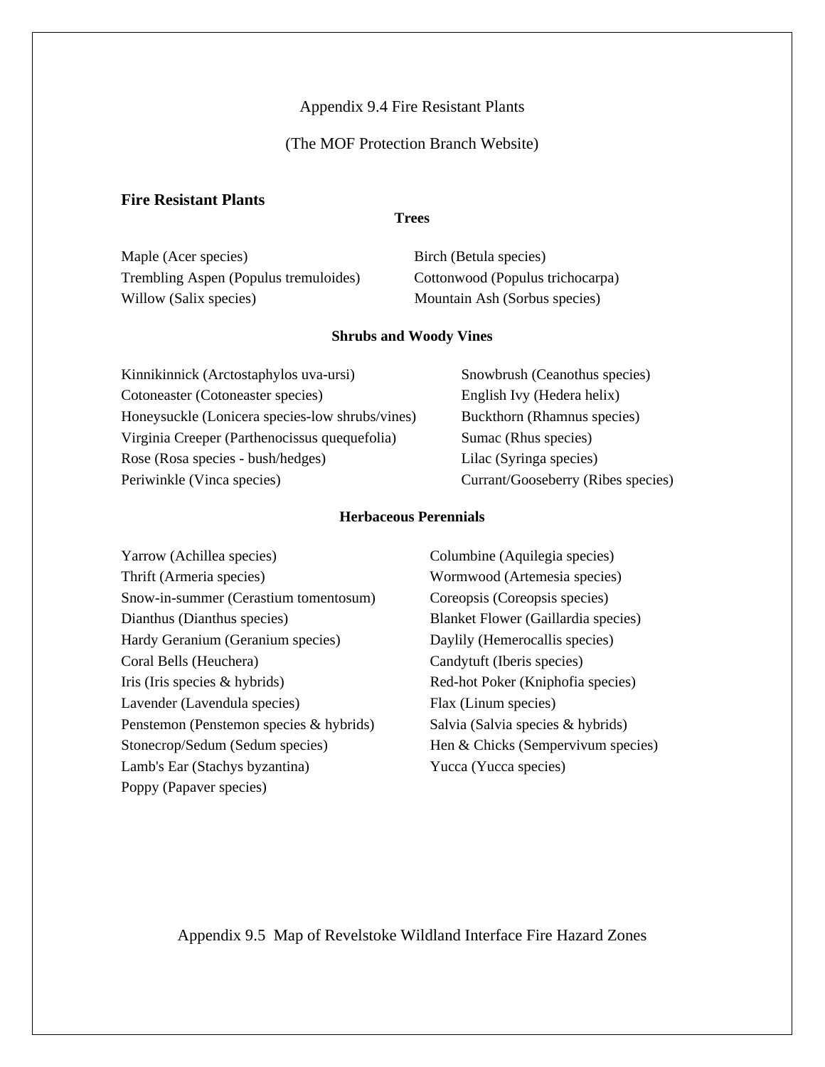Appendix 9.4 Fire Resistant Plants

(The MOF Protection Branch Website)

## Fire Resistant Plants

### Trees

Maple (Acer species)
Trembling Aspen (Populus tremuloides)
Willow (Salix species)
Birch (Betula species)
Cottonwood (Populus trichocarpa)
Mountain Ash (Sorbus species)

### Shrubs and Woody Vines

Kinnikinnick (Arctostaphylos uva-ursi)
Cotoneaster (Cotoneaster species)
Honeysuckle (Lonicera species-low shrubs/vines)
Virginia Creeper (Parthenocissus quequefolia)
Rose (Rosa species - bush/hedges)
Periwinkle (Vinca species)
Snowbrush (Ceanothus species)
English Ivy (Hedera helix)
Buckthorn (Rhamnus species)
Sumac (Rhus species)
Lilac (Syringa species)
Currant/Gooseberry (Ribes species)

### Herbaceous Perennials

Yarrow (Achillea species)
Thrift (Armeria species)
Snow-in-summer (Cerastium tomentosum)
Dianthus (Dianthus species)
Hardy Geranium (Geranium species)
Coral Bells (Heuchera)
Iris (Iris species & hybrids)
Lavender (Lavendula species)
Penstemon (Penstemon species & hybrids)
Stonecrop/Sedum (Sedum species)
Lamb's Ear (Stachys byzantina)
Poppy (Papaver species)
Columbine (Aquilegia species)
Wormwood (Artemesia species)
Coreopsis (Coreopsis species)
Blanket Flower (Gaillardia species)
Daylily (Hemerocallis species)
Candytuft (Iberis species)
Red-hot Poker (Kniphofia species)
Flax (Linum species)
Salvia (Salvia species & hybrids)
Hen & Chicks (Sempervivum species)
Yucca (Yucca species)

Appendix 9.5 Map of Revelstoke Wildland Interface Fire Hazard Zones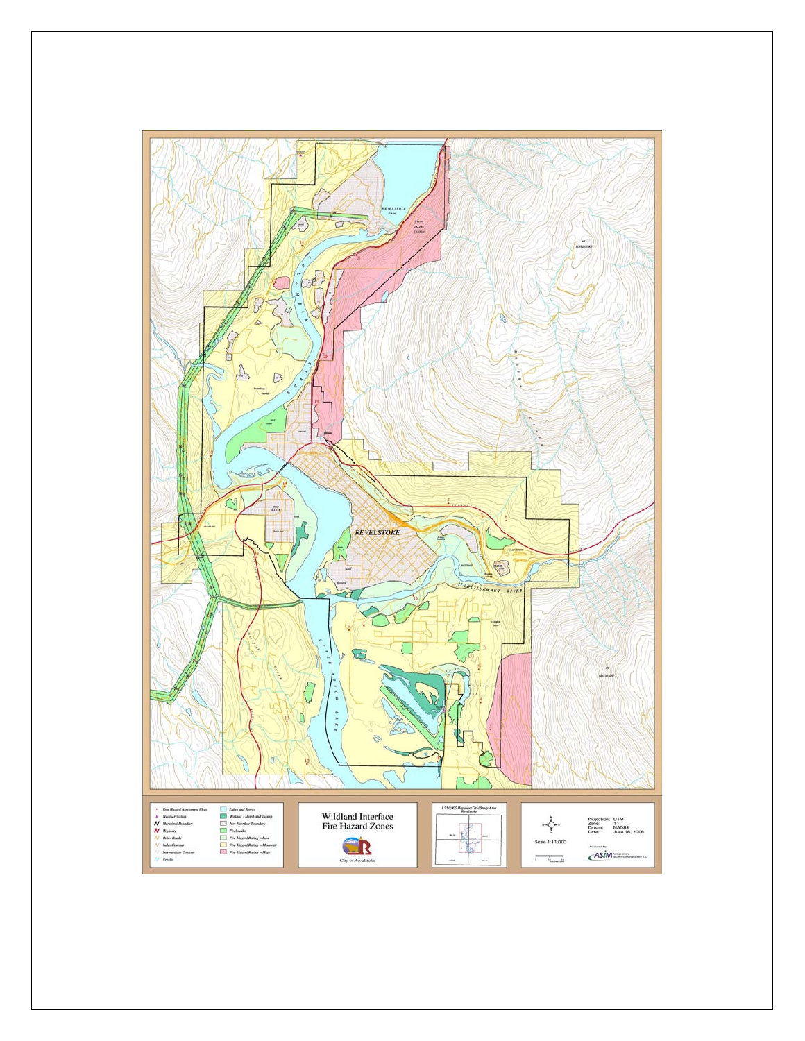# Wildland Interface Fire Hazard Zones

City of Revelstoke

- Fire Hazard Assessment Plots
- Weather Station
- Municipal Boundary
- Highways
- Other Roads
- Index Contour
- Intermediate Contour
- Creeks
- Lakes and Rivers
- Wetland - Marsh and Swamp
- Non-Interface Boundary
- Firebreaks
- Fire Hazard Rating = Low
- Fire Hazard Rating = Moderate
- Fire Hazard Rating = High

1:250,000 Mapsheet Grid Study Area Revelstoke

Scale 1:11,000

Projection: UTM
Zone: 11
Datum: NAD83
Date: June 16, 2006

Produced By: ASIM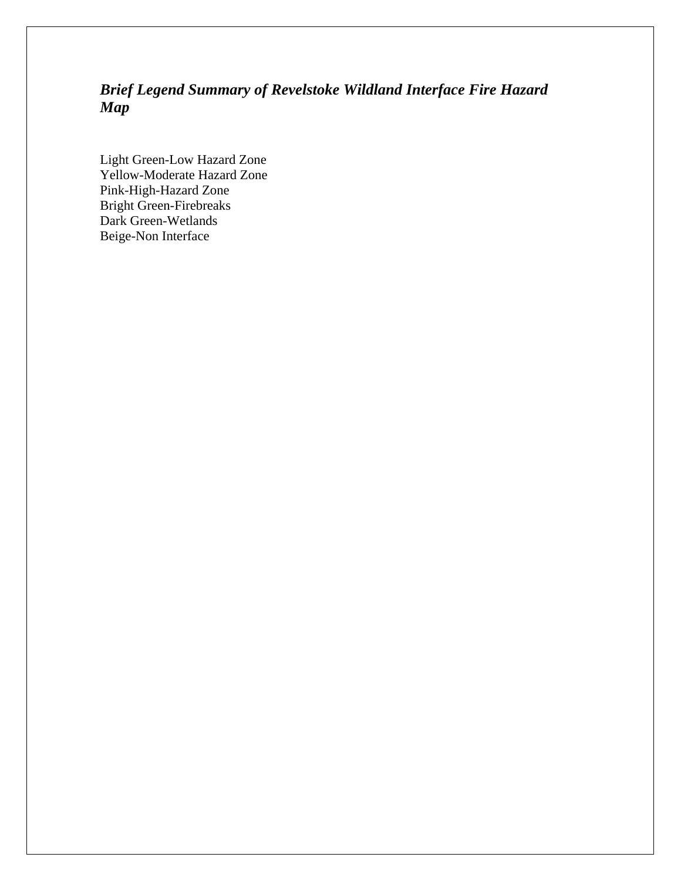### ***Brief Legend Summary of Revelstoke Wildland Interface Fire Hazard Map***

Light Green-Low Hazard Zone
Yellow-Moderate Hazard Zone
Pink-High-Hazard Zone
Bright Green-Firebreaks
Dark Green-Wetlands
Beige-Non Interface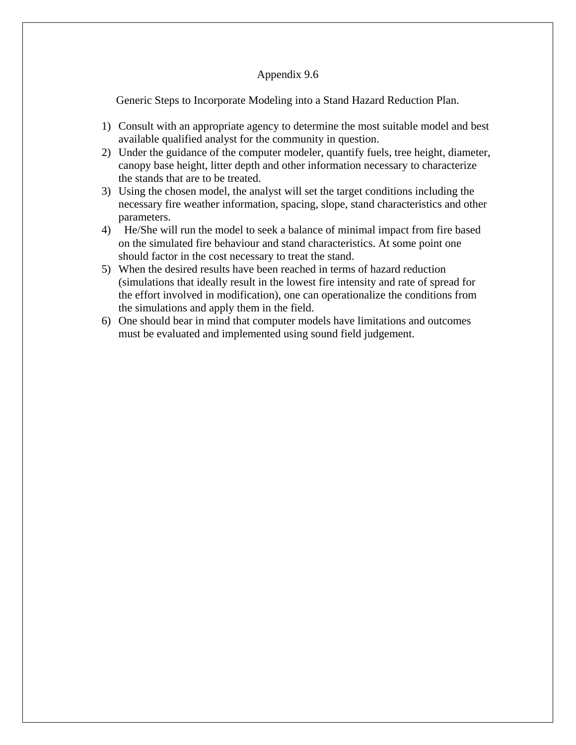# Appendix 9.6

## Generic Steps to Incorporate Modeling into a Stand Hazard Reduction Plan.

1) Consult with an appropriate agency to determine the most suitable model and best available qualified analyst for the community in question.
2) Under the guidance of the computer modeler, quantify fuels, tree height, diameter, canopy base height, litter depth and other information necessary to characterize the stands that are to be treated.
3) Using the chosen model, the analyst will set the target conditions including the necessary fire weather information, spacing, slope, stand characteristics and other parameters.
4) He/She will run the model to seek a balance of minimal impact from fire based on the simulated fire behaviour and stand characteristics. At some point one should factor in the cost necessary to treat the stand.
5) When the desired results have been reached in terms of hazard reduction (simulations that ideally result in the lowest fire intensity and rate of spread for the effort involved in modification), one can operationalize the conditions from the simulations and apply them in the field.
6) One should bear in mind that computer models have limitations and outcomes must be evaluated and implemented using sound field judgement.